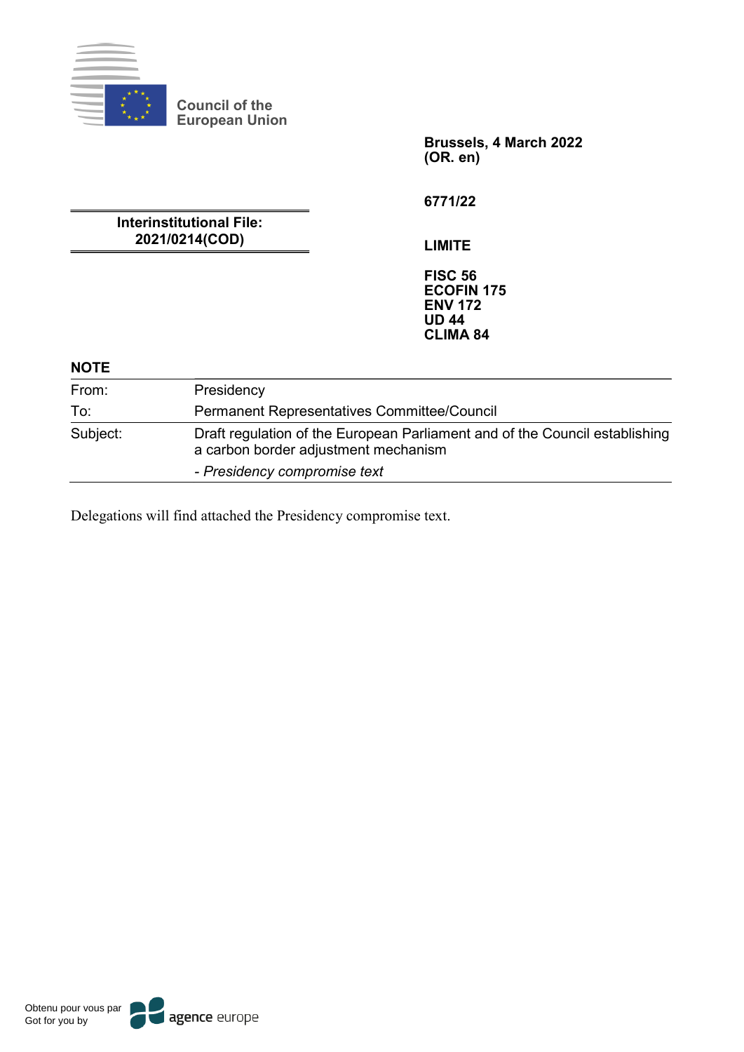Council of the
European Union

**Brussels, 4 March 2022**
**(OR. en)**

**6771/22**

**Interinstitutional File:**
**2021/0214(COD)**

**LIMITE**

**FISC 56**
**ECOFIN 175**
**ENV 172**
**UD 44**
**CLIMA 84**

**NOTE**

| | |
|---|---|
| From: | Presidency |
| To: | Permanent Representatives Committee/Council |
| Subject: | Draft regulation of the European Parliament and of the Council establishing a carbon border adjustment mechanism |
| | - *Presidency compromise text* |

Delegations will find attached the Presidency compromise text.

Obtenu pour vous par
Got for you by
agence europe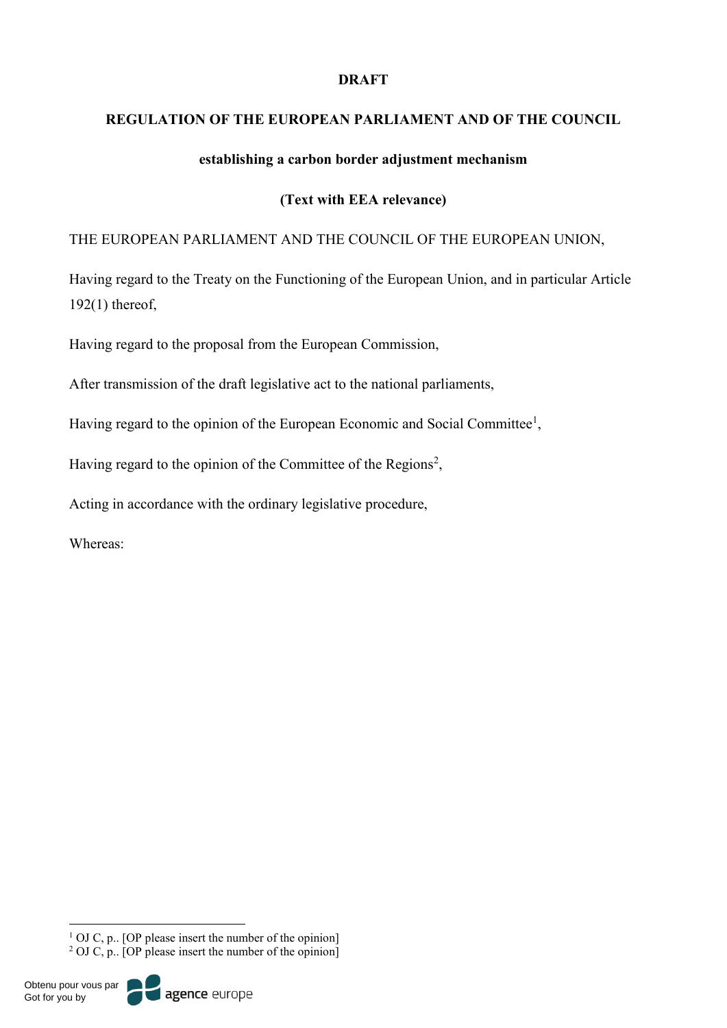**DRAFT**

**REGULATION OF THE EUROPEAN PARLIAMENT AND OF THE COUNCIL**

**establishing a carbon border adjustment mechanism**

**(Text with EEA relevance)**

THE EUROPEAN PARLIAMENT AND THE COUNCIL OF THE EUROPEAN UNION,

Having regard to the Treaty on the Functioning of the European Union, and in particular Article 192(1) thereof,

Having regard to the proposal from the European Commission,

After transmission of the draft legislative act to the national parliaments,

Having regard to the opinion of the European Economic and Social Committee[1],

Having regard to the opinion of the Committee of the Regions[2],

Acting in accordance with the ordinary legislative procedure,

Whereas:

[1] OJ C, p.. [OP please insert the number of the opinion]

[2] OJ C, p.. [OP please insert the number of the opinion]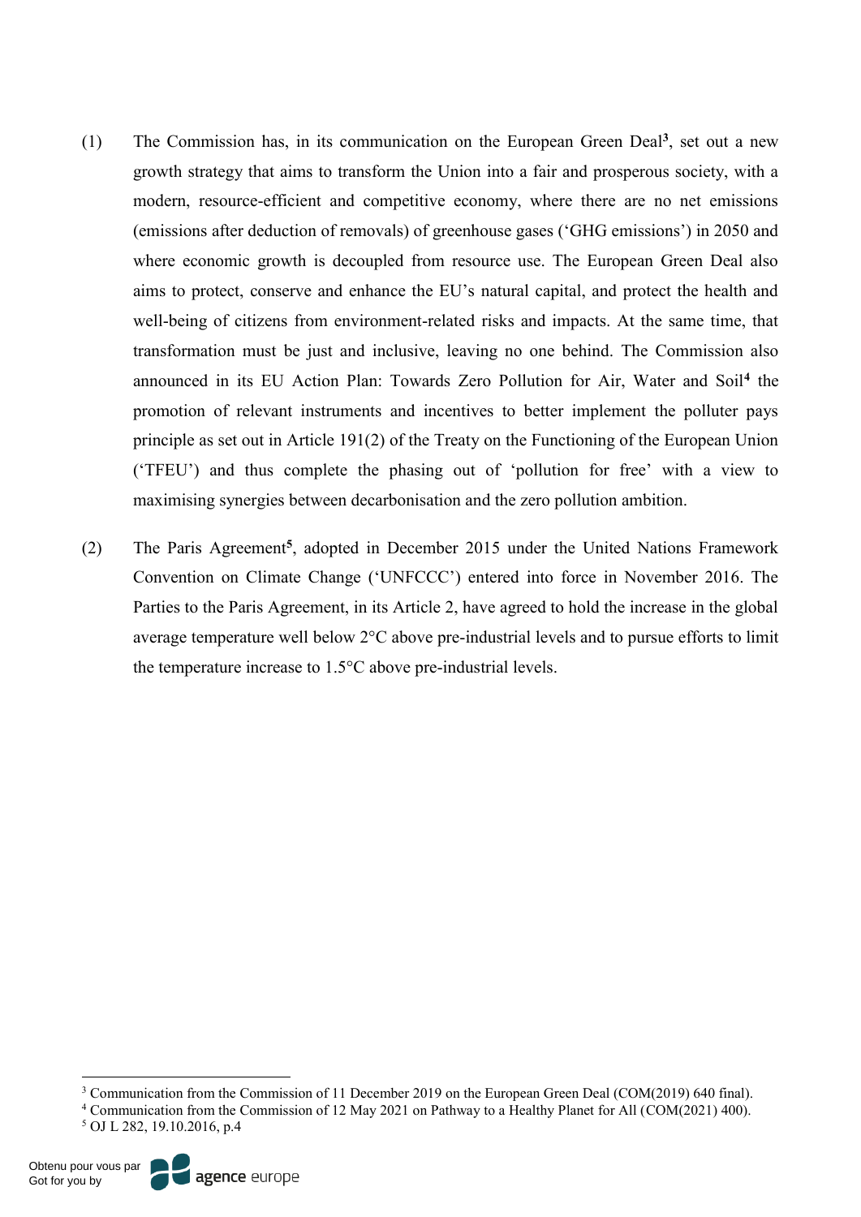(1) The Commission has, in its communication on the European Green Deal[3], set out a new growth strategy that aims to transform the Union into a fair and prosperous society, with a modern, resource-efficient and competitive economy, where there are no net emissions (emissions after deduction of removals) of greenhouse gases ('GHG emissions') in 2050 and where economic growth is decoupled from resource use. The European Green Deal also aims to protect, conserve and enhance the EU's natural capital, and protect the health and well-being of citizens from environment-related risks and impacts. At the same time, that transformation must be just and inclusive, leaving no one behind. The Commission also announced in its EU Action Plan: Towards Zero Pollution for Air, Water and Soil[4] the promotion of relevant instruments and incentives to better implement the polluter pays principle as set out in Article 191(2) of the Treaty on the Functioning of the European Union ('TFEU') and thus complete the phasing out of 'pollution for free' with a view to maximising synergies between decarbonisation and the zero pollution ambition.

(2) The Paris Agreement[5], adopted in December 2015 under the United Nations Framework Convention on Climate Change ('UNFCCC') entered into force in November 2016. The Parties to the Paris Agreement, in its Article 2, have agreed to hold the increase in the global average temperature well below 2°C above pre-industrial levels and to pursue efforts to limit the temperature increase to 1.5°C above pre-industrial levels.

---

[3] Communication from the Commission of 11 December 2019 on the European Green Deal (COM(2019) 640 final).

[4] Communication from the Commission of 12 May 2021 on Pathway to a Healthy Planet for All (COM(2021) 400).

[5] OJ L 282, 19.10.2016, p.4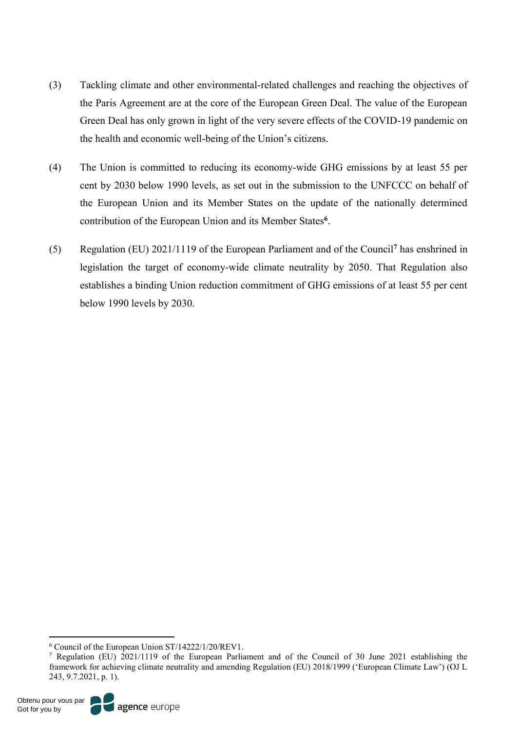(3) Tackling climate and other environmental-related challenges and reaching the objectives of the Paris Agreement are at the core of the European Green Deal. The value of the European Green Deal has only grown in light of the very severe effects of the COVID-19 pandemic on the health and economic well-being of the Union's citizens.

(4) The Union is committed to reducing its economy-wide GHG emissions by at least 55 per cent by 2030 below 1990 levels, as set out in the submission to the UNFCCC on behalf of the European Union and its Member States on the update of the nationally determined contribution of the European Union and its Member States[6].

(5) Regulation (EU) 2021/1119 of the European Parliament and of the Council[7] has enshrined in legislation the target of economy-wide climate neutrality by 2050. That Regulation also establishes a binding Union reduction commitment of GHG emissions of at least 55 per cent below 1990 levels by 2030.

---

[6] Council of the European Union ST/14222/1/20/REV1.

[7] Regulation (EU) 2021/1119 of the European Parliament and of the Council of 30 June 2021 establishing the framework for achieving climate neutrality and amending Regulation (EU) 2018/1999 ('European Climate Law') (OJ L 243, 9.7.2021, p. 1).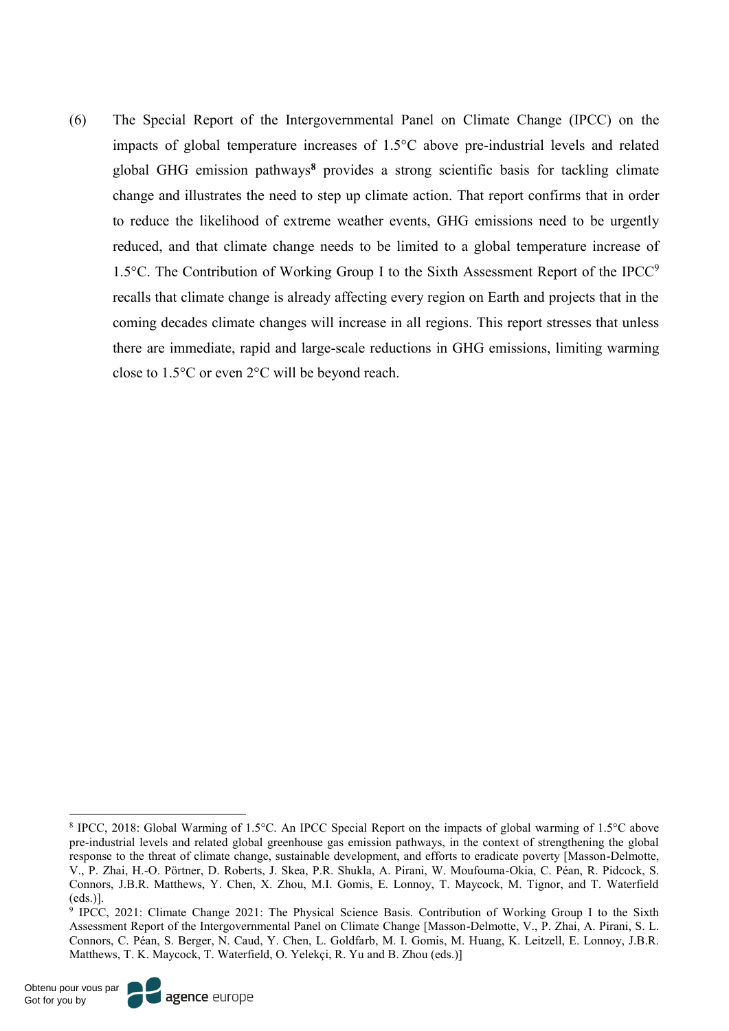(6) The Special Report of the Intergovernmental Panel on Climate Change (IPCC) on the impacts of global temperature increases of 1.5°C above pre-industrial levels and related global GHG emission pathways[8] provides a strong scientific basis for tackling climate change and illustrates the need to step up climate action. That report confirms that in order to reduce the likelihood of extreme weather events, GHG emissions need to be urgently reduced, and that climate change needs to be limited to a global temperature increase of 1.5°C. The Contribution of Working Group I to the Sixth Assessment Report of the IPCC[9] recalls that climate change is already affecting every region on Earth and projects that in the coming decades climate changes will increase in all regions. This report stresses that unless there are immediate, rapid and large-scale reductions in GHG emissions, limiting warming close to 1.5°C or even 2°C will be beyond reach.

---

[8] IPCC, 2018: Global Warming of 1.5°C. An IPCC Special Report on the impacts of global warming of 1.5°C above pre-industrial levels and related global greenhouse gas emission pathways, in the context of strengthening the global response to the threat of climate change, sustainable development, and efforts to eradicate poverty [Masson-Delmotte, V., P. Zhai, H.-O. Pörtner, D. Roberts, J. Skea, P.R. Shukla, A. Pirani, W. Moufouma-Okia, C. Péan, R. Pidcock, S. Connors, J.B.R. Matthews, Y. Chen, X. Zhou, M.I. Gomis, E. Lonnoy, T. Maycock, M. Tignor, and T. Waterfield (eds.)].

[9] IPCC, 2021: Climate Change 2021: The Physical Science Basis. Contribution of Working Group I to the Sixth Assessment Report of the Intergovernmental Panel on Climate Change [Masson-Delmotte, V., P. Zhai, A. Pirani, S. L. Connors, C. Péan, S. Berger, N. Caud, Y. Chen, L. Goldfarb, M. I. Gomis, M. Huang, K. Leitzell, E. Lonnoy, J.B.R. Matthews, T. K. Maycock, T. Waterfield, O. Yelekçi, R. Yu and B. Zhou (eds.)]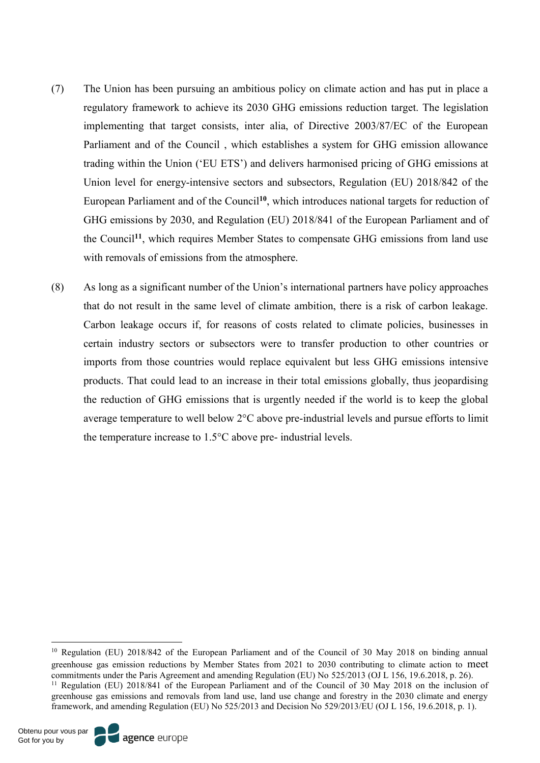(7) The Union has been pursuing an ambitious policy on climate action and has put in place a regulatory framework to achieve its 2030 GHG emissions reduction target. The legislation implementing that target consists, inter alia, of Directive 2003/87/EC of the European Parliament and of the Council , which establishes a system for GHG emission allowance trading within the Union ('EU ETS') and delivers harmonised pricing of GHG emissions at Union level for energy-intensive sectors and subsectors, Regulation (EU) 2018/842 of the European Parliament and of the Council[10], which introduces national targets for reduction of GHG emissions by 2030, and Regulation (EU) 2018/841 of the European Parliament and of the Council[11], which requires Member States to compensate GHG emissions from land use with removals of emissions from the atmosphere.

(8) As long as a significant number of the Union's international partners have policy approaches that do not result in the same level of climate ambition, there is a risk of carbon leakage. Carbon leakage occurs if, for reasons of costs related to climate policies, businesses in certain industry sectors or subsectors were to transfer production to other countries or imports from those countries would replace equivalent but less GHG emissions intensive products. That could lead to an increase in their total emissions globally, thus jeopardising the reduction of GHG emissions that is urgently needed if the world is to keep the global average temperature to well below 2°C above pre-industrial levels and pursue efforts to limit the temperature increase to 1.5°C above pre- industrial levels.

---

[10] Regulation (EU) 2018/842 of the European Parliament and of the Council of 30 May 2018 on binding annual greenhouse gas emission reductions by Member States from 2021 to 2030 contributing to climate action to meet commitments under the Paris Agreement and amending Regulation (EU) No 525/2013 (OJ L 156, 19.6.2018, p. 26).

[11] Regulation (EU) 2018/841 of the European Parliament and of the Council of 30 May 2018 on the inclusion of greenhouse gas emissions and removals from land use, land use change and forestry in the 2030 climate and energy framework, and amending Regulation (EU) No 525/2013 and Decision No 529/2013/EU (OJ L 156, 19.6.2018, p. 1).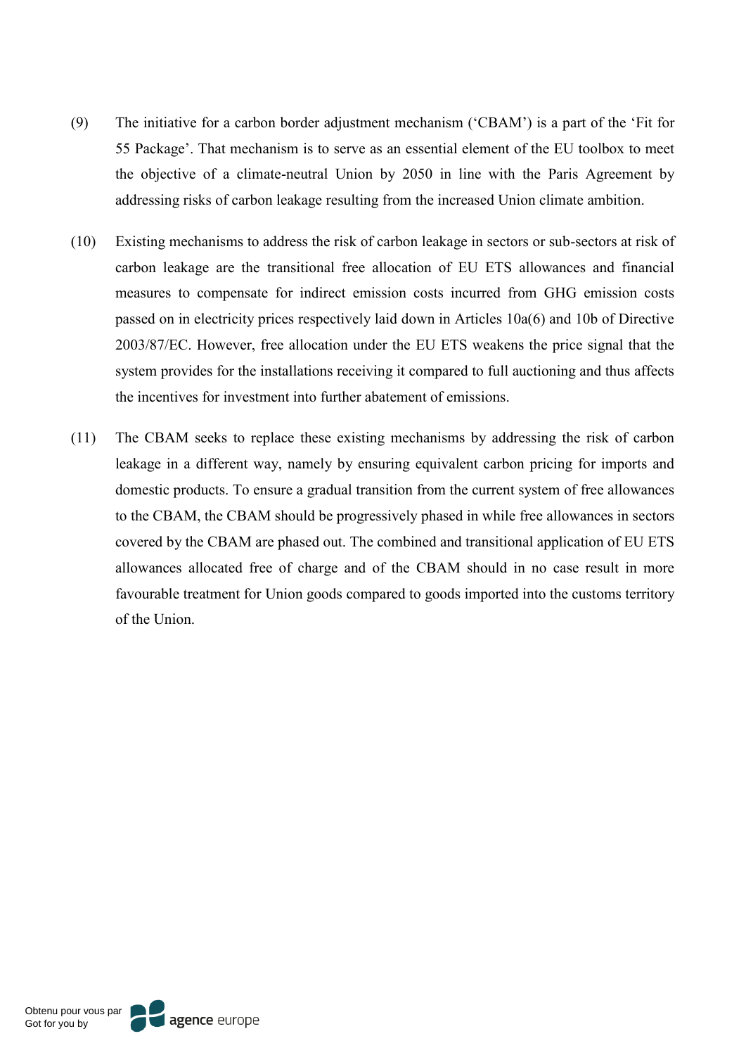(9) The initiative for a carbon border adjustment mechanism ('CBAM') is a part of the 'Fit for 55 Package'. That mechanism is to serve as an essential element of the EU toolbox to meet the objective of a climate-neutral Union by 2050 in line with the Paris Agreement by addressing risks of carbon leakage resulting from the increased Union climate ambition.

(10) Existing mechanisms to address the risk of carbon leakage in sectors or sub-sectors at risk of carbon leakage are the transitional free allocation of EU ETS allowances and financial measures to compensate for indirect emission costs incurred from GHG emission costs passed on in electricity prices respectively laid down in Articles 10a(6) and 10b of Directive 2003/87/EC. However, free allocation under the EU ETS weakens the price signal that the system provides for the installations receiving it compared to full auctioning and thus affects the incentives for investment into further abatement of emissions.

(11) The CBAM seeks to replace these existing mechanisms by addressing the risk of carbon leakage in a different way, namely by ensuring equivalent carbon pricing for imports and domestic products. To ensure a gradual transition from the current system of free allowances to the CBAM, the CBAM should be progressively phased in while free allowances in sectors covered by the CBAM are phased out. The combined and transitional application of EU ETS allowances allocated free of charge and of the CBAM should in no case result in more favourable treatment for Union goods compared to goods imported into the customs territory of the Union.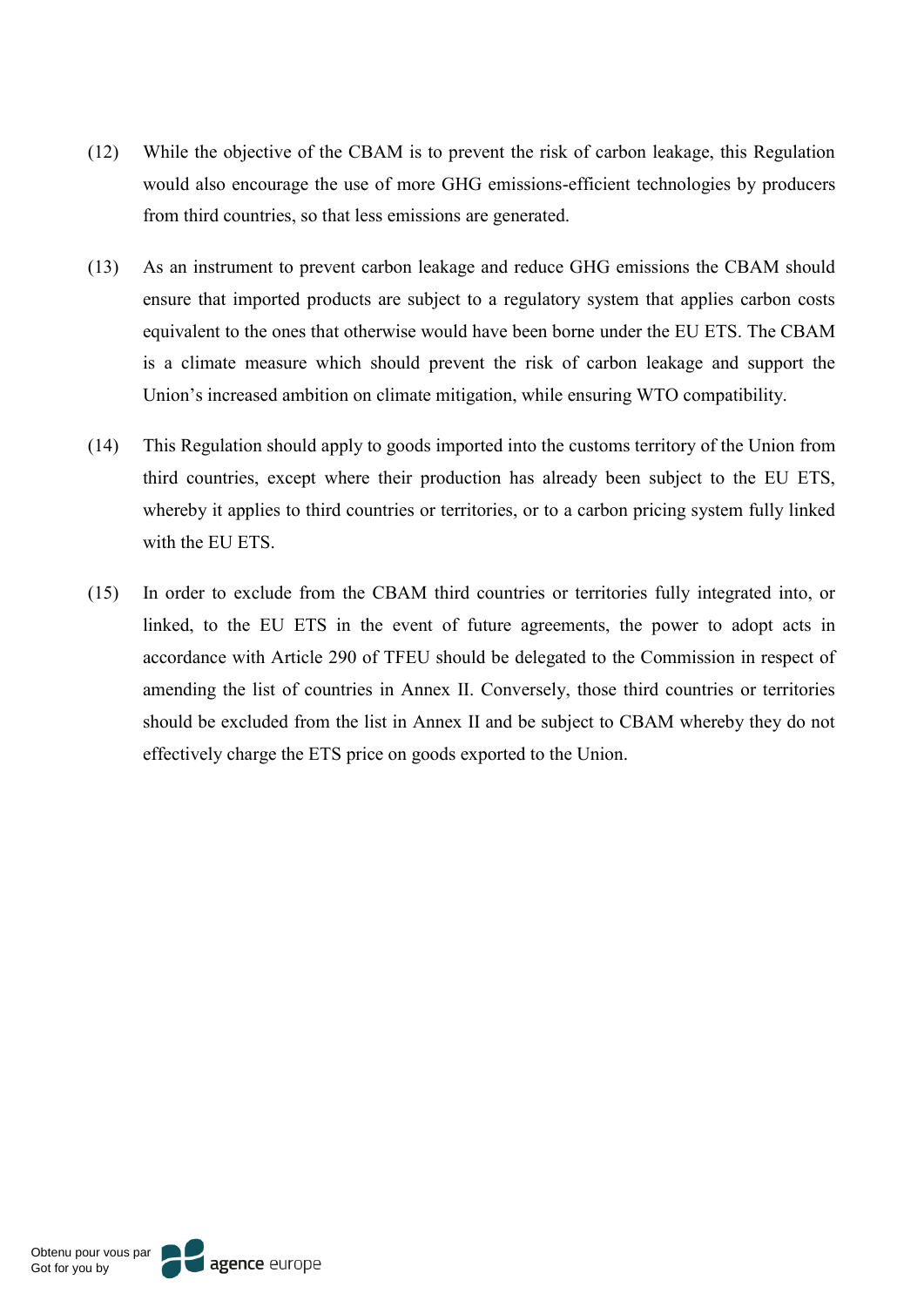(12) While the objective of the CBAM is to prevent the risk of carbon leakage, this Regulation would also encourage the use of more GHG emissions-efficient technologies by producers from third countries, so that less emissions are generated.

(13) As an instrument to prevent carbon leakage and reduce GHG emissions the CBAM should ensure that imported products are subject to a regulatory system that applies carbon costs equivalent to the ones that otherwise would have been borne under the EU ETS. The CBAM is a climate measure which should prevent the risk of carbon leakage and support the Union's increased ambition on climate mitigation, while ensuring WTO compatibility.

(14) This Regulation should apply to goods imported into the customs territory of the Union from third countries, except where their production has already been subject to the EU ETS, whereby it applies to third countries or territories, or to a carbon pricing system fully linked with the EU ETS.

(15) In order to exclude from the CBAM third countries or territories fully integrated into, or linked, to the EU ETS in the event of future agreements, the power to adopt acts in accordance with Article 290 of TFEU should be delegated to the Commission in respect of amending the list of countries in Annex II. Conversely, those third countries or territories should be excluded from the list in Annex II and be subject to CBAM whereby they do not effectively charge the ETS price on goods exported to the Union.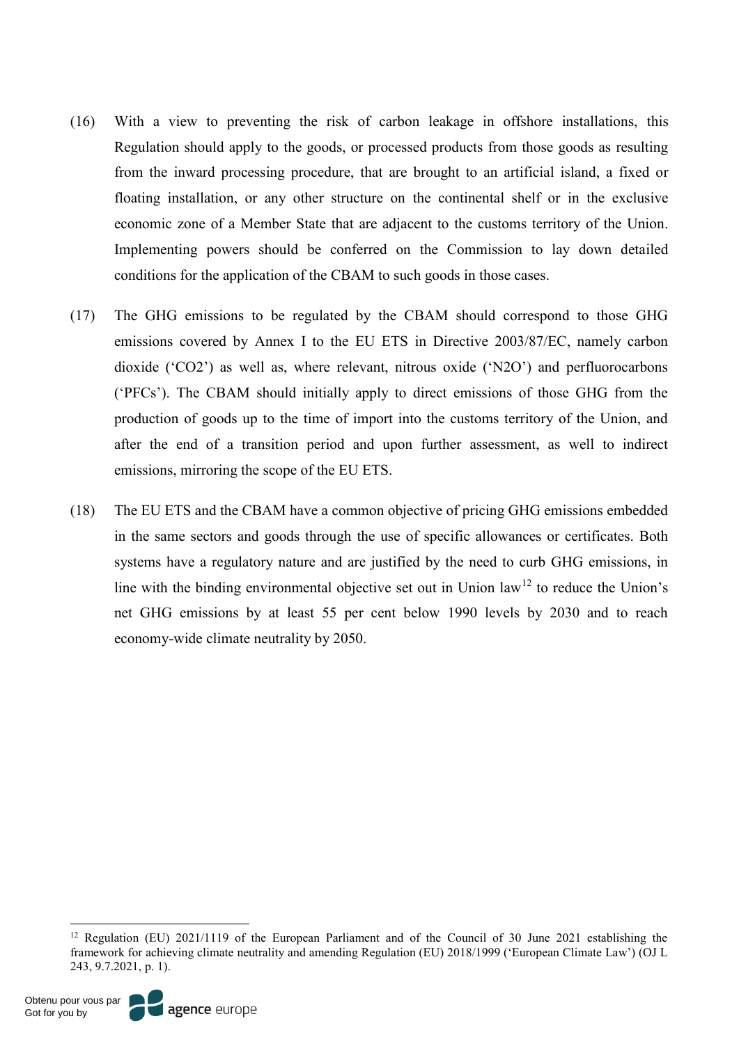(16) With a view to preventing the risk of carbon leakage in offshore installations, this Regulation should apply to the goods, or processed products from those goods as resulting from the inward processing procedure, that are brought to an artificial island, a fixed or floating installation, or any other structure on the continental shelf or in the exclusive economic zone of a Member State that are adjacent to the customs territory of the Union. Implementing powers should be conferred on the Commission to lay down detailed conditions for the application of the CBAM to such goods in those cases.

(17) The GHG emissions to be regulated by the CBAM should correspond to those GHG emissions covered by Annex I to the EU ETS in Directive 2003/87/EC, namely carbon dioxide ('$CO_2$') as well as, where relevant, nitrous oxide ('$N_2O$') and perfluorocarbons ('PFCs'). The CBAM should initially apply to direct emissions of those GHG from the production of goods up to the time of import into the customs territory of the Union, and after the end of a transition period and upon further assessment, as well to indirect emissions, mirroring the scope of the EU ETS.

(18) The EU ETS and the CBAM have a common objective of pricing GHG emissions embedded in the same sectors and goods through the use of specific allowances or certificates. Both systems have a regulatory nature and are justified by the need to curb GHG emissions, in line with the binding environmental objective set out in Union law[12] to reduce the Union's net GHG emissions by at least 55 per cent below 1990 levels by 2030 and to reach economy-wide climate neutrality by 2050.

---

[12] Regulation (EU) 2021/1119 of the European Parliament and of the Council of 30 June 2021 establishing the framework for achieving climate neutrality and amending Regulation (EU) 2018/1999 ('European Climate Law') (OJ L 243, 9.7.2021, p. 1).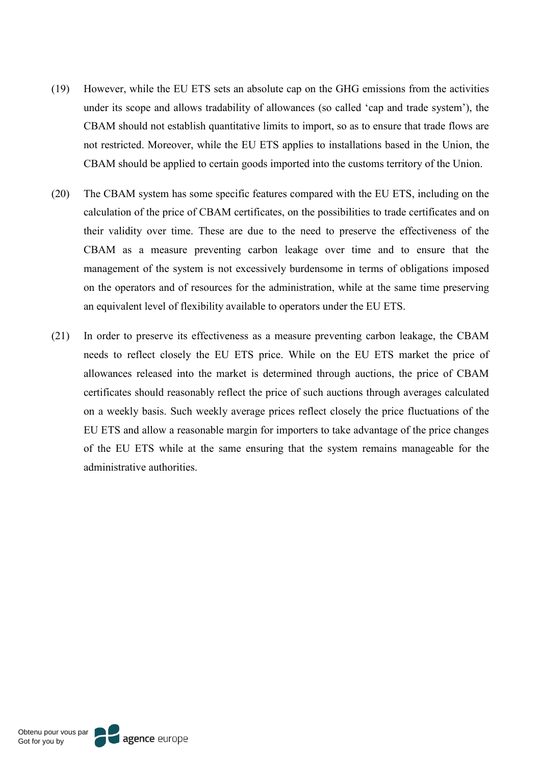(19) However, while the EU ETS sets an absolute cap on the GHG emissions from the activities under its scope and allows tradability of allowances (so called 'cap and trade system'), the CBAM should not establish quantitative limits to import, so as to ensure that trade flows are not restricted. Moreover, while the EU ETS applies to installations based in the Union, the CBAM should be applied to certain goods imported into the customs territory of the Union.

(20) The CBAM system has some specific features compared with the EU ETS, including on the calculation of the price of CBAM certificates, on the possibilities to trade certificates and on their validity over time. These are due to the need to preserve the effectiveness of the CBAM as a measure preventing carbon leakage over time and to ensure that the management of the system is not excessively burdensome in terms of obligations imposed on the operators and of resources for the administration, while at the same time preserving an equivalent level of flexibility available to operators under the EU ETS.

(21) In order to preserve its effectiveness as a measure preventing carbon leakage, the CBAM needs to reflect closely the EU ETS price. While on the EU ETS market the price of allowances released into the market is determined through auctions, the price of CBAM certificates should reasonably reflect the price of such auctions through averages calculated on a weekly basis. Such weekly average prices reflect closely the price fluctuations of the EU ETS and allow a reasonable margin for importers to take advantage of the price changes of the EU ETS while at the same ensuring that the system remains manageable for the administrative authorities.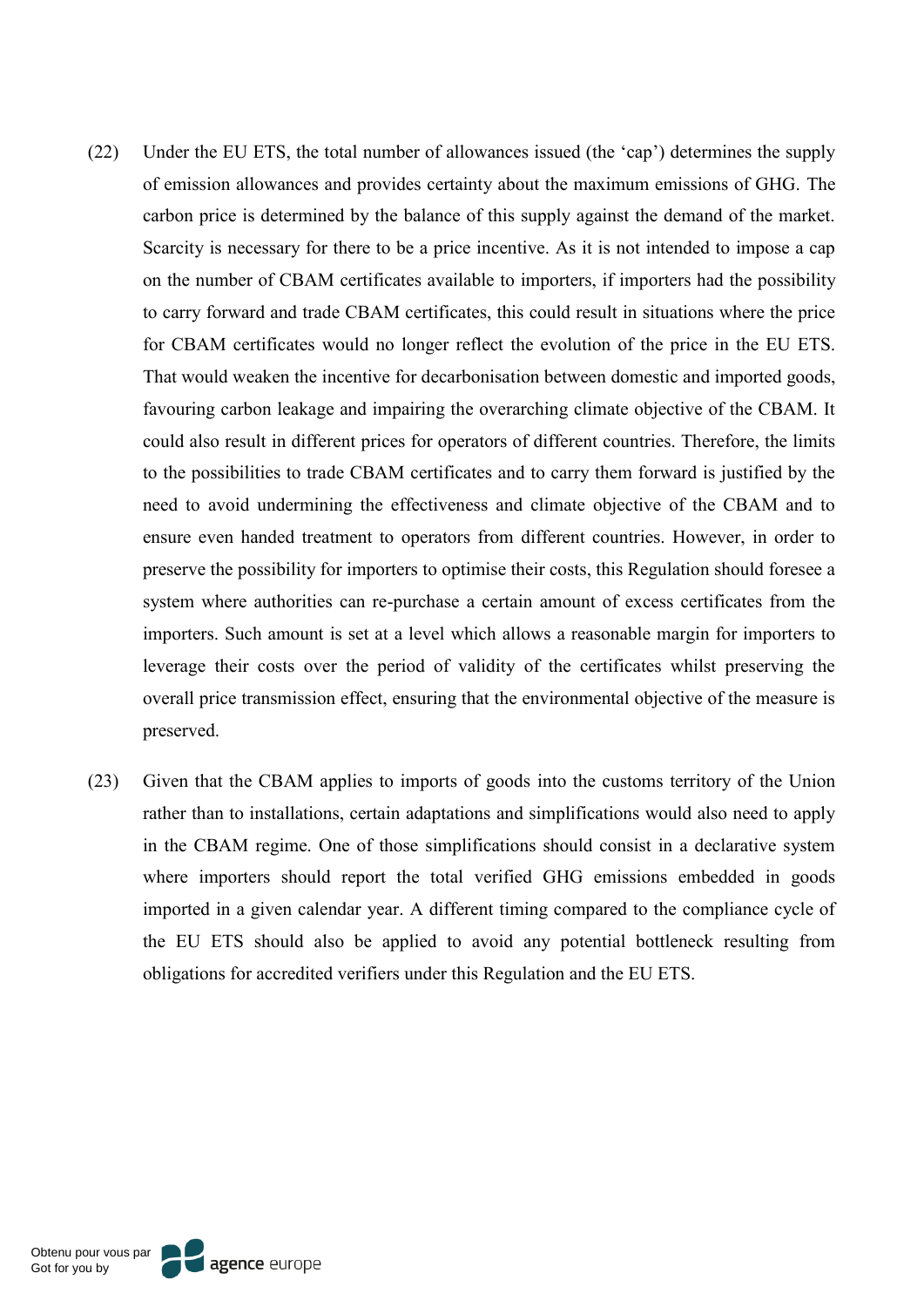(22) Under the EU ETS, the total number of allowances issued (the 'cap') determines the supply of emission allowances and provides certainty about the maximum emissions of GHG. The carbon price is determined by the balance of this supply against the demand of the market. Scarcity is necessary for there to be a price incentive. As it is not intended to impose a cap on the number of CBAM certificates available to importers, if importers had the possibility to carry forward and trade CBAM certificates, this could result in situations where the price for CBAM certificates would no longer reflect the evolution of the price in the EU ETS. That would weaken the incentive for decarbonisation between domestic and imported goods, favouring carbon leakage and impairing the overarching climate objective of the CBAM. It could also result in different prices for operators of different countries. Therefore, the limits to the possibilities to trade CBAM certificates and to carry them forward is justified by the need to avoid undermining the effectiveness and climate objective of the CBAM and to ensure even handed treatment to operators from different countries. However, in order to preserve the possibility for importers to optimise their costs, this Regulation should foresee a system where authorities can re-purchase a certain amount of excess certificates from the importers. Such amount is set at a level which allows a reasonable margin for importers to leverage their costs over the period of validity of the certificates whilst preserving the overall price transmission effect, ensuring that the environmental objective of the measure is preserved.

(23) Given that the CBAM applies to imports of goods into the customs territory of the Union rather than to installations, certain adaptations and simplifications would also need to apply in the CBAM regime. One of those simplifications should consist in a declarative system where importers should report the total verified GHG emissions embedded in goods imported in a given calendar year. A different timing compared to the compliance cycle of the EU ETS should also be applied to avoid any potential bottleneck resulting from obligations for accredited verifiers under this Regulation and the EU ETS.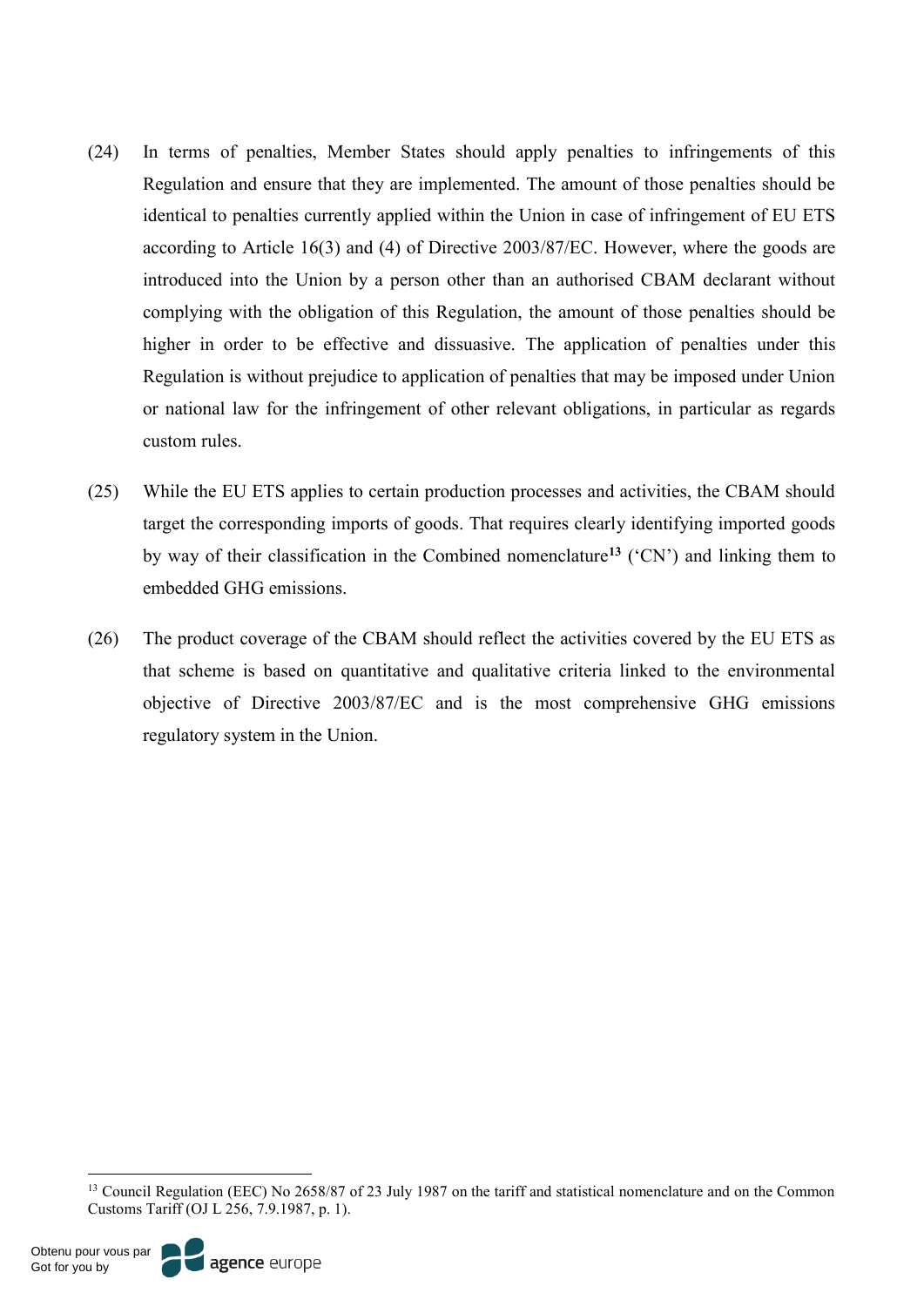(24) In terms of penalties, Member States should apply penalties to infringements of this Regulation and ensure that they are implemented. The amount of those penalties should be identical to penalties currently applied within the Union in case of infringement of EU ETS according to Article 16(3) and (4) of Directive 2003/87/EC. However, where the goods are introduced into the Union by a person other than an authorised CBAM declarant without complying with the obligation of this Regulation, the amount of those penalties should be higher in order to be effective and dissuasive. The application of penalties under this Regulation is without prejudice to application of penalties that may be imposed under Union or national law for the infringement of other relevant obligations, in particular as regards custom rules.

(25) While the EU ETS applies to certain production processes and activities, the CBAM should target the corresponding imports of goods. That requires clearly identifying imported goods by way of their classification in the Combined nomenclature[13] ('CN') and linking them to embedded GHG emissions.

(26) The product coverage of the CBAM should reflect the activities covered by the EU ETS as that scheme is based on quantitative and qualitative criteria linked to the environmental objective of Directive 2003/87/EC and is the most comprehensive GHG emissions regulatory system in the Union.

[13] Council Regulation (EEC) No 2658/87 of 23 July 1987 on the tariff and statistical nomenclature and on the Common Customs Tariff (OJ L 256, 7.9.1987, p. 1).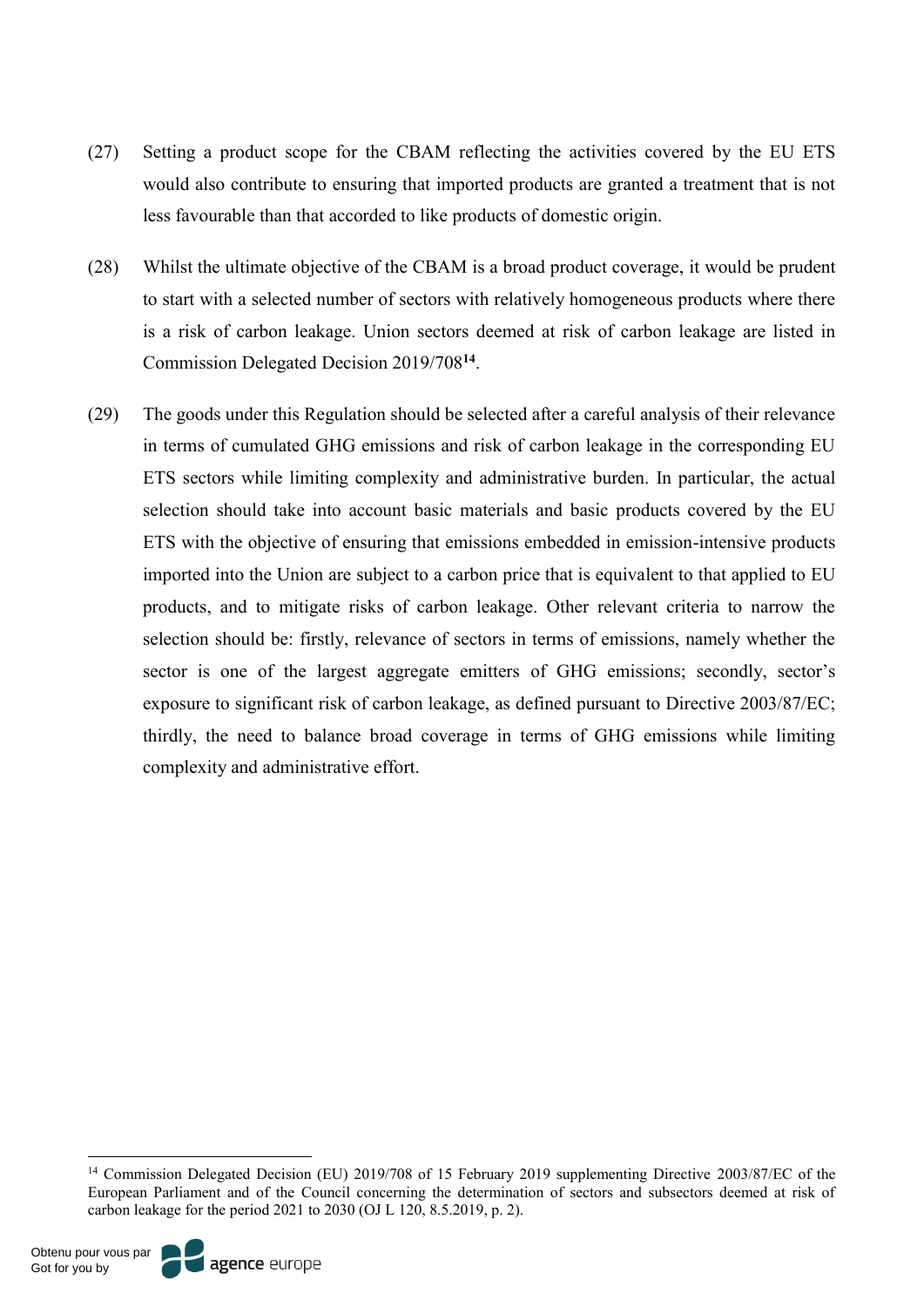(27) Setting a product scope for the CBAM reflecting the activities covered by the EU ETS would also contribute to ensuring that imported products are granted a treatment that is not less favourable than that accorded to like products of domestic origin.

(28) Whilst the ultimate objective of the CBAM is a broad product coverage, it would be prudent to start with a selected number of sectors with relatively homogeneous products where there is a risk of carbon leakage. Union sectors deemed at risk of carbon leakage are listed in Commission Delegated Decision 2019/708[14].

(29) The goods under this Regulation should be selected after a careful analysis of their relevance in terms of cumulated GHG emissions and risk of carbon leakage in the corresponding EU ETS sectors while limiting complexity and administrative burden. In particular, the actual selection should take into account basic materials and basic products covered by the EU ETS with the objective of ensuring that emissions embedded in emission-intensive products imported into the Union are subject to a carbon price that is equivalent to that applied to EU products, and to mitigate risks of carbon leakage. Other relevant criteria to narrow the selection should be: firstly, relevance of sectors in terms of emissions, namely whether the sector is one of the largest aggregate emitters of GHG emissions; secondly, sector's exposure to significant risk of carbon leakage, as defined pursuant to Directive 2003/87/EC; thirdly, the need to balance broad coverage in terms of GHG emissions while limiting complexity and administrative effort.

---

[14] Commission Delegated Decision (EU) 2019/708 of 15 February 2019 supplementing Directive 2003/87/EC of the European Parliament and of the Council concerning the determination of sectors and subsectors deemed at risk of carbon leakage for the period 2021 to 2030 (OJ L 120, 8.5.2019, p. 2).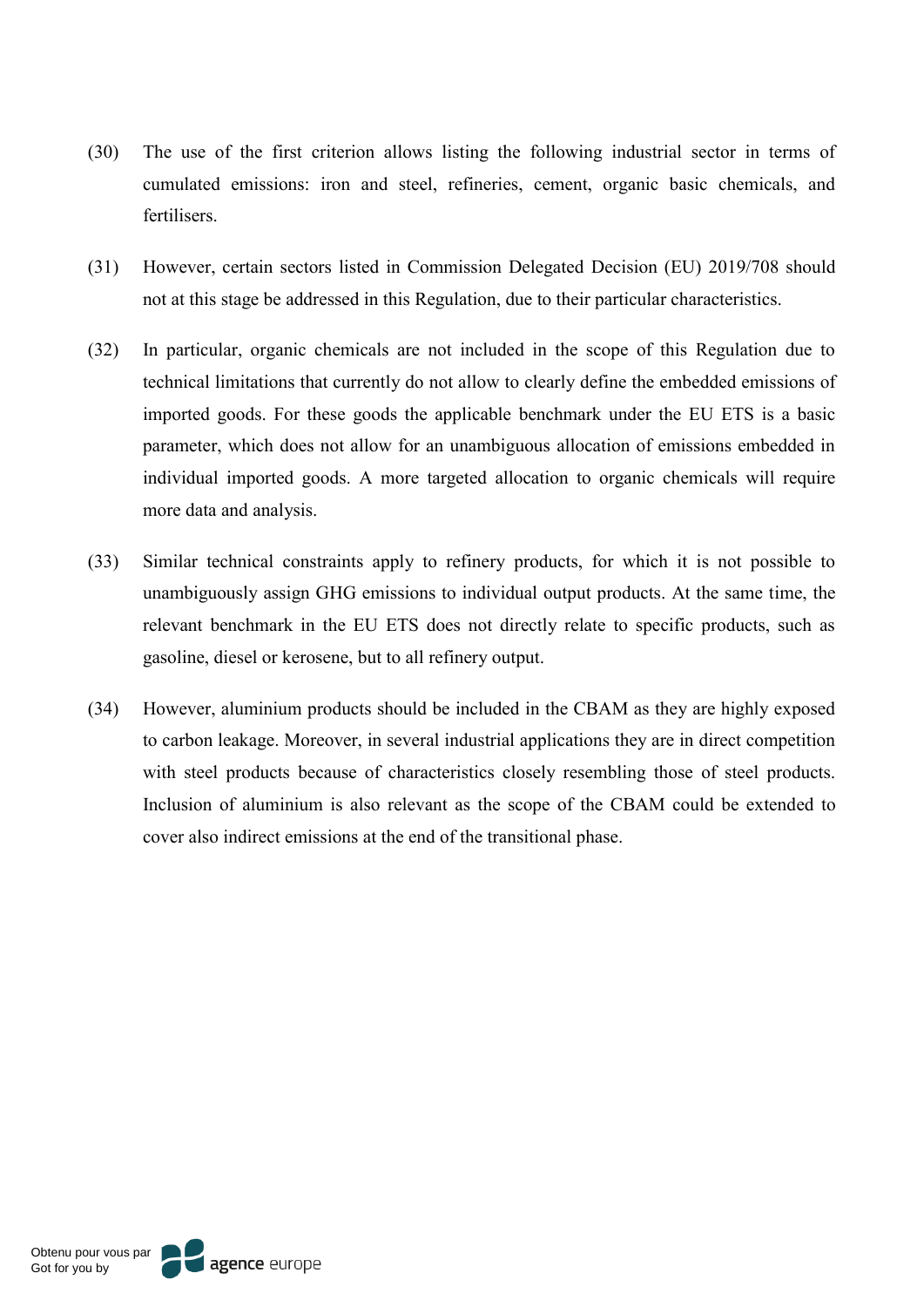(30) The use of the first criterion allows listing the following industrial sector in terms of cumulated emissions: iron and steel, refineries, cement, organic basic chemicals, and fertilisers.

(31) However, certain sectors listed in Commission Delegated Decision (EU) 2019/708 should not at this stage be addressed in this Regulation, due to their particular characteristics.

(32) In particular, organic chemicals are not included in the scope of this Regulation due to technical limitations that currently do not allow to clearly define the embedded emissions of imported goods. For these goods the applicable benchmark under the EU ETS is a basic parameter, which does not allow for an unambiguous allocation of emissions embedded in individual imported goods. A more targeted allocation to organic chemicals will require more data and analysis.

(33) Similar technical constraints apply to refinery products, for which it is not possible to unambiguously assign GHG emissions to individual output products. At the same time, the relevant benchmark in the EU ETS does not directly relate to specific products, such as gasoline, diesel or kerosene, but to all refinery output.

(34) However, aluminium products should be included in the CBAM as they are highly exposed to carbon leakage. Moreover, in several industrial applications they are in direct competition with steel products because of characteristics closely resembling those of steel products. Inclusion of aluminium is also relevant as the scope of the CBAM could be extended to cover also indirect emissions at the end of the transitional phase.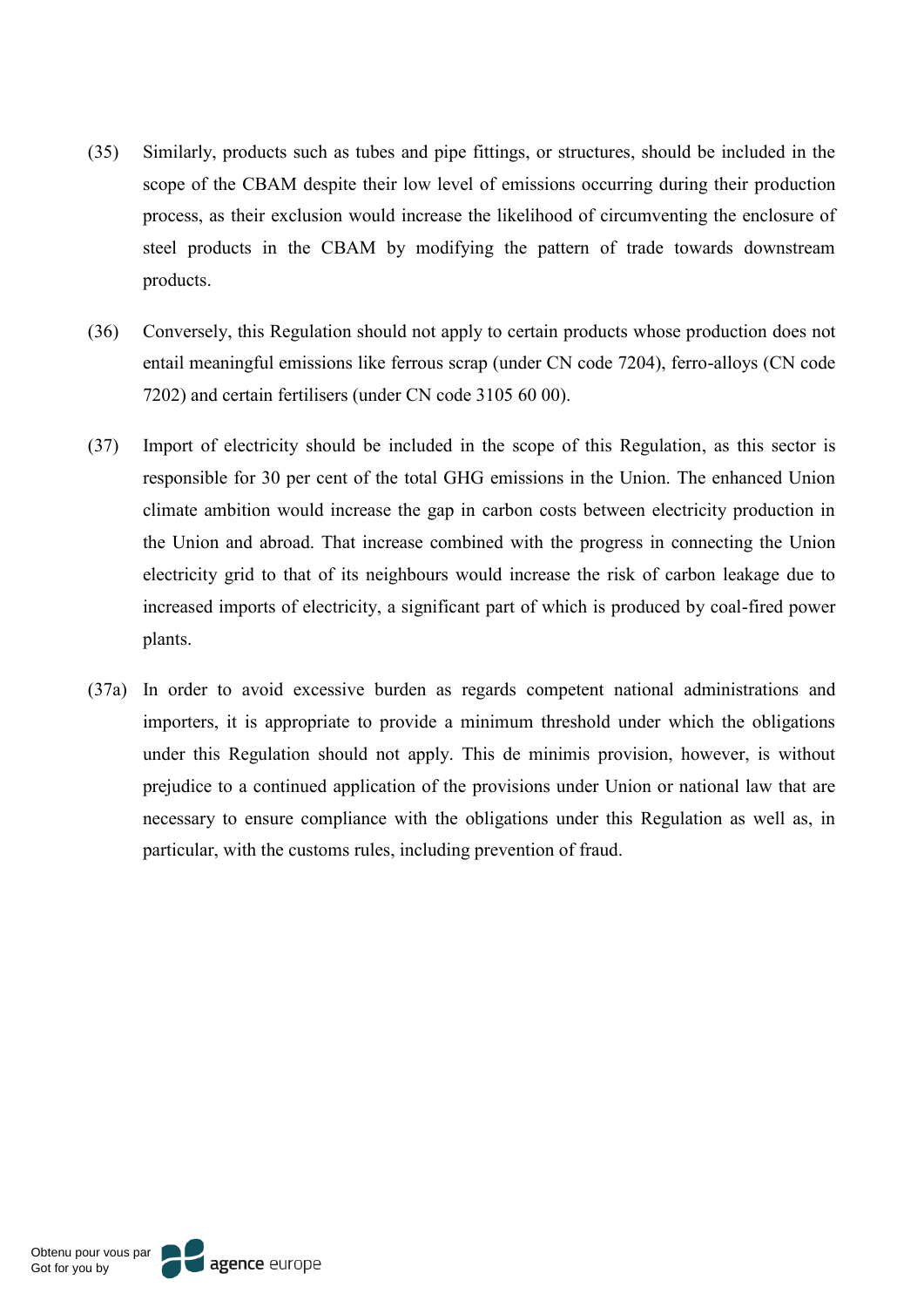(35) Similarly, products such as tubes and pipe fittings, or structures, should be included in the scope of the CBAM despite their low level of emissions occurring during their production process, as their exclusion would increase the likelihood of circumventing the enclosure of steel products in the CBAM by modifying the pattern of trade towards downstream products.

(36) Conversely, this Regulation should not apply to certain products whose production does not entail meaningful emissions like ferrous scrap (under CN code 7204), ferro-alloys (CN code 7202) and certain fertilisers (under CN code 3105 60 00).

(37) Import of electricity should be included in the scope of this Regulation, as this sector is responsible for 30 per cent of the total GHG emissions in the Union. The enhanced Union climate ambition would increase the gap in carbon costs between electricity production in the Union and abroad. That increase combined with the progress in connecting the Union electricity grid to that of its neighbours would increase the risk of carbon leakage due to increased imports of electricity, a significant part of which is produced by coal-fired power plants.

(37a) In order to avoid excessive burden as regards competent national administrations and importers, it is appropriate to provide a minimum threshold under which the obligations under this Regulation should not apply. This de minimis provision, however, is without prejudice to a continued application of the provisions under Union or national law that are necessary to ensure compliance with the obligations under this Regulation as well as, in particular, with the customs rules, including prevention of fraud.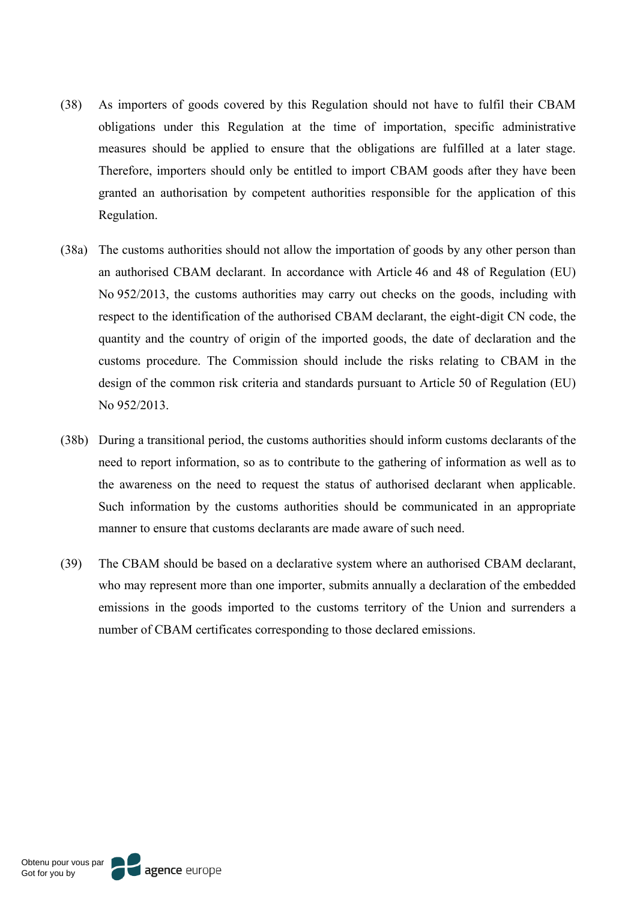(38) As importers of goods covered by this Regulation should not have to fulfil their CBAM obligations under this Regulation at the time of importation, specific administrative measures should be applied to ensure that the obligations are fulfilled at a later stage. Therefore, importers should only be entitled to import CBAM goods after they have been granted an authorisation by competent authorities responsible for the application of this Regulation.

(38a) The customs authorities should not allow the importation of goods by any other person than an authorised CBAM declarant. In accordance with Article 46 and 48 of Regulation (EU) No 952/2013, the customs authorities may carry out checks on the goods, including with respect to the identification of the authorised CBAM declarant, the eight-digit CN code, the quantity and the country of origin of the imported goods, the date of declaration and the customs procedure. The Commission should include the risks relating to CBAM in the design of the common risk criteria and standards pursuant to Article 50 of Regulation (EU) No 952/2013.

(38b) During a transitional period, the customs authorities should inform customs declarants of the need to report information, so as to contribute to the gathering of information as well as to the awareness on the need to request the status of authorised declarant when applicable. Such information by the customs authorities should be communicated in an appropriate manner to ensure that customs declarants are made aware of such need.

(39) The CBAM should be based on a declarative system where an authorised CBAM declarant, who may represent more than one importer, submits annually a declaration of the embedded emissions in the goods imported to the customs territory of the Union and surrenders a number of CBAM certificates corresponding to those declared emissions.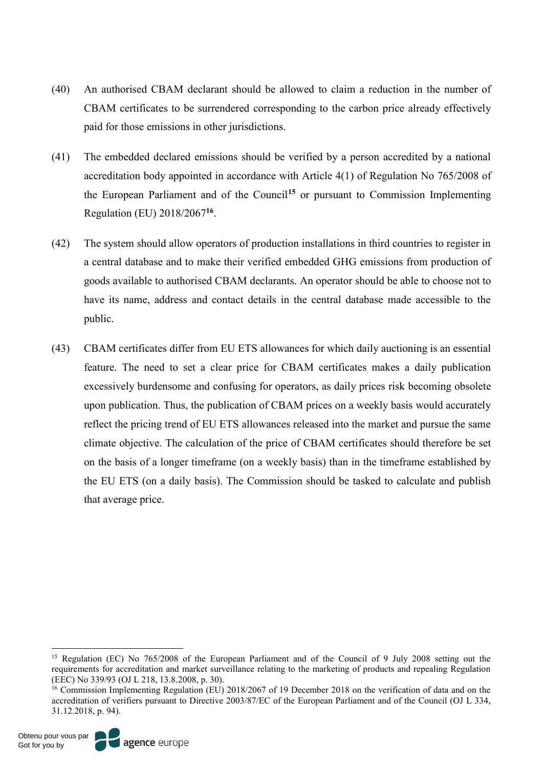(40) An authorised CBAM declarant should be allowed to claim a reduction in the number of CBAM certificates to be surrendered corresponding to the carbon price already effectively paid for those emissions in other jurisdictions.

(41) The embedded declared emissions should be verified by a person accredited by a national accreditation body appointed in accordance with Article 4(1) of Regulation No 765/2008 of the European Parliament and of the Council[15] or pursuant to Commission Implementing Regulation (EU) 2018/2067[16].

(42) The system should allow operators of production installations in third countries to register in a central database and to make their verified embedded GHG emissions from production of goods available to authorised CBAM declarants. An operator should be able to choose not to have its name, address and contact details in the central database made accessible to the public.

(43) CBAM certificates differ from EU ETS allowances for which daily auctioning is an essential feature. The need to set a clear price for CBAM certificates makes a daily publication excessively burdensome and confusing for operators, as daily prices risk becoming obsolete upon publication. Thus, the publication of CBAM prices on a weekly basis would accurately reflect the pricing trend of EU ETS allowances released into the market and pursue the same climate objective. The calculation of the price of CBAM certificates should therefore be set on the basis of a longer timeframe (on a weekly basis) than in the timeframe established by the EU ETS (on a daily basis). The Commission should be tasked to calculate and publish that average price.

---

[15] Regulation (EC) No 765/2008 of the European Parliament and of the Council of 9 July 2008 setting out the requirements for accreditation and market surveillance relating to the marketing of products and repealing Regulation (EEC) No 339/93 (OJ L 218, 13.8.2008, p. 30).

[16] Commission Implementing Regulation (EU) 2018/2067 of 19 December 2018 on the verification of data and on the accreditation of verifiers pursuant to Directive 2003/87/EC of the European Parliament and of the Council (OJ L 334, 31.12.2018, p. 94).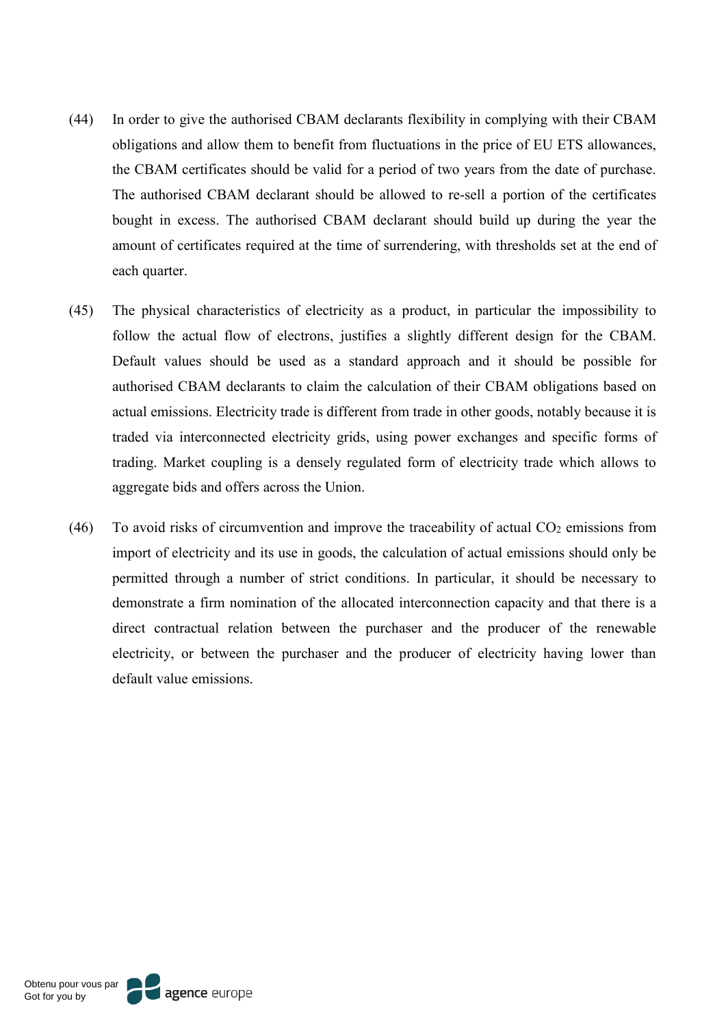(44) In order to give the authorised CBAM declarants flexibility in complying with their CBAM obligations and allow them to benefit from fluctuations in the price of EU ETS allowances, the CBAM certificates should be valid for a period of two years from the date of purchase. The authorised CBAM declarant should be allowed to re-sell a portion of the certificates bought in excess. The authorised CBAM declarant should build up during the year the amount of certificates required at the time of surrendering, with thresholds set at the end of each quarter.

(45) The physical characteristics of electricity as a product, in particular the impossibility to follow the actual flow of electrons, justifies a slightly different design for the CBAM. Default values should be used as a standard approach and it should be possible for authorised CBAM declarants to claim the calculation of their CBAM obligations based on actual emissions. Electricity trade is different from trade in other goods, notably because it is traded via interconnected electricity grids, using power exchanges and specific forms of trading. Market coupling is a densely regulated form of electricity trade which allows to aggregate bids and offers across the Union.

(46) To avoid risks of circumvention and improve the traceability of actual $CO_2$ emissions from import of electricity and its use in goods, the calculation of actual emissions should only be permitted through a number of strict conditions. In particular, it should be necessary to demonstrate a firm nomination of the allocated interconnection capacity and that there is a direct contractual relation between the purchaser and the producer of the renewable electricity, or between the purchaser and the producer of electricity having lower than default value emissions.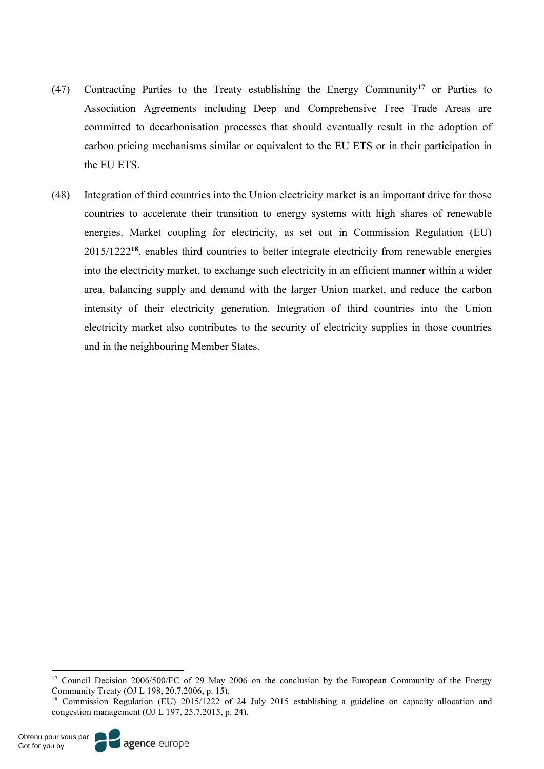(47) Contracting Parties to the Treaty establishing the Energy Community[17] or Parties to Association Agreements including Deep and Comprehensive Free Trade Areas are committed to decarbonisation processes that should eventually result in the adoption of carbon pricing mechanisms similar or equivalent to the EU ETS or in their participation in the EU ETS.

(48) Integration of third countries into the Union electricity market is an important drive for those countries to accelerate their transition to energy systems with high shares of renewable energies. Market coupling for electricity, as set out in Commission Regulation (EU) 2015/1222[18], enables third countries to better integrate electricity from renewable energies into the electricity market, to exchange such electricity in an efficient manner within a wider area, balancing supply and demand with the larger Union market, and reduce the carbon intensity of their electricity generation. Integration of third countries into the Union electricity market also contributes to the security of electricity supplies in those countries and in the neighbouring Member States.

---

[17] Council Decision 2006/500/EC of 29 May 2006 on the conclusion by the European Community of the Energy Community Treaty (OJ L 198, 20.7.2006, p. 15).

[18] Commission Regulation (EU) 2015/1222 of 24 July 2015 establishing a guideline on capacity allocation and congestion management (OJ L 197, 25.7.2015, p. 24).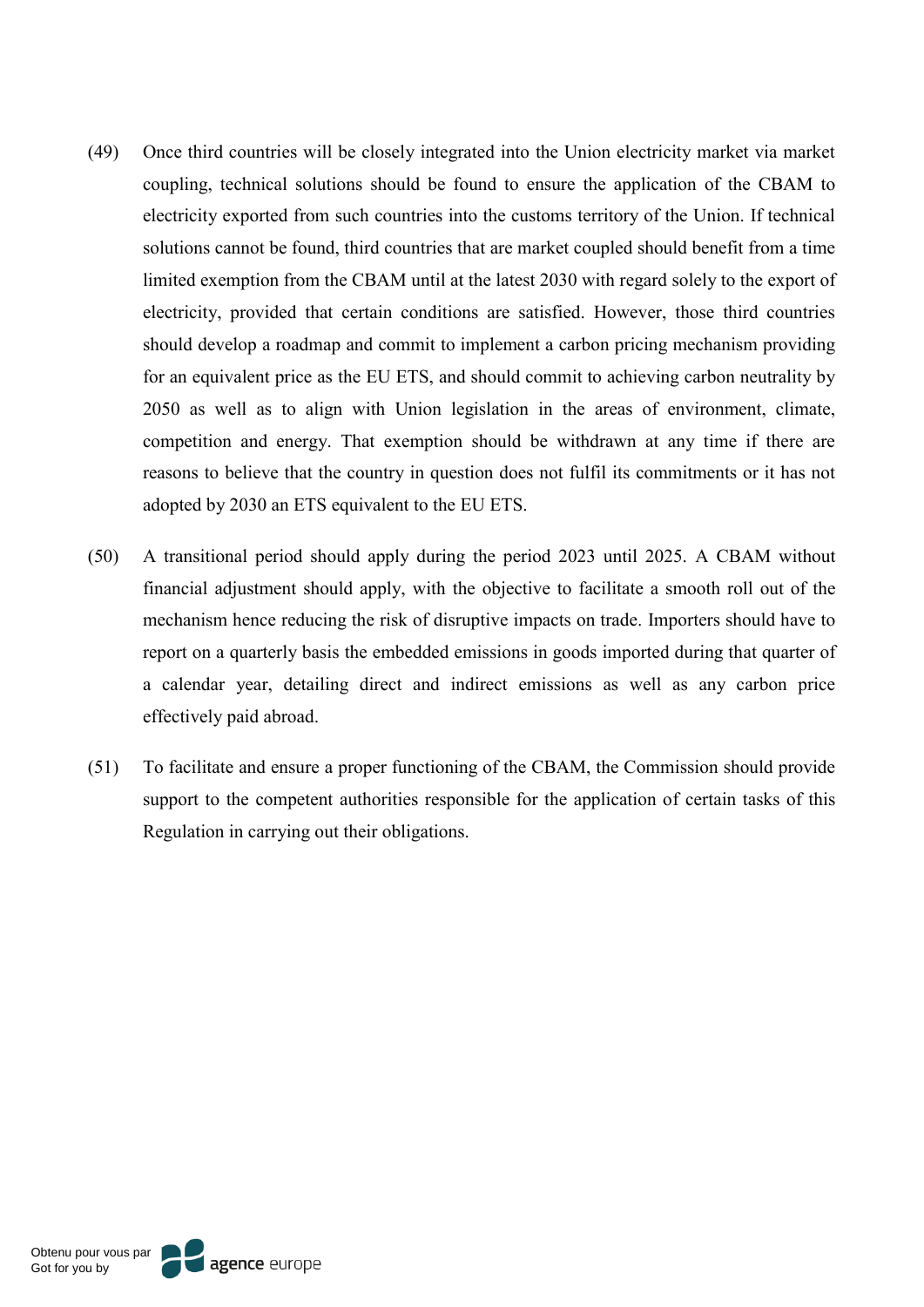(49) Once third countries will be closely integrated into the Union electricity market via market coupling, technical solutions should be found to ensure the application of the CBAM to electricity exported from such countries into the customs territory of the Union. If technical solutions cannot be found, third countries that are market coupled should benefit from a time limited exemption from the CBAM until at the latest 2030 with regard solely to the export of electricity, provided that certain conditions are satisfied. However, those third countries should develop a roadmap and commit to implement a carbon pricing mechanism providing for an equivalent price as the EU ETS, and should commit to achieving carbon neutrality by 2050 as well as to align with Union legislation in the areas of environment, climate, competition and energy. That exemption should be withdrawn at any time if there are reasons to believe that the country in question does not fulfil its commitments or it has not adopted by 2030 an ETS equivalent to the EU ETS.

(50) A transitional period should apply during the period 2023 until 2025. A CBAM without financial adjustment should apply, with the objective to facilitate a smooth roll out of the mechanism hence reducing the risk of disruptive impacts on trade. Importers should have to report on a quarterly basis the embedded emissions in goods imported during that quarter of a calendar year, detailing direct and indirect emissions as well as any carbon price effectively paid abroad.

(51) To facilitate and ensure a proper functioning of the CBAM, the Commission should provide support to the competent authorities responsible for the application of certain tasks of this Regulation in carrying out their obligations.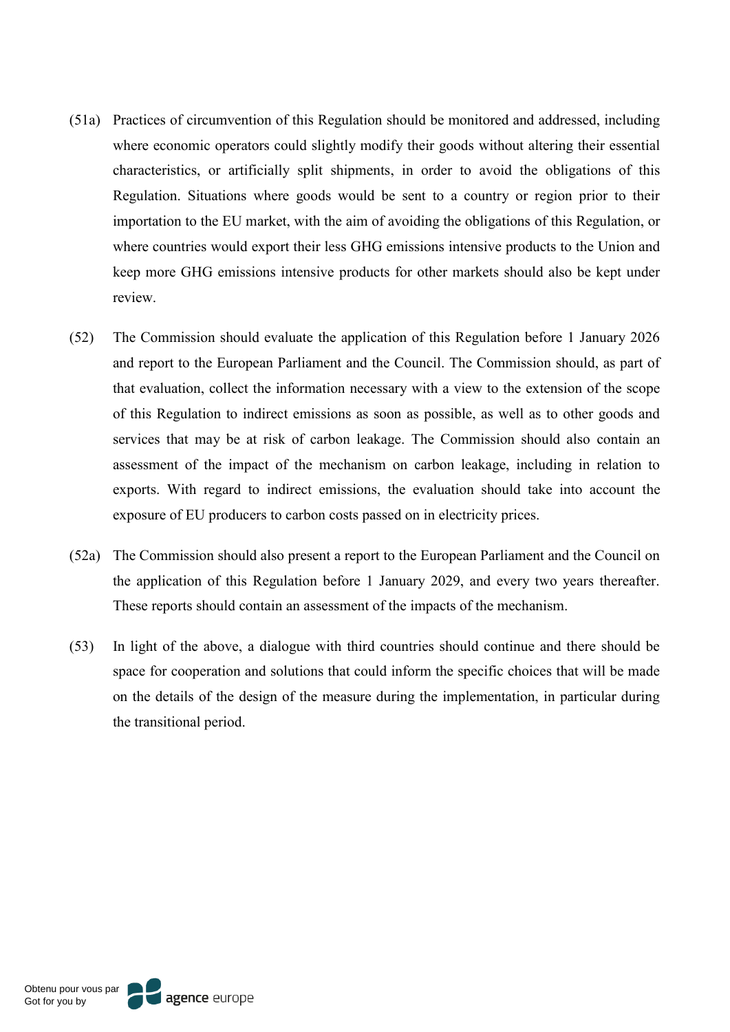(51a) Practices of circumvention of this Regulation should be monitored and addressed, including where economic operators could slightly modify their goods without altering their essential characteristics, or artificially split shipments, in order to avoid the obligations of this Regulation. Situations where goods would be sent to a country or region prior to their importation to the EU market, with the aim of avoiding the obligations of this Regulation, or where countries would export their less GHG emissions intensive products to the Union and keep more GHG emissions intensive products for other markets should also be kept under review.

(52) The Commission should evaluate the application of this Regulation before 1 January 2026 and report to the European Parliament and the Council. The Commission should, as part of that evaluation, collect the information necessary with a view to the extension of the scope of this Regulation to indirect emissions as soon as possible, as well as to other goods and services that may be at risk of carbon leakage. The Commission should also contain an assessment of the impact of the mechanism on carbon leakage, including in relation to exports. With regard to indirect emissions, the evaluation should take into account the exposure of EU producers to carbon costs passed on in electricity prices.

(52a) The Commission should also present a report to the European Parliament and the Council on the application of this Regulation before 1 January 2029, and every two years thereafter. These reports should contain an assessment of the impacts of the mechanism.

(53) In light of the above, a dialogue with third countries should continue and there should be space for cooperation and solutions that could inform the specific choices that will be made on the details of the design of the measure during the implementation, in particular during the transitional period.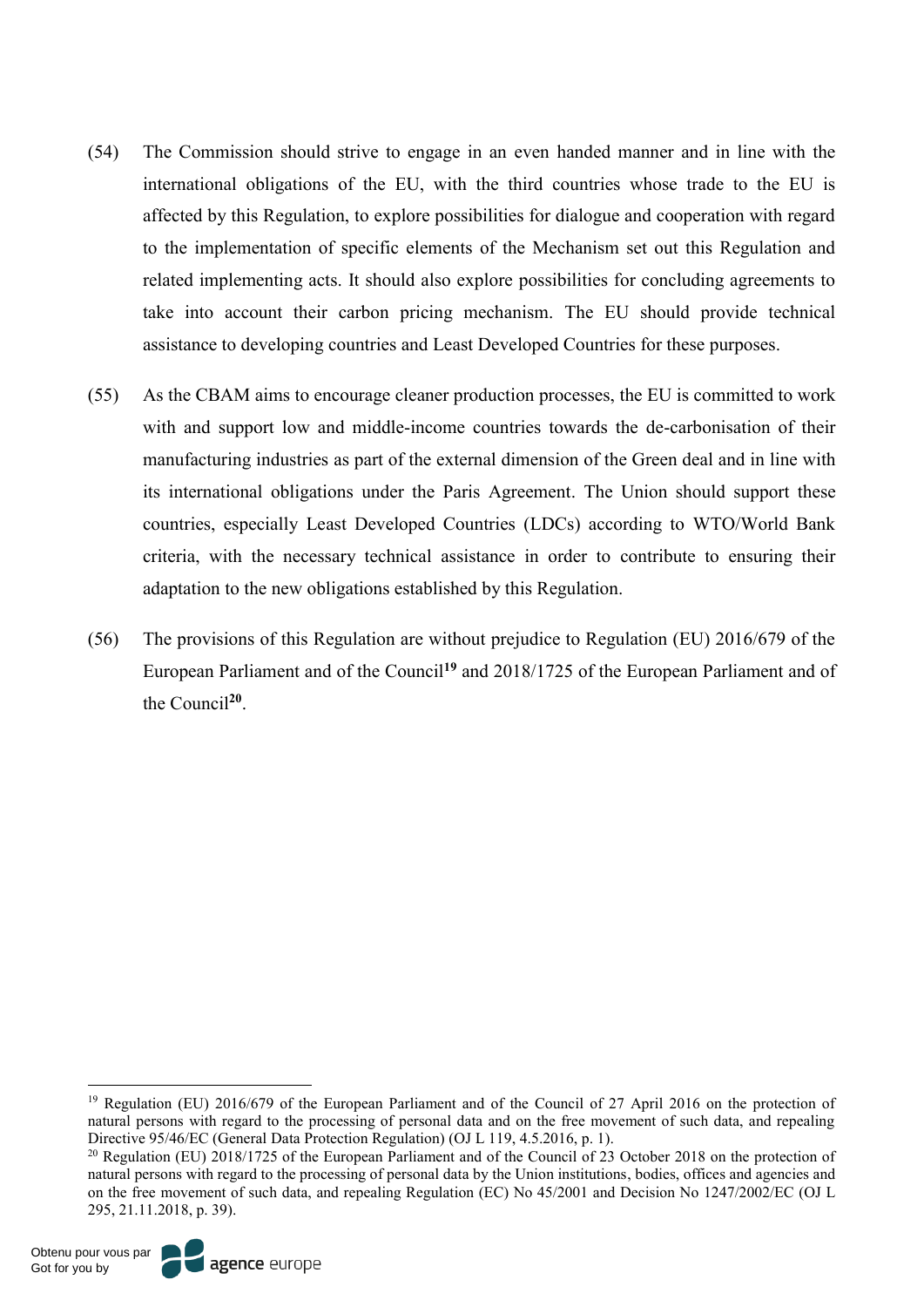(54) The Commission should strive to engage in an even handed manner and in line with the international obligations of the EU, with the third countries whose trade to the EU is affected by this Regulation, to explore possibilities for dialogue and cooperation with regard to the implementation of specific elements of the Mechanism set out this Regulation and related implementing acts. It should also explore possibilities for concluding agreements to take into account their carbon pricing mechanism. The EU should provide technical assistance to developing countries and Least Developed Countries for these purposes.

(55) As the CBAM aims to encourage cleaner production processes, the EU is committed to work with and support low and middle-income countries towards the de-carbonisation of their manufacturing industries as part of the external dimension of the Green deal and in line with its international obligations under the Paris Agreement. The Union should support these countries, especially Least Developed Countries (LDCs) according to WTO/World Bank criteria, with the necessary technical assistance in order to contribute to ensuring their adaptation to the new obligations established by this Regulation.

(56) The provisions of this Regulation are without prejudice to Regulation (EU) 2016/679 of the European Parliament and of the Council[19] and 2018/1725 of the European Parliament and of the Council[20].

---

[19] Regulation (EU) 2016/679 of the European Parliament and of the Council of 27 April 2016 on the protection of natural persons with regard to the processing of personal data and on the free movement of such data, and repealing Directive 95/46/EC (General Data Protection Regulation) (OJ L 119, 4.5.2016, p. 1).

[20] Regulation (EU) 2018/1725 of the European Parliament and of the Council of 23 October 2018 on the protection of natural persons with regard to the processing of personal data by the Union institutions, bodies, offices and agencies and on the free movement of such data, and repealing Regulation (EC) No 45/2001 and Decision No 1247/2002/EC (OJ L 295, 21.11.2018, p. 39).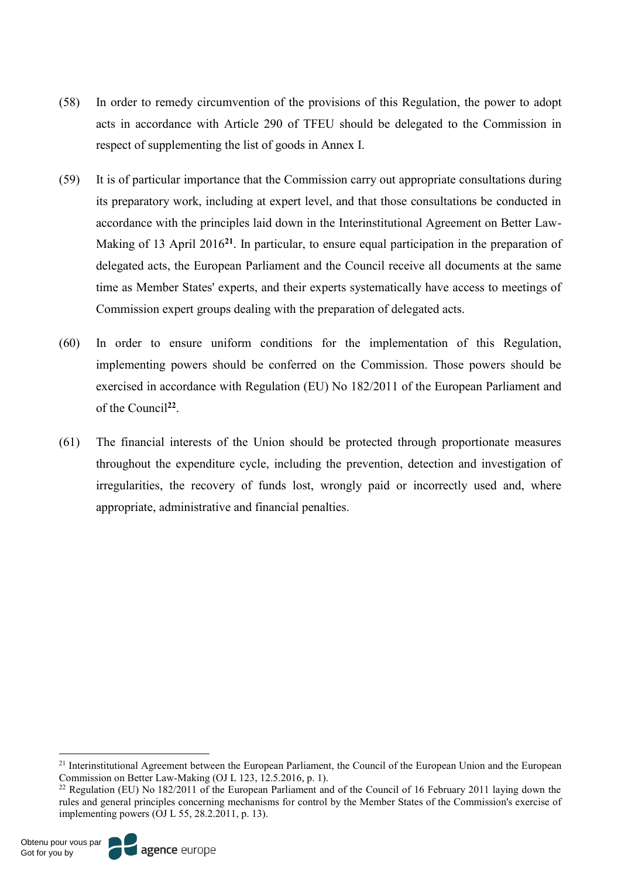(58) In order to remedy circumvention of the provisions of this Regulation, the power to adopt acts in accordance with Article 290 of TFEU should be delegated to the Commission in respect of supplementing the list of goods in Annex I.

(59) It is of particular importance that the Commission carry out appropriate consultations during its preparatory work, including at expert level, and that those consultations be conducted in accordance with the principles laid down in the Interinstitutional Agreement on Better Law-Making of 13 April 2016[21]. In particular, to ensure equal participation in the preparation of delegated acts, the European Parliament and the Council receive all documents at the same time as Member States' experts, and their experts systematically have access to meetings of Commission expert groups dealing with the preparation of delegated acts.

(60) In order to ensure uniform conditions for the implementation of this Regulation, implementing powers should be conferred on the Commission. Those powers should be exercised in accordance with Regulation (EU) No 182/2011 of the European Parliament and of the Council[22].

(61) The financial interests of the Union should be protected through proportionate measures throughout the expenditure cycle, including the prevention, detection and investigation of irregularities, the recovery of funds lost, wrongly paid or incorrectly used and, where appropriate, administrative and financial penalties.

---

[21] Interinstitutional Agreement between the European Parliament, the Council of the European Union and the European Commission on Better Law-Making (OJ L 123, 12.5.2016, p. 1).

[22] Regulation (EU) No 182/2011 of the European Parliament and of the Council of 16 February 2011 laying down the rules and general principles concerning mechanisms for control by the Member States of the Commission's exercise of implementing powers (OJ L 55, 28.2.2011, p. 13).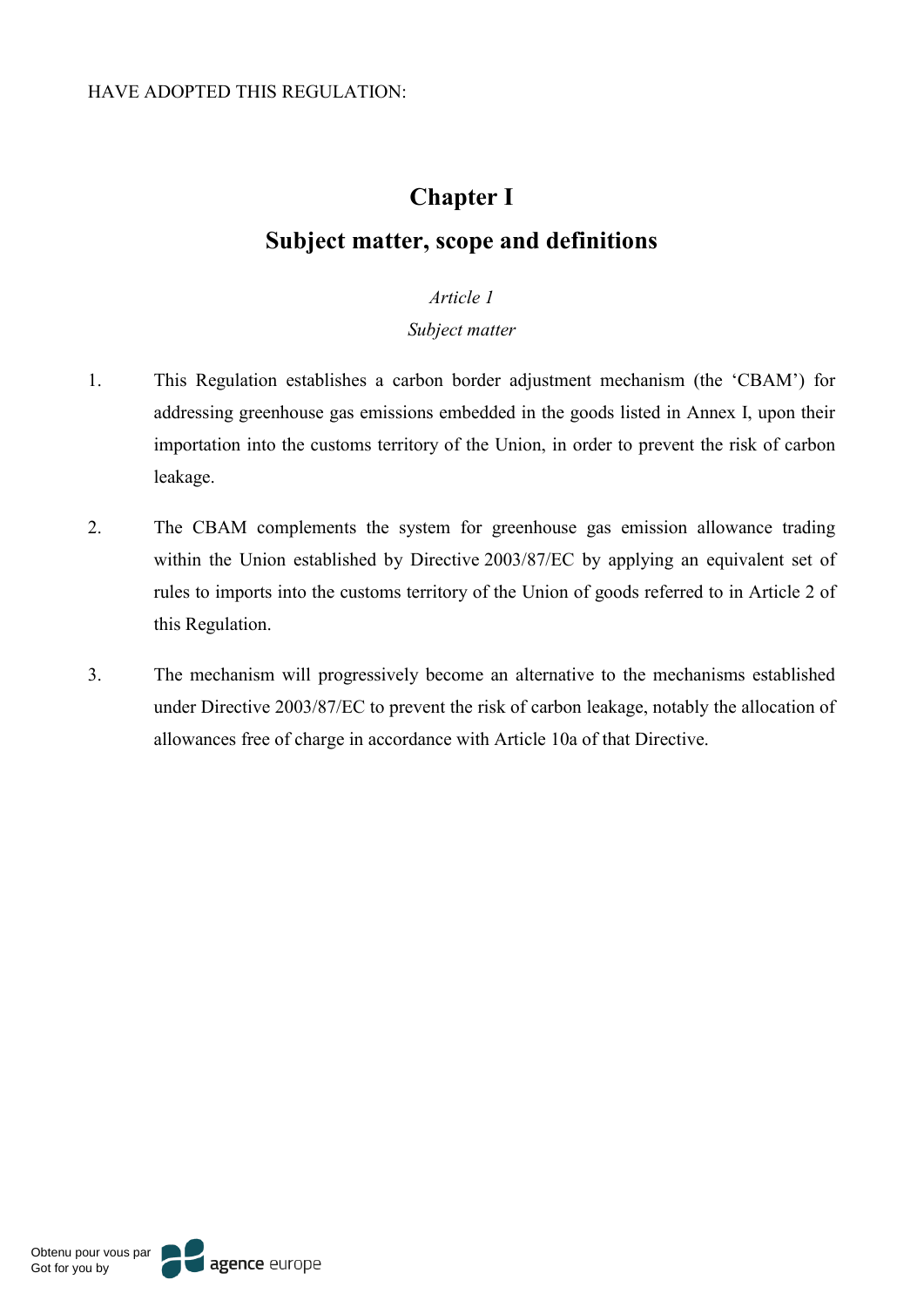HAVE ADOPTED THIS REGULATION:

## Chapter I

## Subject matter, scope and definitions

*Article 1*

*Subject matter*

1. This Regulation establishes a carbon border adjustment mechanism (the 'CBAM') for addressing greenhouse gas emissions embedded in the goods listed in Annex I, upon their importation into the customs territory of the Union, in order to prevent the risk of carbon leakage.

2. The CBAM complements the system for greenhouse gas emission allowance trading within the Union established by Directive 2003/87/EC by applying an equivalent set of rules to imports into the customs territory of the Union of goods referred to in Article 2 of this Regulation.

3. The mechanism will progressively become an alternative to the mechanisms established under Directive 2003/87/EC to prevent the risk of carbon leakage, notably the allocation of allowances free of charge in accordance with Article 10a of that Directive.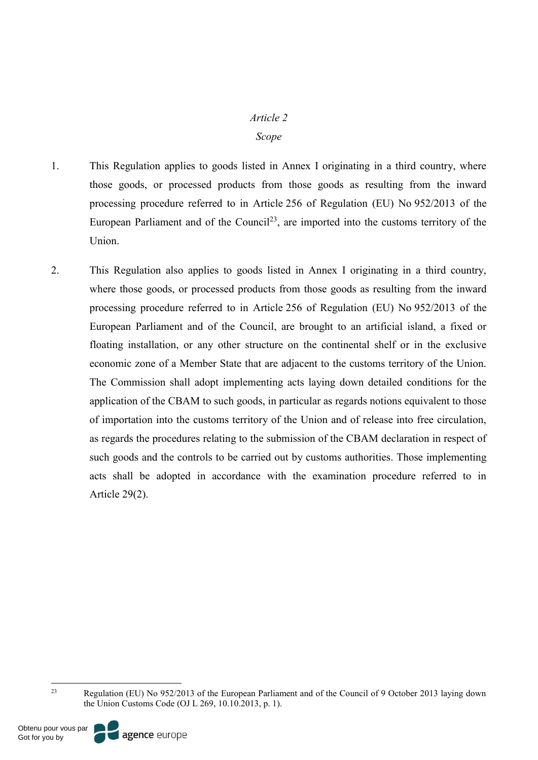*Article 2*

*Scope*

1. This Regulation applies to goods listed in Annex I originating in a third country, where those goods, or processed products from those goods as resulting from the inward processing procedure referred to in Article 256 of Regulation (EU) No 952/2013 of the European Parliament and of the Council[23], are imported into the customs territory of the Union.

2. This Regulation also applies to goods listed in Annex I originating in a third country, where those goods, or processed products from those goods as resulting from the inward processing procedure referred to in Article 256 of Regulation (EU) No 952/2013 of the European Parliament and of the Council, are brought to an artificial island, a fixed or floating installation, or any other structure on the continental shelf or in the exclusive economic zone of a Member State that are adjacent to the customs territory of the Union. The Commission shall adopt implementing acts laying down detailed conditions for the application of the CBAM to such goods, in particular as regards notions equivalent to those of importation into the customs territory of the Union and of release into free circulation, as regards the procedures relating to the submission of the CBAM declaration in respect of such goods and the controls to be carried out by customs authorities. Those implementing acts shall be adopted in accordance with the examination procedure referred to in Article 29(2).

---

[23] Regulation (EU) No 952/2013 of the European Parliament and of the Council of 9 October 2013 laying down the Union Customs Code (OJ L 269, 10.10.2013, p. 1).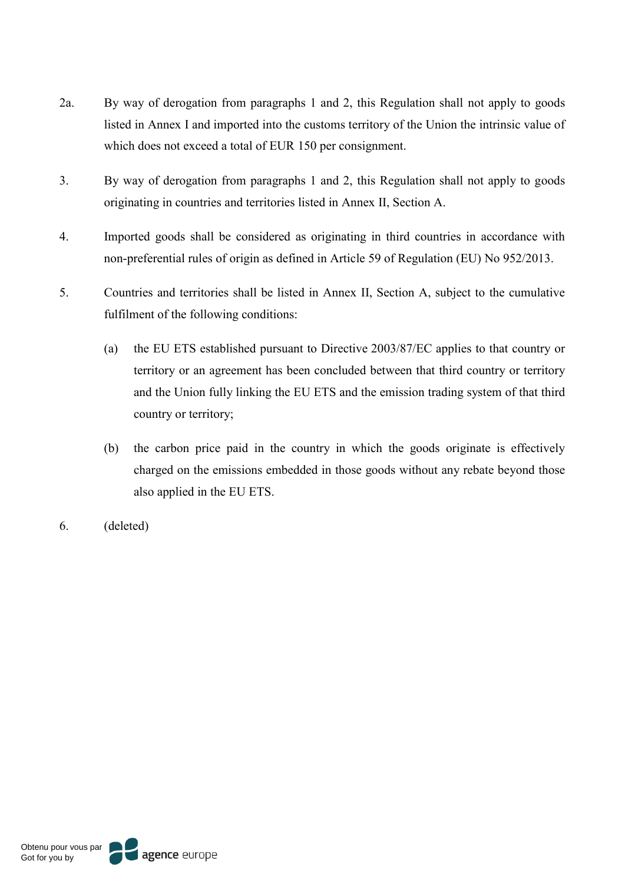2a. By way of derogation from paragraphs 1 and 2, this Regulation shall not apply to goods listed in Annex I and imported into the customs territory of the Union the intrinsic value of which does not exceed a total of EUR 150 per consignment.

3. By way of derogation from paragraphs 1 and 2, this Regulation shall not apply to goods originating in countries and territories listed in Annex II, Section A.

4. Imported goods shall be considered as originating in third countries in accordance with non-preferential rules of origin as defined in Article 59 of Regulation (EU) No 952/2013.

5. Countries and territories shall be listed in Annex II, Section A, subject to the cumulative fulfilment of the following conditions:

   (a) the EU ETS established pursuant to Directive 2003/87/EC applies to that country or territory or an agreement has been concluded between that third country or territory and the Union fully linking the EU ETS and the emission trading system of that third country or territory;

   (b) the carbon price paid in the country in which the goods originate is effectively charged on the emissions embedded in those goods without any rebate beyond those also applied in the EU ETS.

6. (deleted)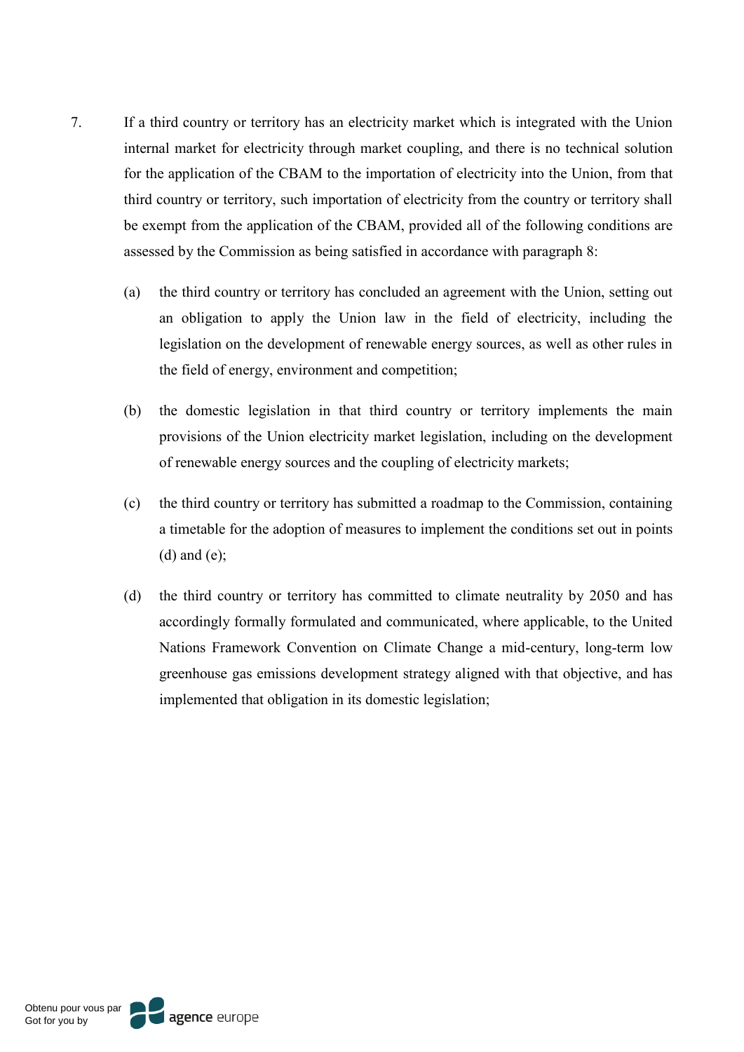7. If a third country or territory has an electricity market which is integrated with the Union internal market for electricity through market coupling, and there is no technical solution for the application of the CBAM to the importation of electricity into the Union, from that third country or territory, such importation of electricity from the country or territory shall be exempt from the application of the CBAM, provided all of the following conditions are assessed by the Commission as being satisfied in accordance with paragraph 8:

   (a) the third country or territory has concluded an agreement with the Union, setting out an obligation to apply the Union law in the field of electricity, including the legislation on the development of renewable energy sources, as well as other rules in the field of energy, environment and competition;

   (b) the domestic legislation in that third country or territory implements the main provisions of the Union electricity market legislation, including on the development of renewable energy sources and the coupling of electricity markets;

   (c) the third country or territory has submitted a roadmap to the Commission, containing a timetable for the adoption of measures to implement the conditions set out in points (d) and (e);

   (d) the third country or territory has committed to climate neutrality by 2050 and has accordingly formally formulated and communicated, where applicable, to the United Nations Framework Convention on Climate Change a mid-century, long-term low greenhouse gas emissions development strategy aligned with that objective, and has implemented that obligation in its domestic legislation;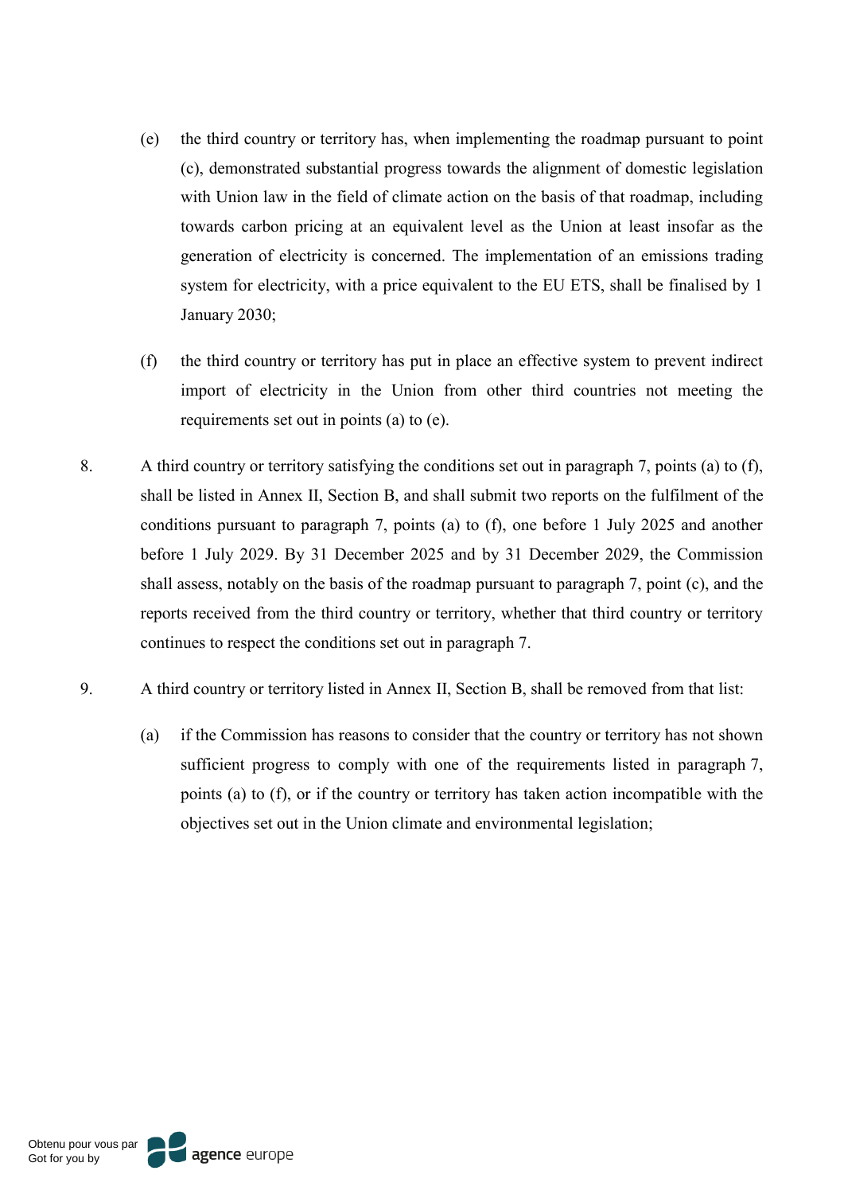(e) the third country or territory has, when implementing the roadmap pursuant to point (c), demonstrated substantial progress towards the alignment of domestic legislation with Union law in the field of climate action on the basis of that roadmap, including towards carbon pricing at an equivalent level as the Union at least insofar as the generation of electricity is concerned. The implementation of an emissions trading system for electricity, with a price equivalent to the EU ETS, shall be finalised by 1 January 2030;

(f) the third country or territory has put in place an effective system to prevent indirect import of electricity in the Union from other third countries not meeting the requirements set out in points (a) to (e).

8. A third country or territory satisfying the conditions set out in paragraph 7, points (a) to (f), shall be listed in Annex II, Section B, and shall submit two reports on the fulfilment of the conditions pursuant to paragraph 7, points (a) to (f), one before 1 July 2025 and another before 1 July 2029. By 31 December 2025 and by 31 December 2029, the Commission shall assess, notably on the basis of the roadmap pursuant to paragraph 7, point (c), and the reports received from the third country or territory, whether that third country or territory continues to respect the conditions set out in paragraph 7.

9. A third country or territory listed in Annex II, Section B, shall be removed from that list:

(a) if the Commission has reasons to consider that the country or territory has not shown sufficient progress to comply with one of the requirements listed in paragraph 7, points (a) to (f), or if the country or territory has taken action incompatible with the objectives set out in the Union climate and environmental legislation;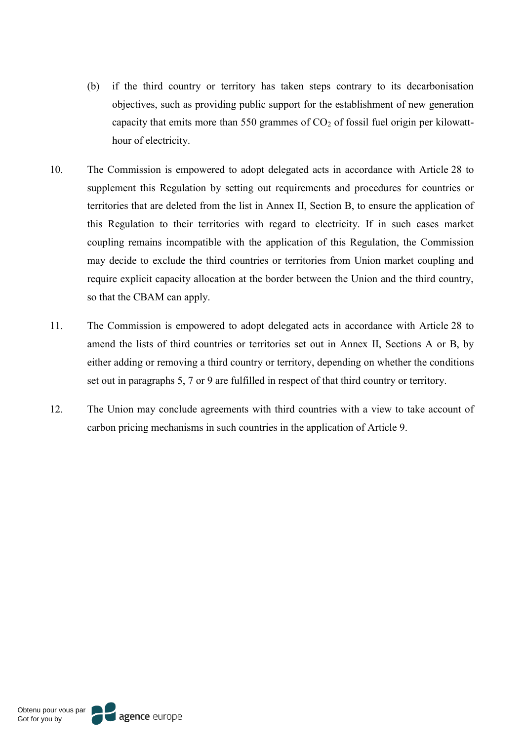(b) if the third country or territory has taken steps contrary to its decarbonisation objectives, such as providing public support for the establishment of new generation capacity that emits more than 550 grammes of $CO_2$ of fossil fuel origin per kilowatt-hour of electricity.

10. The Commission is empowered to adopt delegated acts in accordance with Article 28 to supplement this Regulation by setting out requirements and procedures for countries or territories that are deleted from the list in Annex II, Section B, to ensure the application of this Regulation to their territories with regard to electricity. If in such cases market coupling remains incompatible with the application of this Regulation, the Commission may decide to exclude the third countries or territories from Union market coupling and require explicit capacity allocation at the border between the Union and the third country, so that the CBAM can apply.

11. The Commission is empowered to adopt delegated acts in accordance with Article 28 to amend the lists of third countries or territories set out in Annex II, Sections A or B, by either adding or removing a third country or territory, depending on whether the conditions set out in paragraphs 5, 7 or 9 are fulfilled in respect of that third country or territory.

12. The Union may conclude agreements with third countries with a view to take account of carbon pricing mechanisms in such countries in the application of Article 9.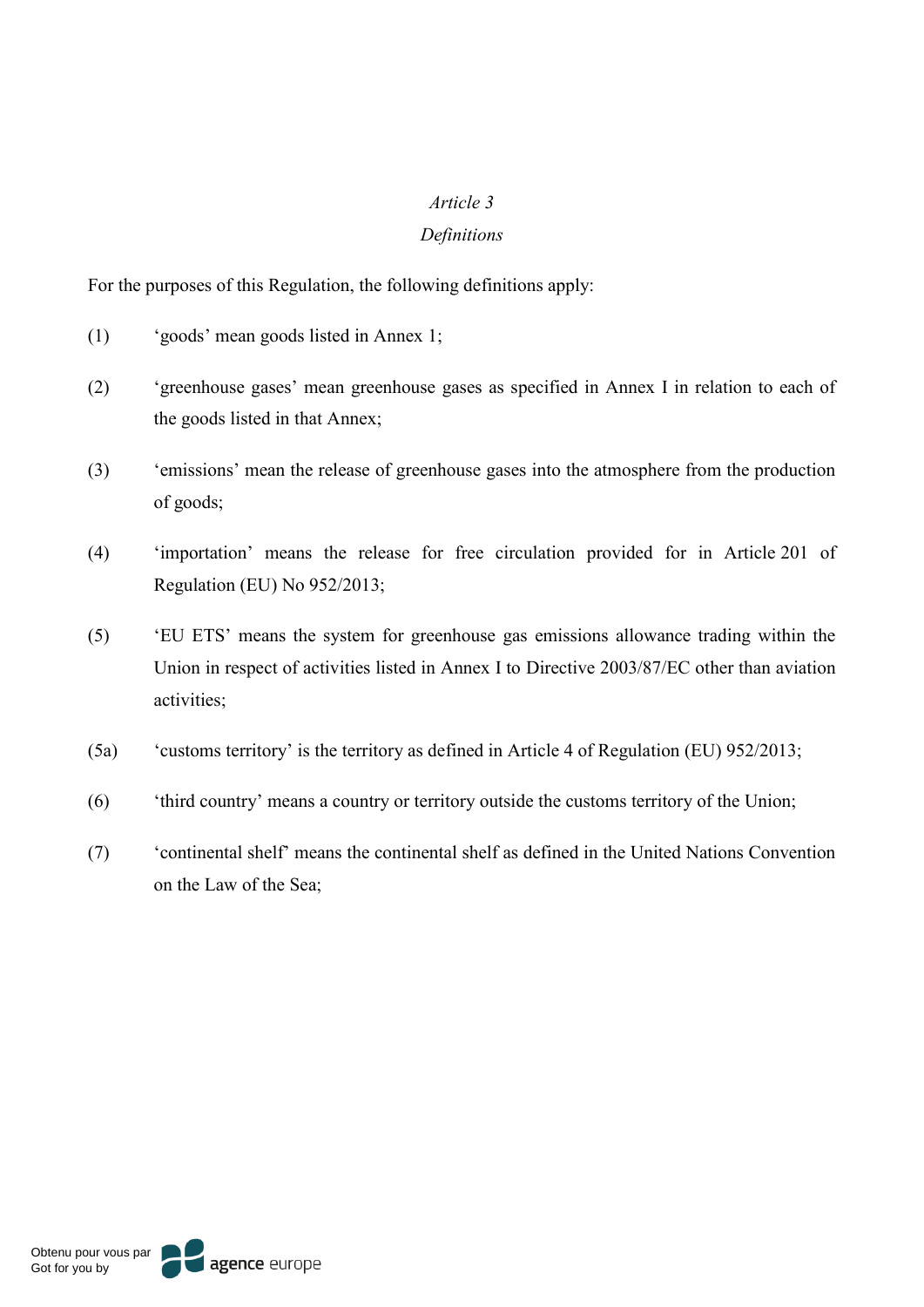*Article 3*

*Definitions*

For the purposes of this Regulation, the following definitions apply:

(1) ‘goods’ mean goods listed in Annex 1;

(2) ‘greenhouse gases’ mean greenhouse gases as specified in Annex I in relation to each of the goods listed in that Annex;

(3) ‘emissions’ mean the release of greenhouse gases into the atmosphere from the production of goods;

(4) ‘importation’ means the release for free circulation provided for in Article 201 of Regulation (EU) No 952/2013;

(5) ‘EU ETS’ means the system for greenhouse gas emissions allowance trading within the Union in respect of activities listed in Annex I to Directive 2003/87/EC other than aviation activities;

(5a) ‘customs territory’ is the territory as defined in Article 4 of Regulation (EU) 952/2013;

(6) ‘third country’ means a country or territory outside the customs territory of the Union;

(7) ‘continental shelf’ means the continental shelf as defined in the United Nations Convention on the Law of the Sea;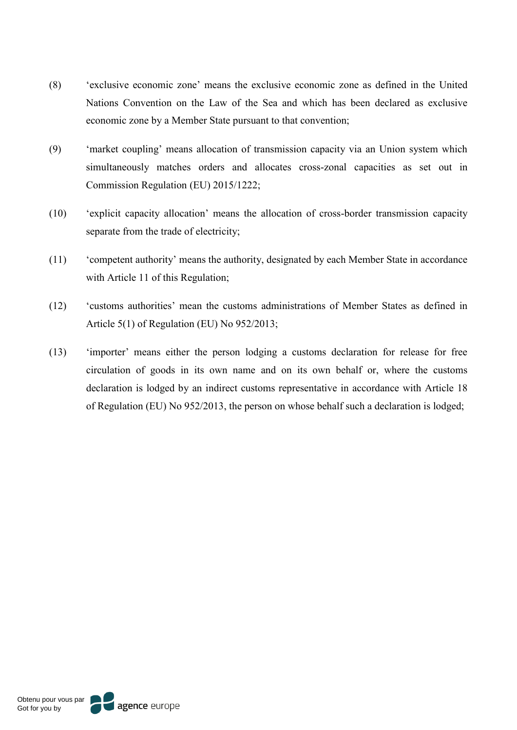(8) ‘exclusive economic zone’ means the exclusive economic zone as defined in the United Nations Convention on the Law of the Sea and which has been declared as exclusive economic zone by a Member State pursuant to that convention;

(9) ‘market coupling’ means allocation of transmission capacity via an Union system which simultaneously matches orders and allocates cross-zonal capacities as set out in Commission Regulation (EU) 2015/1222;

(10) ‘explicit capacity allocation’ means the allocation of cross-border transmission capacity separate from the trade of electricity;

(11) ‘competent authority’ means the authority, designated by each Member State in accordance with Article 11 of this Regulation;

(12) ‘customs authorities’ mean the customs administrations of Member States as defined in Article 5(1) of Regulation (EU) No 952/2013;

(13) ‘importer’ means either the person lodging a customs declaration for release for free circulation of goods in its own name and on its own behalf or, where the customs declaration is lodged by an indirect customs representative in accordance with Article 18 of Regulation (EU) No 952/2013, the person on whose behalf such a declaration is lodged;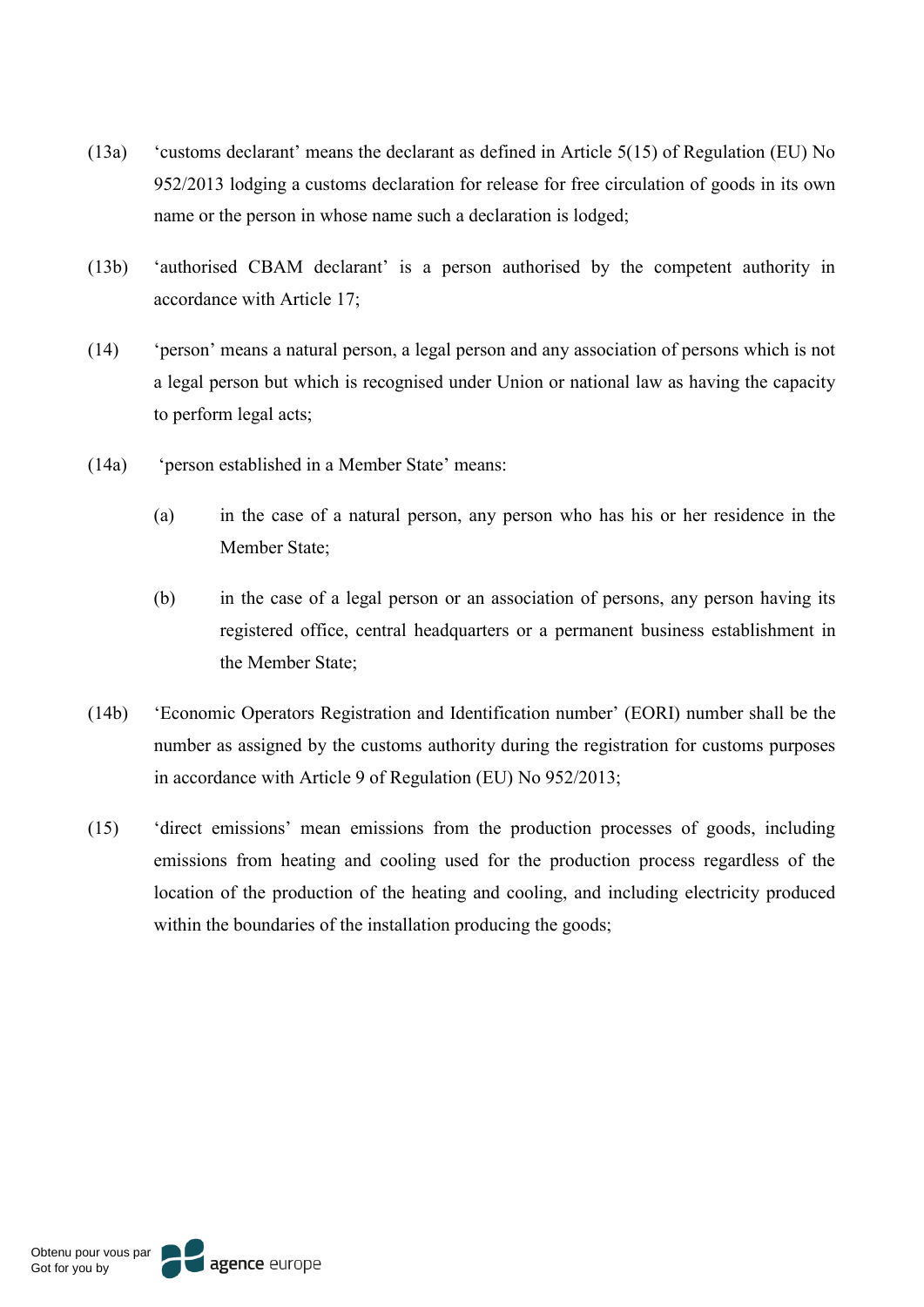(13a) 'customs declarant' means the declarant as defined in Article 5(15) of Regulation (EU) No 952/2013 lodging a customs declaration for release for free circulation of goods in its own name or the person in whose name such a declaration is lodged;

(13b) 'authorised CBAM declarant' is a person authorised by the competent authority in accordance with Article 17;

(14) 'person' means a natural person, a legal person and any association of persons which is not a legal person but which is recognised under Union or national law as having the capacity to perform legal acts;

(14a) 'person established in a Member State' means:

(a) in the case of a natural person, any person who has his or her residence in the Member State;

(b) in the case of a legal person or an association of persons, any person having its registered office, central headquarters or a permanent business establishment in the Member State;

(14b) 'Economic Operators Registration and Identification number' (EORI) number shall be the number as assigned by the customs authority during the registration for customs purposes in accordance with Article 9 of Regulation (EU) No 952/2013;

(15) 'direct emissions' mean emissions from the production processes of goods, including emissions from heating and cooling used for the production process regardless of the location of the production of the heating and cooling, and including electricity produced within the boundaries of the installation producing the goods;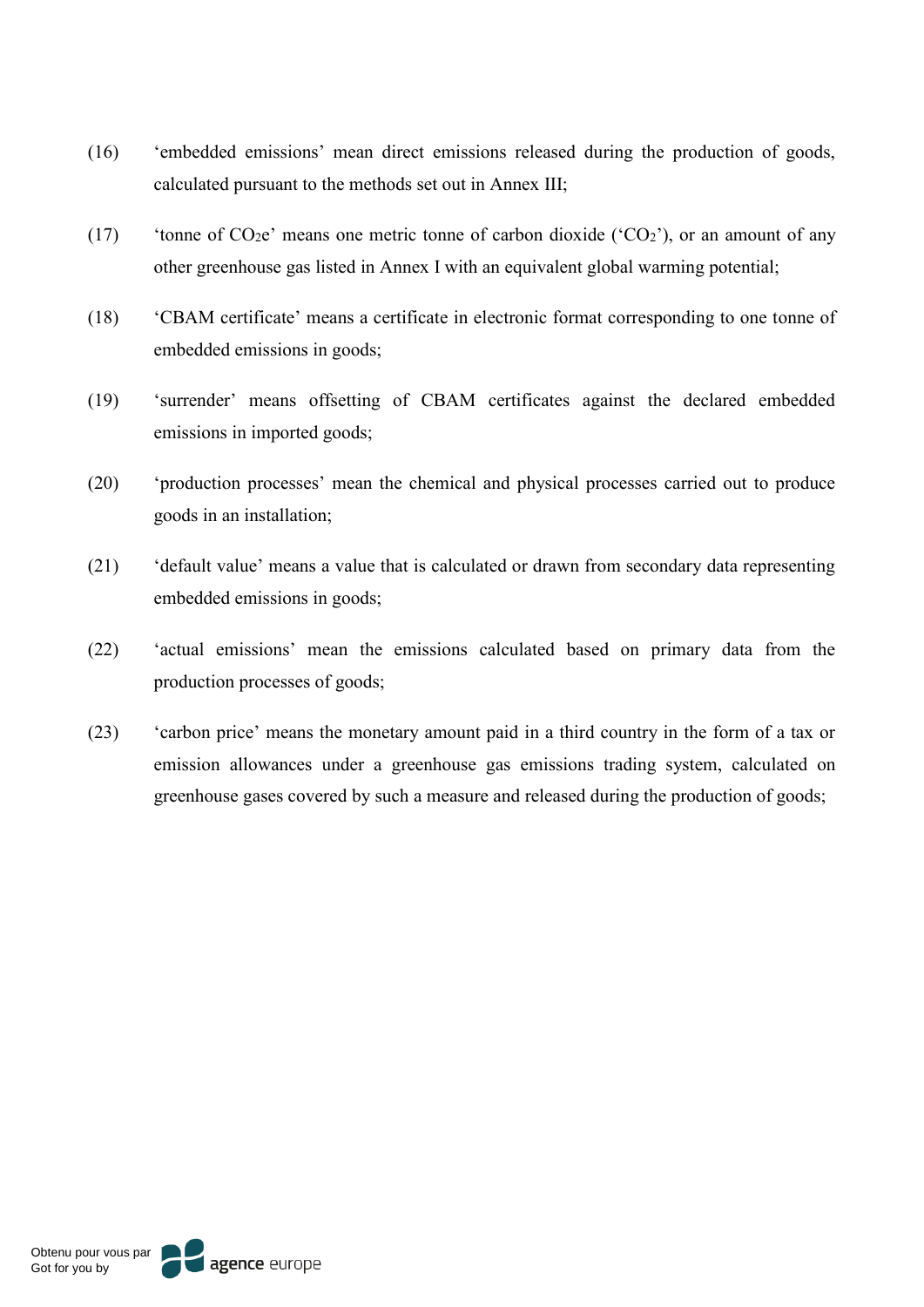(16) ‘embedded emissions’ mean direct emissions released during the production of goods, calculated pursuant to the methods set out in Annex III;

(17) ‘tonne of $CO_2$e’ means one metric tonne of carbon dioxide (‘$CO_2$’), or an amount of any other greenhouse gas listed in Annex I with an equivalent global warming potential;

(18) ‘CBAM certificate’ means a certificate in electronic format corresponding to one tonne of embedded emissions in goods;

(19) ‘surrender’ means offsetting of CBAM certificates against the declared embedded emissions in imported goods;

(20) ‘production processes’ mean the chemical and physical processes carried out to produce goods in an installation;

(21) ‘default value’ means a value that is calculated or drawn from secondary data representing embedded emissions in goods;

(22) ‘actual emissions’ mean the emissions calculated based on primary data from the production processes of goods;

(23) ‘carbon price’ means the monetary amount paid in a third country in the form of a tax or emission allowances under a greenhouse gas emissions trading system, calculated on greenhouse gases covered by such a measure and released during the production of goods;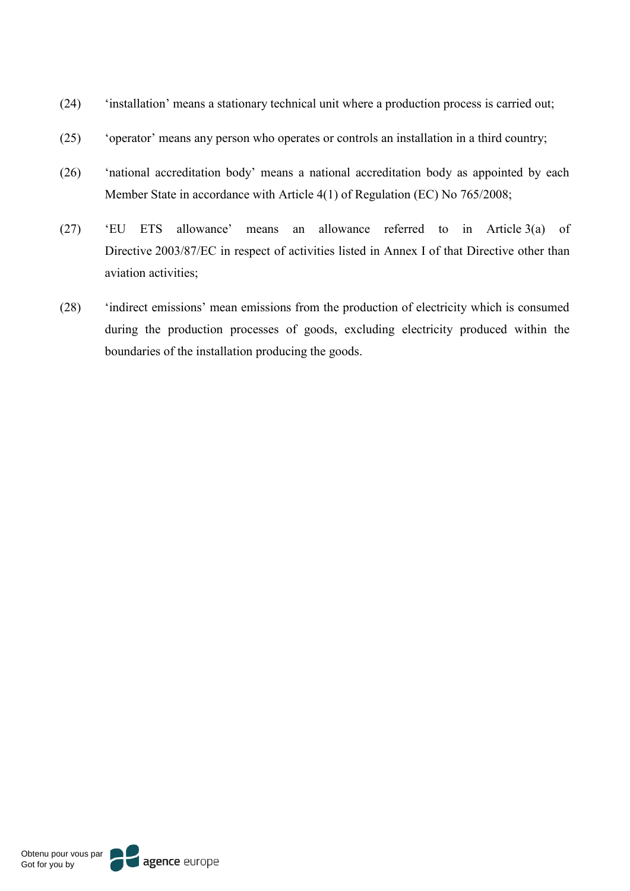(24) ‘installation’ means a stationary technical unit where a production process is carried out;

(25) ‘operator’ means any person who operates or controls an installation in a third country;

(26) ‘national accreditation body’ means a national accreditation body as appointed by each Member State in accordance with Article 4(1) of Regulation (EC) No 765/2008;

(27) ‘EU ETS allowance’ means an allowance referred to in Article 3(a) of Directive 2003/87/EC in respect of activities listed in Annex I of that Directive other than aviation activities;

(28) ‘indirect emissions’ mean emissions from the production of electricity which is consumed during the production processes of goods, excluding electricity produced within the boundaries of the installation producing the goods.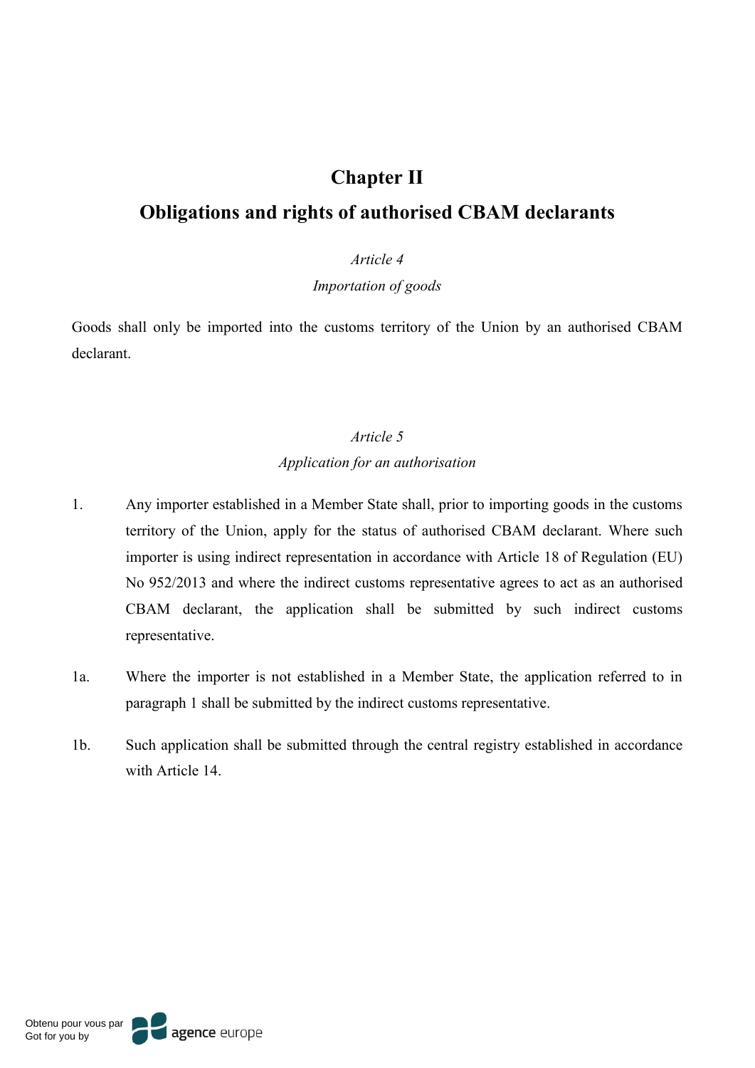## Chapter II

## Obligations and rights of authorised CBAM declarants

*Article 4*

*Importation of goods*

Goods shall only be imported into the customs territory of the Union by an authorised CBAM declarant.

*Article 5*

*Application for an authorisation*

1. Any importer established in a Member State shall, prior to importing goods in the customs territory of the Union, apply for the status of authorised CBAM declarant. Where such importer is using indirect representation in accordance with Article 18 of Regulation (EU) No 952/2013 and where the indirect customs representative agrees to act as an authorised CBAM declarant, the application shall be submitted by such indirect customs representative.

1a. Where the importer is not established in a Member State, the application referred to in paragraph 1 shall be submitted by the indirect customs representative.

1b. Such application shall be submitted through the central registry established in accordance with Article 14.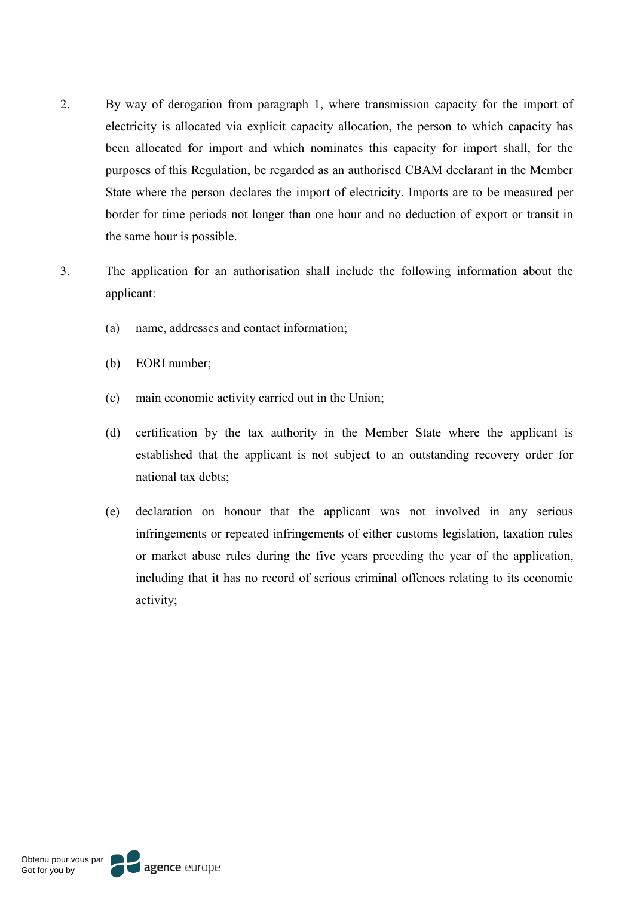2. By way of derogation from paragraph 1, where transmission capacity for the import of electricity is allocated via explicit capacity allocation, the person to which capacity has been allocated for import and which nominates this capacity for import shall, for the purposes of this Regulation, be regarded as an authorised CBAM declarant in the Member State where the person declares the import of electricity. Imports are to be measured per border for time periods not longer than one hour and no deduction of export or transit in the same hour is possible.

3. The application for an authorisation shall include the following information about the applicant:

   (a) name, addresses and contact information;

   (b) EORI number;

   (c) main economic activity carried out in the Union;

   (d) certification by the tax authority in the Member State where the applicant is established that the applicant is not subject to an outstanding recovery order for national tax debts;

   (e) declaration on honour that the applicant was not involved in any serious infringements or repeated infringements of either customs legislation, taxation rules or market abuse rules during the five years preceding the year of the application, including that it has no record of serious criminal offences relating to its economic activity;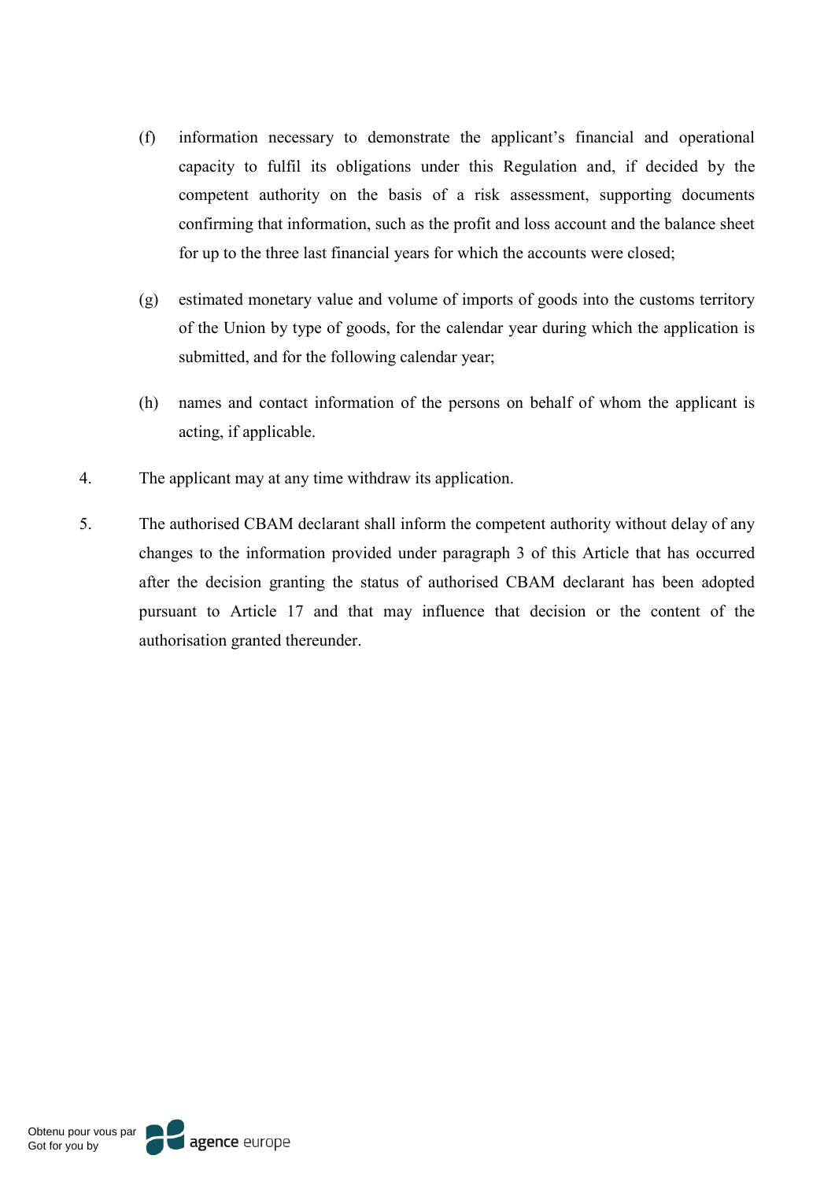(f) information necessary to demonstrate the applicant's financial and operational capacity to fulfil its obligations under this Regulation and, if decided by the competent authority on the basis of a risk assessment, supporting documents confirming that information, such as the profit and loss account and the balance sheet for up to the three last financial years for which the accounts were closed;

(g) estimated monetary value and volume of imports of goods into the customs territory of the Union by type of goods, for the calendar year during which the application is submitted, and for the following calendar year;

(h) names and contact information of the persons on behalf of whom the applicant is acting, if applicable.

4. The applicant may at any time withdraw its application.

5. The authorised CBAM declarant shall inform the competent authority without delay of any changes to the information provided under paragraph 3 of this Article that has occurred after the decision granting the status of authorised CBAM declarant has been adopted pursuant to Article 17 and that may influence that decision or the content of the authorisation granted thereunder.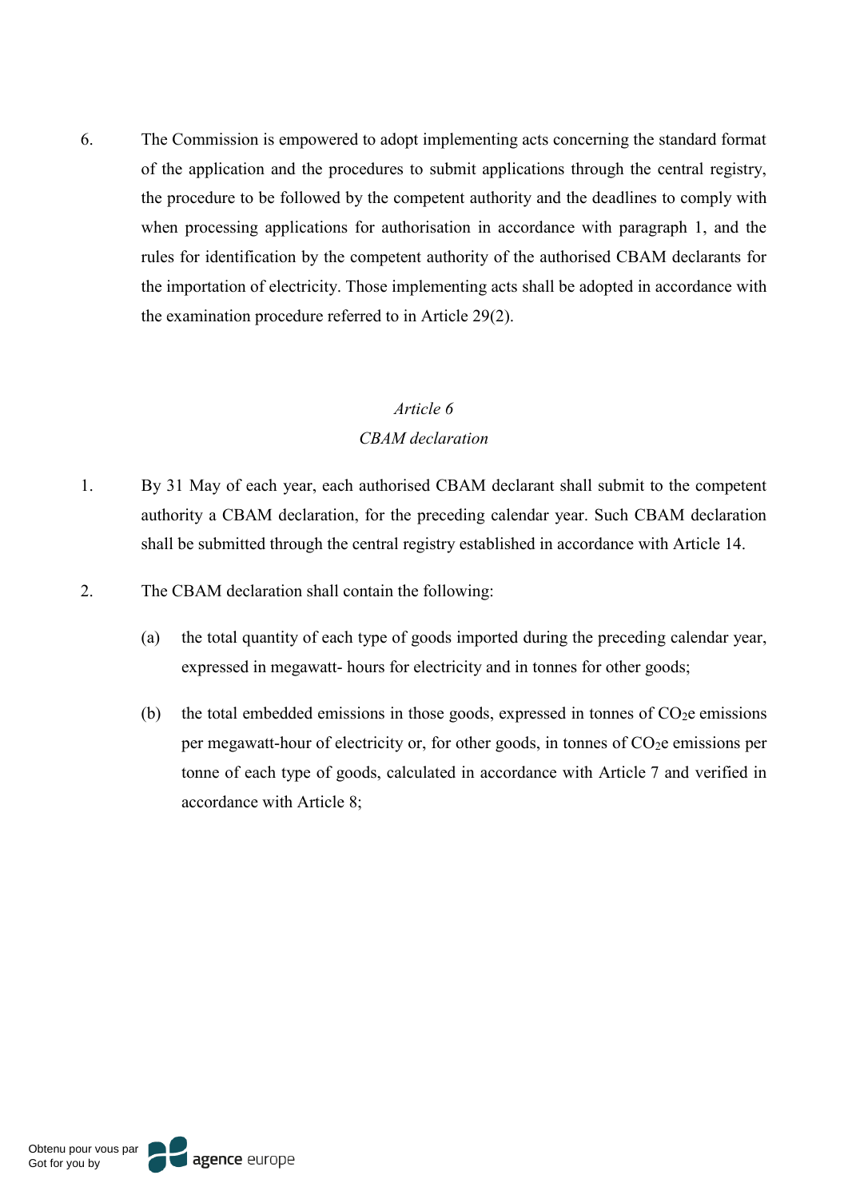6. The Commission is empowered to adopt implementing acts concerning the standard format of the application and the procedures to submit applications through the central registry, the procedure to be followed by the competent authority and the deadlines to comply with when processing applications for authorisation in accordance with paragraph 1, and the rules for identification by the competent authority of the authorised CBAM declarants for the importation of electricity. Those implementing acts shall be adopted in accordance with the examination procedure referred to in Article 29(2).

### *Article 6*
### *CBAM declaration*

1. By 31 May of each year, each authorised CBAM declarant shall submit to the competent authority a CBAM declaration, for the preceding calendar year. Such CBAM declaration shall be submitted through the central registry established in accordance with Article 14.

2. The CBAM declaration shall contain the following:

   (a) the total quantity of each type of goods imported during the preceding calendar year, expressed in megawatt- hours for electricity and in tonnes for other goods;

   (b) the total embedded emissions in those goods, expressed in tonnes of $CO_2e$ emissions per megawatt-hour of electricity or, for other goods, in tonnes of $CO_2e$ emissions per tonne of each type of goods, calculated in accordance with Article 7 and verified in accordance with Article 8;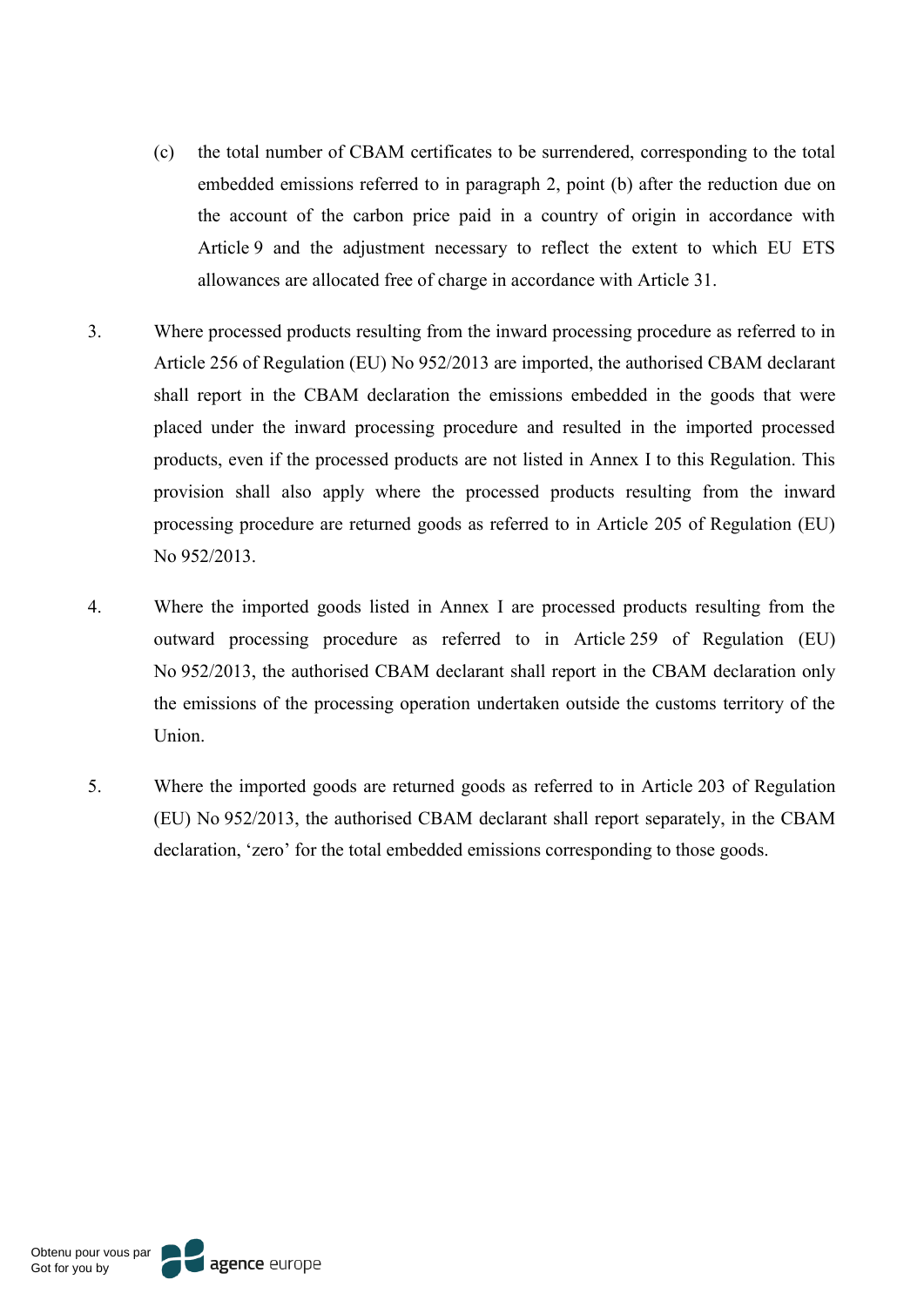(c) the total number of CBAM certificates to be surrendered, corresponding to the total embedded emissions referred to in paragraph 2, point (b) after the reduction due on the account of the carbon price paid in a country of origin in accordance with Article 9 and the adjustment necessary to reflect the extent to which EU ETS allowances are allocated free of charge in accordance with Article 31.

3. Where processed products resulting from the inward processing procedure as referred to in Article 256 of Regulation (EU) No 952/2013 are imported, the authorised CBAM declarant shall report in the CBAM declaration the emissions embedded in the goods that were placed under the inward processing procedure and resulted in the imported processed products, even if the processed products are not listed in Annex I to this Regulation. This provision shall also apply where the processed products resulting from the inward processing procedure are returned goods as referred to in Article 205 of Regulation (EU) No 952/2013.

4. Where the imported goods listed in Annex I are processed products resulting from the outward processing procedure as referred to in Article 259 of Regulation (EU) No 952/2013, the authorised CBAM declarant shall report in the CBAM declaration only the emissions of the processing operation undertaken outside the customs territory of the Union.

5. Where the imported goods are returned goods as referred to in Article 203 of Regulation (EU) No 952/2013, the authorised CBAM declarant shall report separately, in the CBAM declaration, 'zero' for the total embedded emissions corresponding to those goods.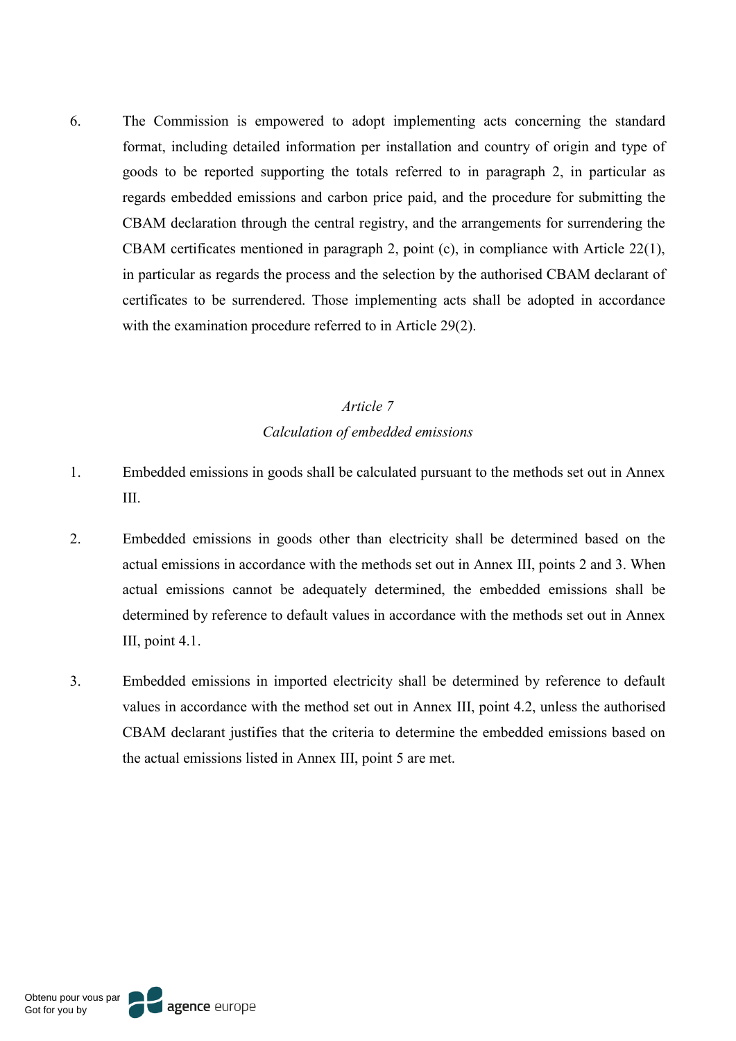6. The Commission is empowered to adopt implementing acts concerning the standard format, including detailed information per installation and country of origin and type of goods to be reported supporting the totals referred to in paragraph 2, in particular as regards embedded emissions and carbon price paid, and the procedure for submitting the CBAM declaration through the central registry, and the arrangements for surrendering the CBAM certificates mentioned in paragraph 2, point (c), in compliance with Article 22(1), in particular as regards the process and the selection by the authorised CBAM declarant of certificates to be surrendered. Those implementing acts shall be adopted in accordance with the examination procedure referred to in Article 29(2).

*Article 7*

*Calculation of embedded emissions*

1. Embedded emissions in goods shall be calculated pursuant to the methods set out in Annex III.

2. Embedded emissions in goods other than electricity shall be determined based on the actual emissions in accordance with the methods set out in Annex III, points 2 and 3. When actual emissions cannot be adequately determined, the embedded emissions shall be determined by reference to default values in accordance with the methods set out in Annex III, point 4.1.

3. Embedded emissions in imported electricity shall be determined by reference to default values in accordance with the method set out in Annex III, point 4.2, unless the authorised CBAM declarant justifies that the criteria to determine the embedded emissions based on the actual emissions listed in Annex III, point 5 are met.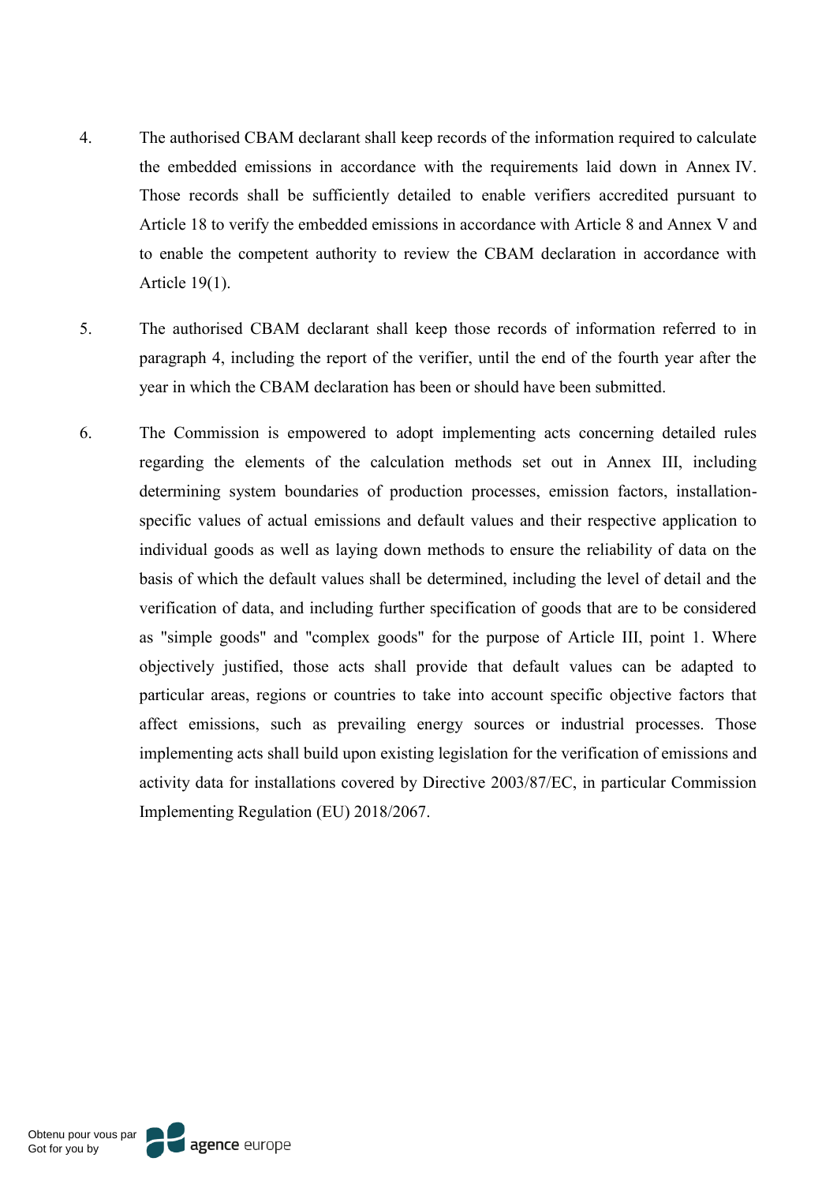4. The authorised CBAM declarant shall keep records of the information required to calculate the embedded emissions in accordance with the requirements laid down in Annex IV. Those records shall be sufficiently detailed to enable verifiers accredited pursuant to Article 18 to verify the embedded emissions in accordance with Article 8 and Annex V and to enable the competent authority to review the CBAM declaration in accordance with Article 19(1).

5. The authorised CBAM declarant shall keep those records of information referred to in paragraph 4, including the report of the verifier, until the end of the fourth year after the year in which the CBAM declaration has been or should have been submitted.

6. The Commission is empowered to adopt implementing acts concerning detailed rules regarding the elements of the calculation methods set out in Annex III, including determining system boundaries of production processes, emission factors, installation-specific values of actual emissions and default values and their respective application to individual goods as well as laying down methods to ensure the reliability of data on the basis of which the default values shall be determined, including the level of detail and the verification of data, and including further specification of goods that are to be considered as "simple goods" and "complex goods" for the purpose of Article III, point 1. Where objectively justified, those acts shall provide that default values can be adapted to particular areas, regions or countries to take into account specific objective factors that affect emissions, such as prevailing energy sources or industrial processes. Those implementing acts shall build upon existing legislation for the verification of emissions and activity data for installations covered by Directive 2003/87/EC, in particular Commission Implementing Regulation (EU) 2018/2067.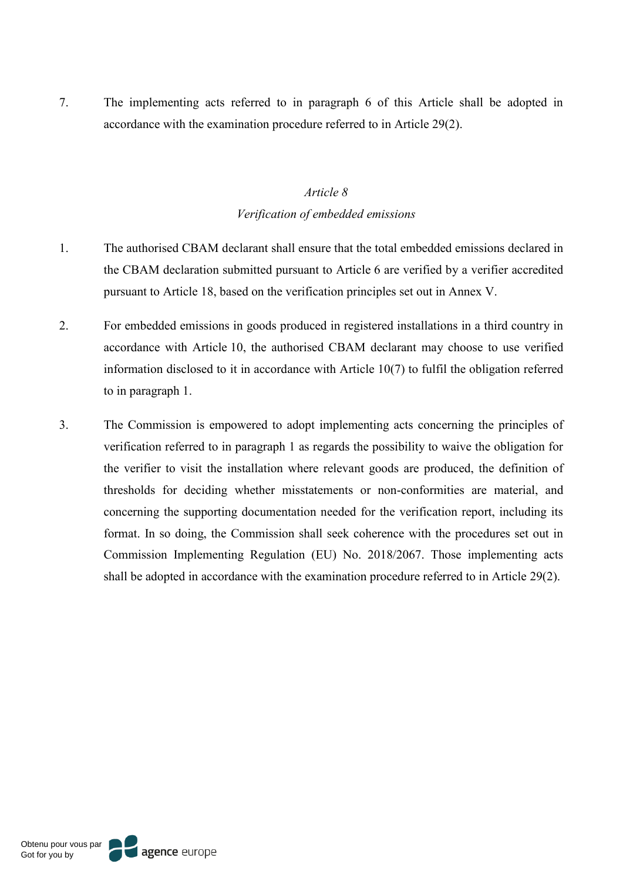7. The implementing acts referred to in paragraph 6 of this Article shall be adopted in accordance with the examination procedure referred to in Article 29(2).

### *Article 8*
### *Verification of embedded emissions*

1. The authorised CBAM declarant shall ensure that the total embedded emissions declared in the CBAM declaration submitted pursuant to Article 6 are verified by a verifier accredited pursuant to Article 18, based on the verification principles set out in Annex V.

2. For embedded emissions in goods produced in registered installations in a third country in accordance with Article 10, the authorised CBAM declarant may choose to use verified information disclosed to it in accordance with Article 10(7) to fulfil the obligation referred to in paragraph 1.

3. The Commission is empowered to adopt implementing acts concerning the principles of verification referred to in paragraph 1 as regards the possibility to waive the obligation for the verifier to visit the installation where relevant goods are produced, the definition of thresholds for deciding whether misstatements or non-conformities are material, and concerning the supporting documentation needed for the verification report, including its format. In so doing, the Commission shall seek coherence with the procedures set out in Commission Implementing Regulation (EU) No. 2018/2067. Those implementing acts shall be adopted in accordance with the examination procedure referred to in Article 29(2).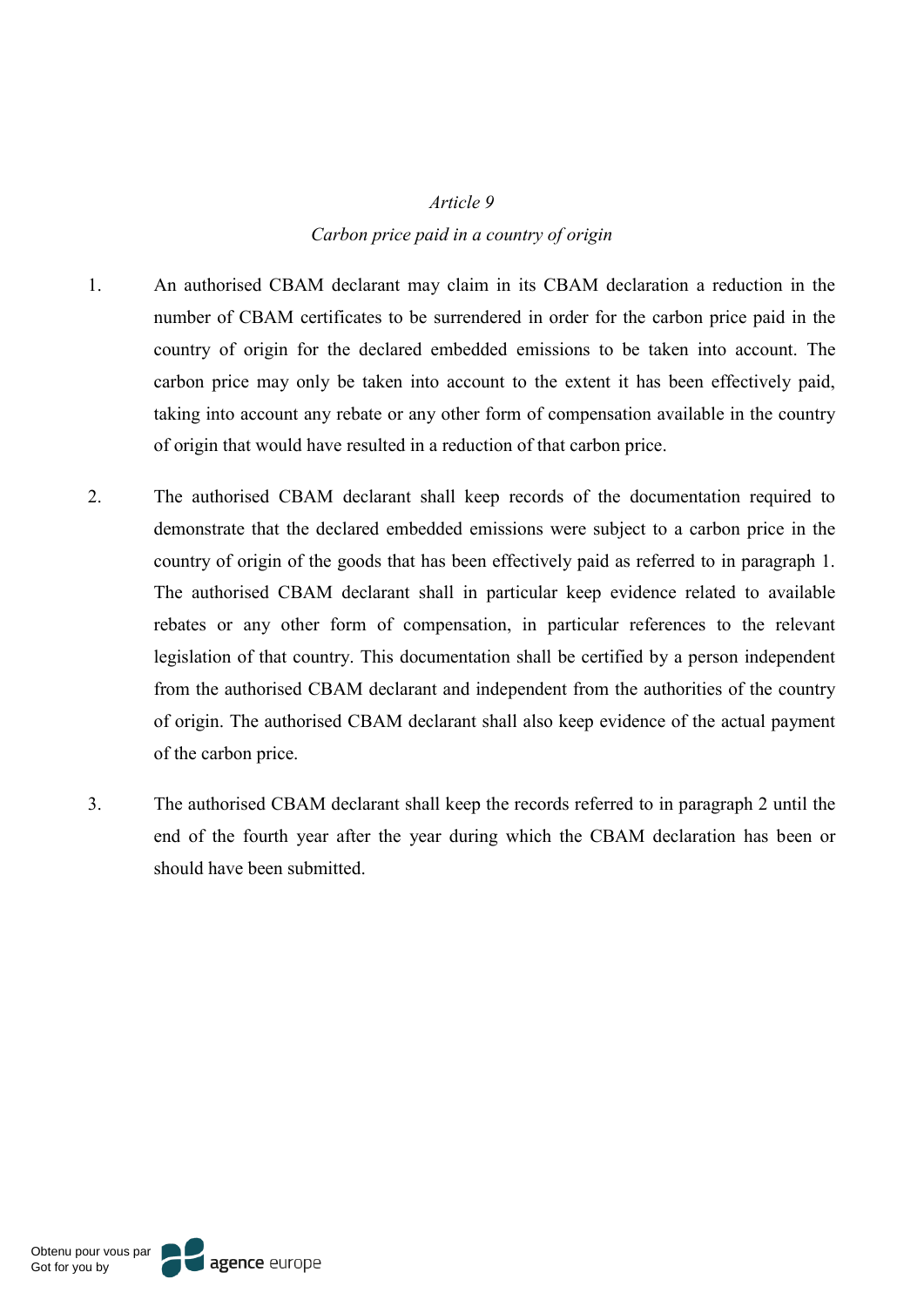*Article 9*

*Carbon price paid in a country of origin*

1. An authorised CBAM declarant may claim in its CBAM declaration a reduction in the number of CBAM certificates to be surrendered in order for the carbon price paid in the country of origin for the declared embedded emissions to be taken into account. The carbon price may only be taken into account to the extent it has been effectively paid, taking into account any rebate or any other form of compensation available in the country of origin that would have resulted in a reduction of that carbon price.

2. The authorised CBAM declarant shall keep records of the documentation required to demonstrate that the declared embedded emissions were subject to a carbon price in the country of origin of the goods that has been effectively paid as referred to in paragraph 1. The authorised CBAM declarant shall in particular keep evidence related to available rebates or any other form of compensation, in particular references to the relevant legislation of that country. This documentation shall be certified by a person independent from the authorised CBAM declarant and independent from the authorities of the country of origin. The authorised CBAM declarant shall also keep evidence of the actual payment of the carbon price.

3. The authorised CBAM declarant shall keep the records referred to in paragraph 2 until the end of the fourth year after the year during which the CBAM declaration has been or should have been submitted.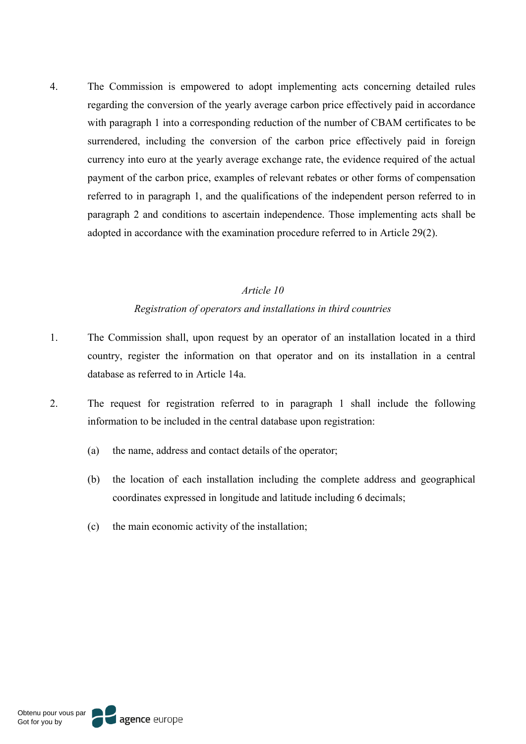4. The Commission is empowered to adopt implementing acts concerning detailed rules regarding the conversion of the yearly average carbon price effectively paid in accordance with paragraph 1 into a corresponding reduction of the number of CBAM certificates to be surrendered, including the conversion of the carbon price effectively paid in foreign currency into euro at the yearly average exchange rate, the evidence required of the actual payment of the carbon price, examples of relevant rebates or other forms of compensation referred to in paragraph 1, and the qualifications of the independent person referred to in paragraph 2 and conditions to ascertain independence. Those implementing acts shall be adopted in accordance with the examination procedure referred to in Article 29(2).

*Article 10*

*Registration of operators and installations in third countries*

1. The Commission shall, upon request by an operator of an installation located in a third country, register the information on that operator and on its installation in a central database as referred to in Article 14a.

2. The request for registration referred to in paragraph 1 shall include the following information to be included in the central database upon registration:

   (a) the name, address and contact details of the operator;

   (b) the location of each installation including the complete address and geographical coordinates expressed in longitude and latitude including 6 decimals;

   (c) the main economic activity of the installation;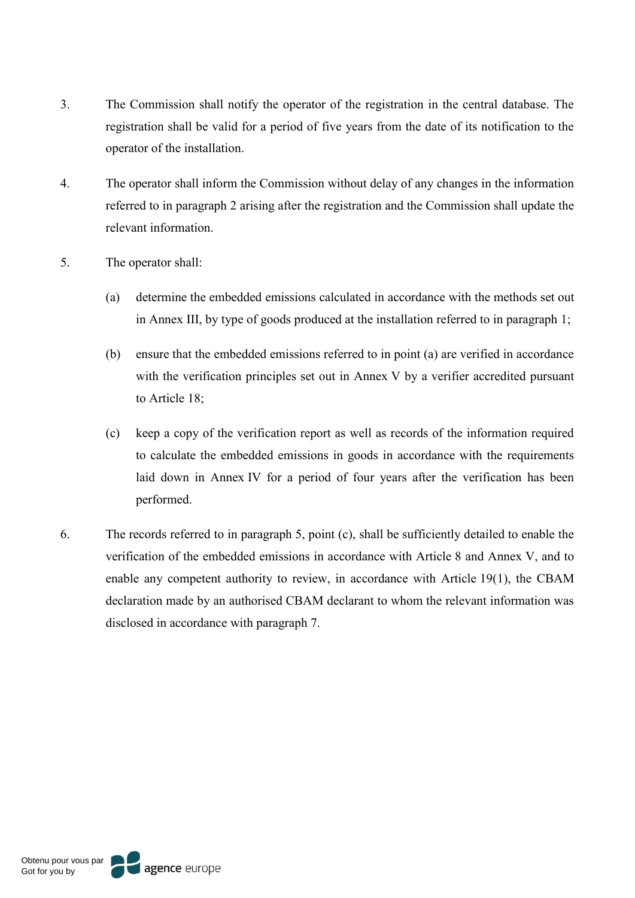3. The Commission shall notify the operator of the registration in the central database. The registration shall be valid for a period of five years from the date of its notification to the operator of the installation.

4. The operator shall inform the Commission without delay of any changes in the information referred to in paragraph 2 arising after the registration and the Commission shall update the relevant information.

5. The operator shall:

   (a) determine the embedded emissions calculated in accordance with the methods set out in Annex III, by type of goods produced at the installation referred to in paragraph 1;

   (b) ensure that the embedded emissions referred to in point (a) are verified in accordance with the verification principles set out in Annex V by a verifier accredited pursuant to Article 18;

   (c) keep a copy of the verification report as well as records of the information required to calculate the embedded emissions in goods in accordance with the requirements laid down in Annex IV for a period of four years after the verification has been performed.

6. The records referred to in paragraph 5, point (c), shall be sufficiently detailed to enable the verification of the embedded emissions in accordance with Article 8 and Annex V, and to enable any competent authority to review, in accordance with Article 19(1), the CBAM declaration made by an authorised CBAM declarant to whom the relevant information was disclosed in accordance with paragraph 7.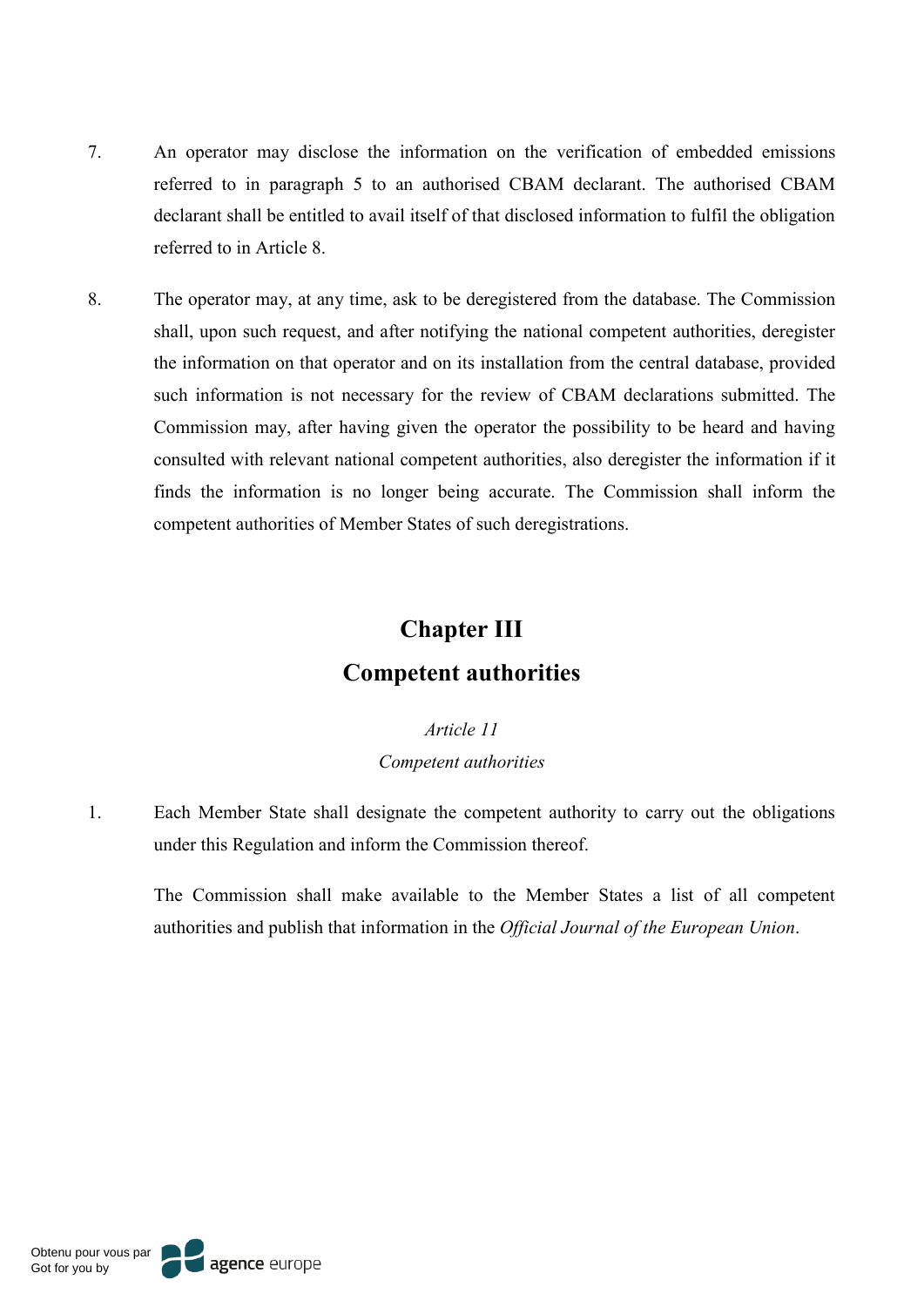7. An operator may disclose the information on the verification of embedded emissions referred to in paragraph 5 to an authorised CBAM declarant. The authorised CBAM declarant shall be entitled to avail itself of that disclosed information to fulfil the obligation referred to in Article 8.

8. The operator may, at any time, ask to be deregistered from the database. The Commission shall, upon such request, and after notifying the national competent authorities, deregister the information on that operator and on its installation from the central database, provided such information is not necessary for the review of CBAM declarations submitted. The Commission may, after having given the operator the possibility to be heard and having consulted with relevant national competent authorities, also deregister the information if it finds the information is no longer being accurate. The Commission shall inform the competent authorities of Member States of such deregistrations.

# Chapter III
# Competent authorities

*Article 11*

*Competent authorities*

1. Each Member State shall designate the competent authority to carry out the obligations under this Regulation and inform the Commission thereof.

   The Commission shall make available to the Member States a list of all competent authorities and publish that information in the *Official Journal of the European Union*.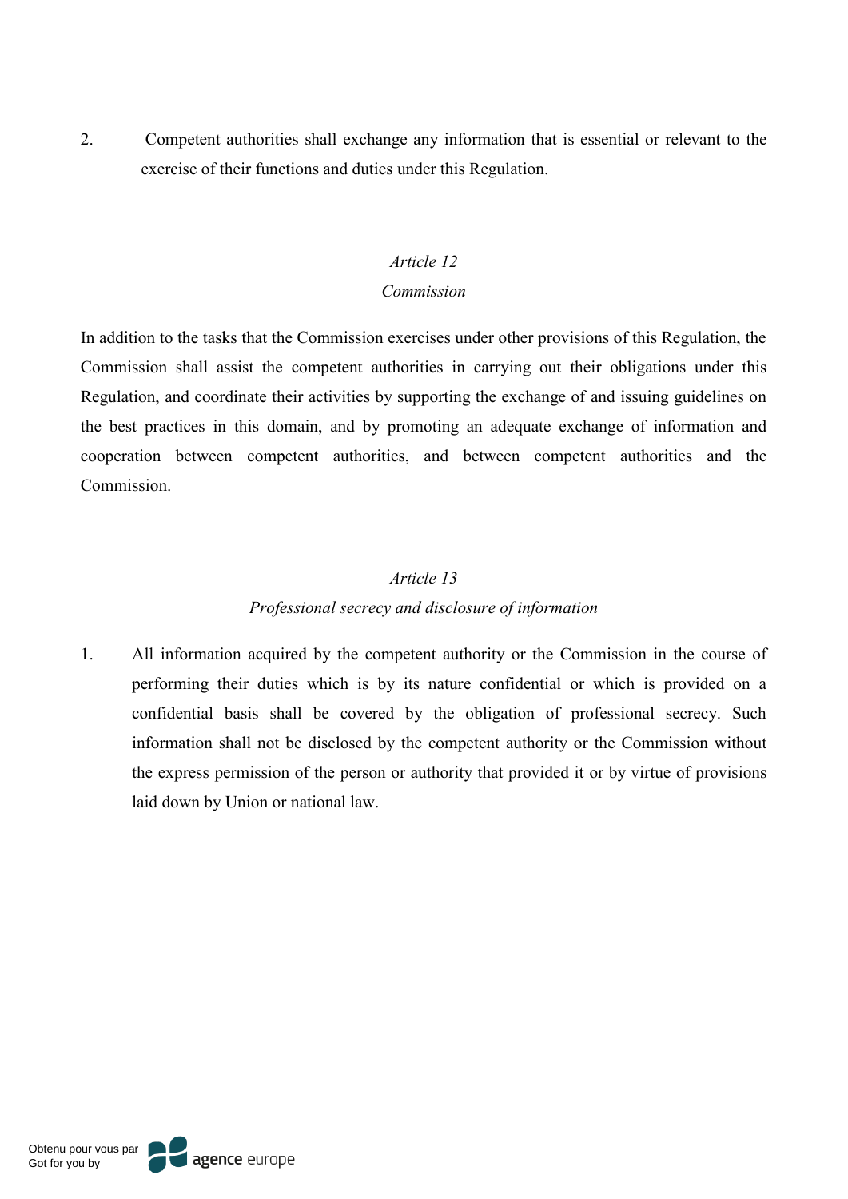2. Competent authorities shall exchange any information that is essential or relevant to the exercise of their functions and duties under this Regulation.

*Article 12*

*Commission*

In addition to the tasks that the Commission exercises under other provisions of this Regulation, the Commission shall assist the competent authorities in carrying out their obligations under this Regulation, and coordinate their activities by supporting the exchange of and issuing guidelines on the best practices in this domain, and by promoting an adequate exchange of information and cooperation between competent authorities, and between competent authorities and the Commission.

*Article 13*

*Professional secrecy and disclosure of information*

1. All information acquired by the competent authority or the Commission in the course of performing their duties which is by its nature confidential or which is provided on a confidential basis shall be covered by the obligation of professional secrecy. Such information shall not be disclosed by the competent authority or the Commission without the express permission of the person or authority that provided it or by virtue of provisions laid down by Union or national law.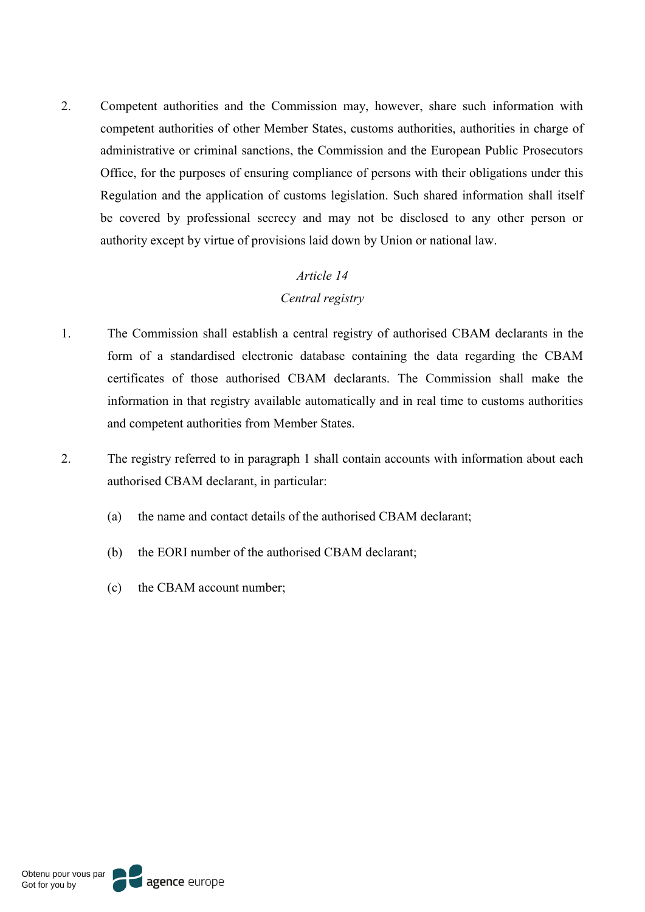2. Competent authorities and the Commission may, however, share such information with competent authorities of other Member States, customs authorities, authorities in charge of administrative or criminal sanctions, the Commission and the European Public Prosecutors Office, for the purposes of ensuring compliance of persons with their obligations under this Regulation and the application of customs legislation. Such shared information shall itself be covered by professional secrecy and may not be disclosed to any other person or authority except by virtue of provisions laid down by Union or national law.

*Article 14*

*Central registry*

1. The Commission shall establish a central registry of authorised CBAM declarants in the form of a standardised electronic database containing the data regarding the CBAM certificates of those authorised CBAM declarants. The Commission shall make the information in that registry available automatically and in real time to customs authorities and competent authorities from Member States.

2. The registry referred to in paragraph 1 shall contain accounts with information about each authorised CBAM declarant, in particular:

   (a) the name and contact details of the authorised CBAM declarant;

   (b) the EORI number of the authorised CBAM declarant;

   (c) the CBAM account number;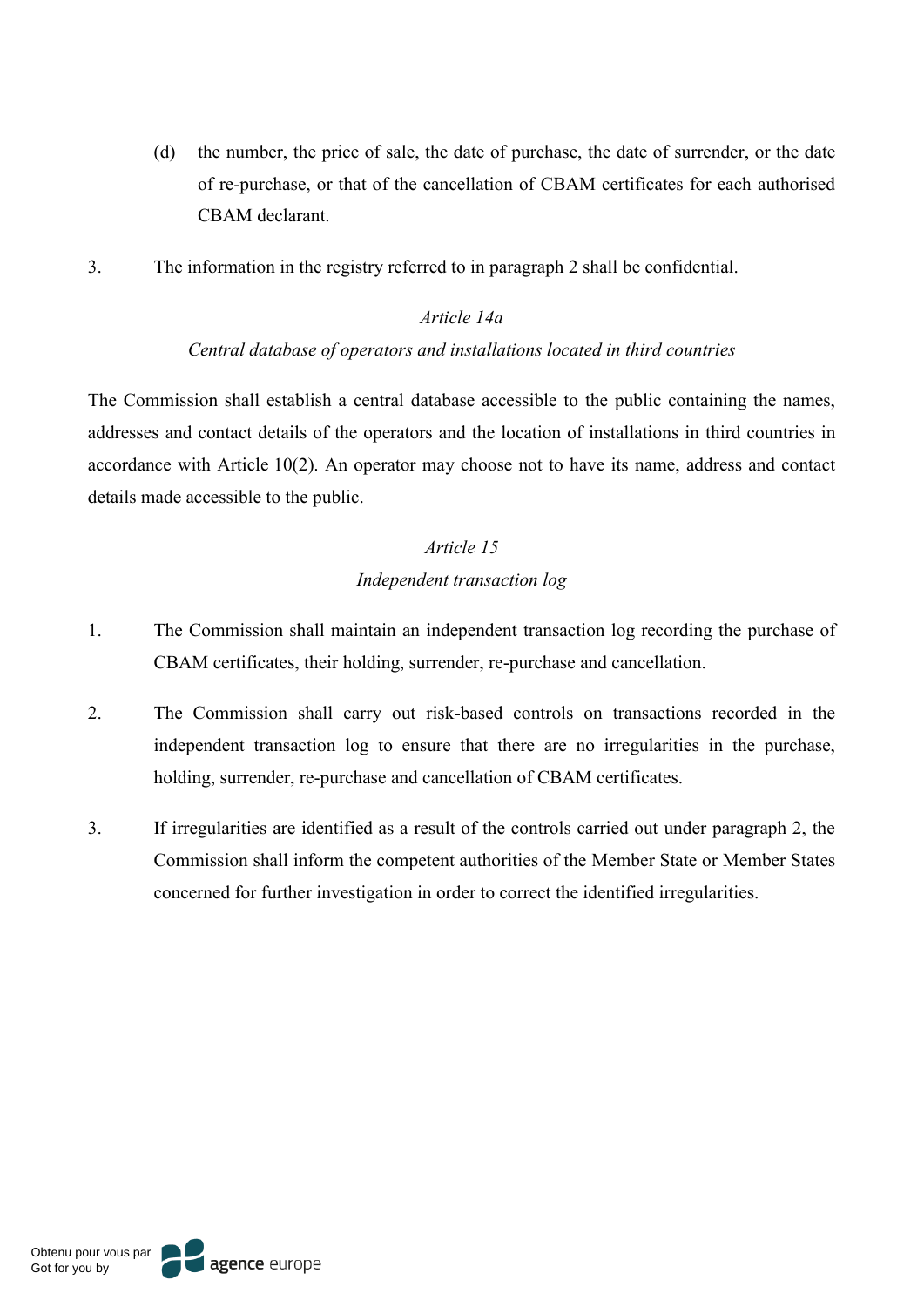(d) the number, the price of sale, the date of purchase, the date of surrender, or the date of re-purchase, or that of the cancellation of CBAM certificates for each authorised CBAM declarant.

3. The information in the registry referred to in paragraph 2 shall be confidential.

*Article 14a*

*Central database of operators and installations located in third countries*

The Commission shall establish a central database accessible to the public containing the names, addresses and contact details of the operators and the location of installations in third countries in accordance with Article 10(2). An operator may choose not to have its name, address and contact details made accessible to the public.

*Article 15*

*Independent transaction log*

1. The Commission shall maintain an independent transaction log recording the purchase of CBAM certificates, their holding, surrender, re-purchase and cancellation.

2. The Commission shall carry out risk-based controls on transactions recorded in the independent transaction log to ensure that there are no irregularities in the purchase, holding, surrender, re-purchase and cancellation of CBAM certificates.

3. If irregularities are identified as a result of the controls carried out under paragraph 2, the Commission shall inform the competent authorities of the Member State or Member States concerned for further investigation in order to correct the identified irregularities.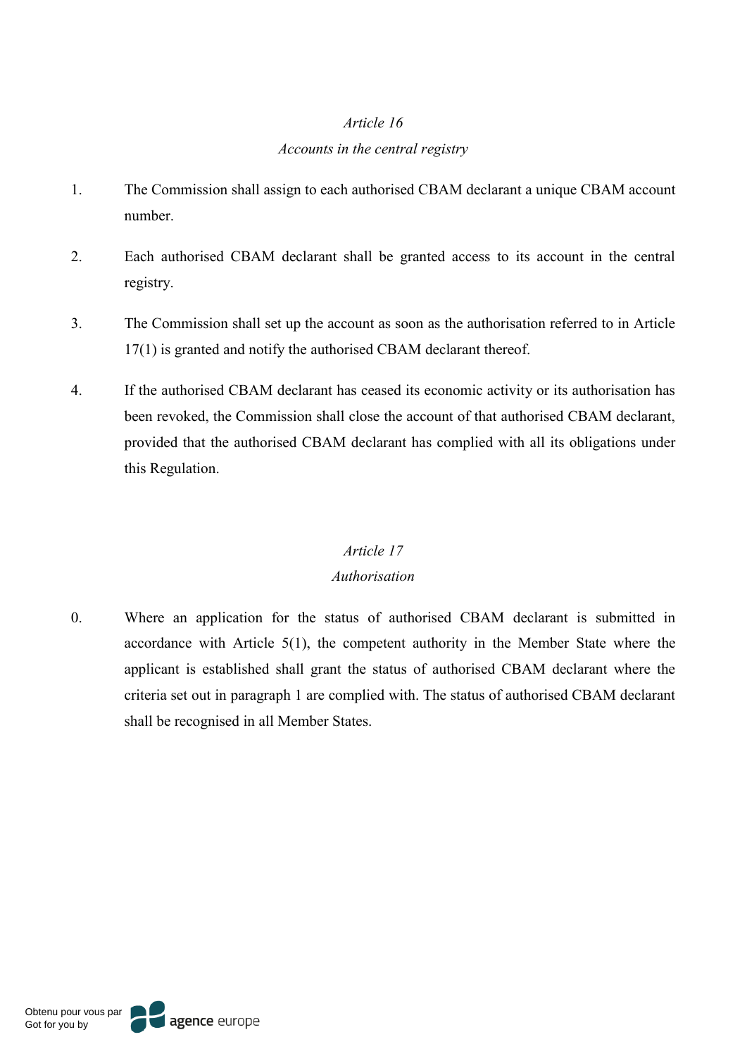*Article 16*

*Accounts in the central registry*

1. The Commission shall assign to each authorised CBAM declarant a unique CBAM account number.

2. Each authorised CBAM declarant shall be granted access to its account in the central registry.

3. The Commission shall set up the account as soon as the authorisation referred to in Article 17(1) is granted and notify the authorised CBAM declarant thereof.

4. If the authorised CBAM declarant has ceased its economic activity or its authorisation has been revoked, the Commission shall close the account of that authorised CBAM declarant, provided that the authorised CBAM declarant has complied with all its obligations under this Regulation.

*Article 17*

*Authorisation*

0. Where an application for the status of authorised CBAM declarant is submitted in accordance with Article 5(1), the competent authority in the Member State where the applicant is established shall grant the status of authorised CBAM declarant where the criteria set out in paragraph 1 are complied with. The status of authorised CBAM declarant shall be recognised in all Member States.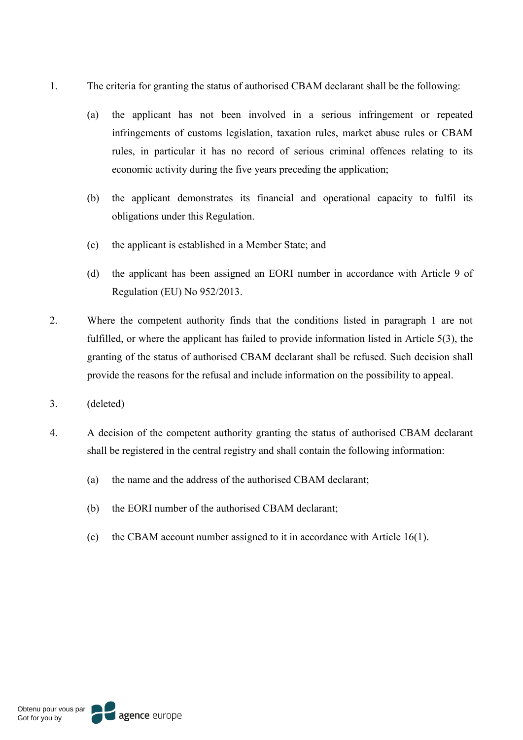1. The criteria for granting the status of authorised CBAM declarant shall be the following:

   (a) the applicant has not been involved in a serious infringement or repeated infringements of customs legislation, taxation rules, market abuse rules or CBAM rules, in particular it has no record of serious criminal offences relating to its economic activity during the five years preceding the application;

   (b) the applicant demonstrates its financial and operational capacity to fulfil its obligations under this Regulation.

   (c) the applicant is established in a Member State; and

   (d) the applicant has been assigned an EORI number in accordance with Article 9 of Regulation (EU) No 952/2013.

2. Where the competent authority finds that the conditions listed in paragraph 1 are not fulfilled, or where the applicant has failed to provide information listed in Article 5(3), the granting of the status of authorised CBAM declarant shall be refused. Such decision shall provide the reasons for the refusal and include information on the possibility to appeal.

3. (deleted)

4. A decision of the competent authority granting the status of authorised CBAM declarant shall be registered in the central registry and shall contain the following information:

   (a) the name and the address of the authorised CBAM declarant;

   (b) the EORI number of the authorised CBAM declarant;

   (c) the CBAM account number assigned to it in accordance with Article 16(1).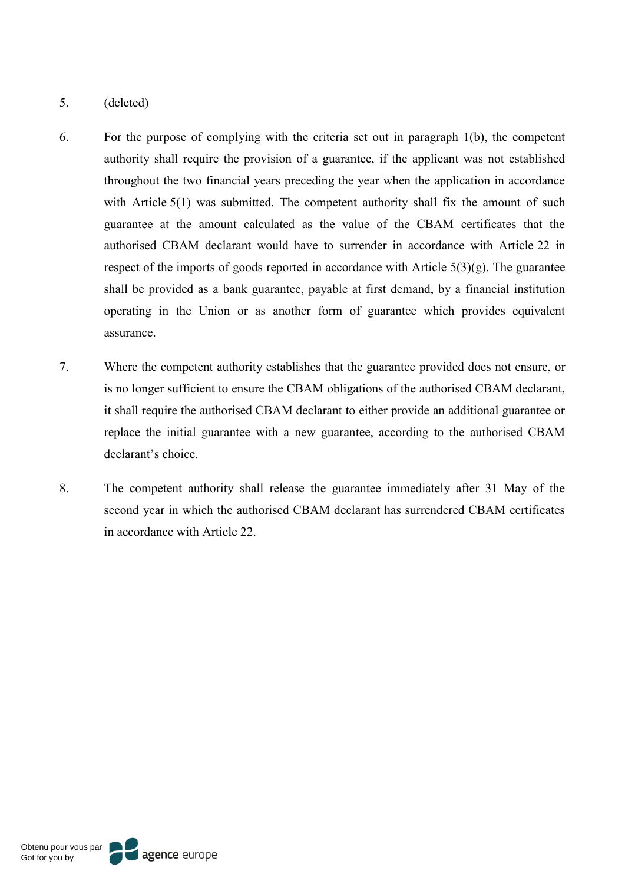5. (deleted)

6. For the purpose of complying with the criteria set out in paragraph 1(b), the competent authority shall require the provision of a guarantee, if the applicant was not established throughout the two financial years preceding the year when the application in accordance with Article 5(1) was submitted. The competent authority shall fix the amount of such guarantee at the amount calculated as the value of the CBAM certificates that the authorised CBAM declarant would have to surrender in accordance with Article 22 in respect of the imports of goods reported in accordance with Article 5(3)(g). The guarantee shall be provided as a bank guarantee, payable at first demand, by a financial institution operating in the Union or as another form of guarantee which provides equivalent assurance.

7. Where the competent authority establishes that the guarantee provided does not ensure, or is no longer sufficient to ensure the CBAM obligations of the authorised CBAM declarant, it shall require the authorised CBAM declarant to either provide an additional guarantee or replace the initial guarantee with a new guarantee, according to the authorised CBAM declarant's choice.

8. The competent authority shall release the guarantee immediately after 31 May of the second year in which the authorised CBAM declarant has surrendered CBAM certificates in accordance with Article 22.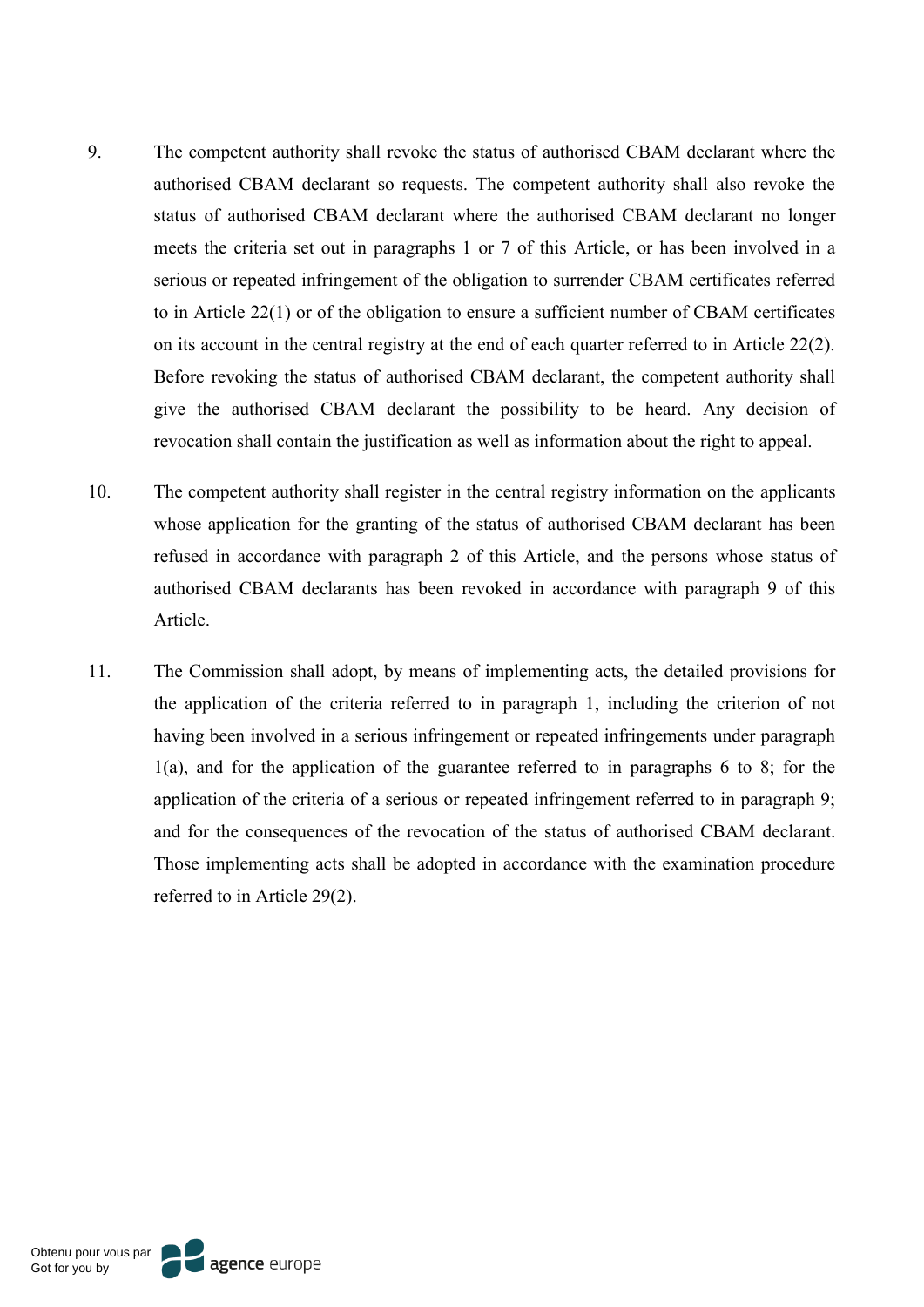9. The competent authority shall revoke the status of authorised CBAM declarant where the authorised CBAM declarant so requests. The competent authority shall also revoke the status of authorised CBAM declarant where the authorised CBAM declarant no longer meets the criteria set out in paragraphs 1 or 7 of this Article, or has been involved in a serious or repeated infringement of the obligation to surrender CBAM certificates referred to in Article 22(1) or of the obligation to ensure a sufficient number of CBAM certificates on its account in the central registry at the end of each quarter referred to in Article 22(2). Before revoking the status of authorised CBAM declarant, the competent authority shall give the authorised CBAM declarant the possibility to be heard. Any decision of revocation shall contain the justification as well as information about the right to appeal.

10. The competent authority shall register in the central registry information on the applicants whose application for the granting of the status of authorised CBAM declarant has been refused in accordance with paragraph 2 of this Article, and the persons whose status of authorised CBAM declarants has been revoked in accordance with paragraph 9 of this Article.

11. The Commission shall adopt, by means of implementing acts, the detailed provisions for the application of the criteria referred to in paragraph 1, including the criterion of not having been involved in a serious infringement or repeated infringements under paragraph 1(a), and for the application of the guarantee referred to in paragraphs 6 to 8; for the application of the criteria of a serious or repeated infringement referred to in paragraph 9; and for the consequences of the revocation of the status of authorised CBAM declarant. Those implementing acts shall be adopted in accordance with the examination procedure referred to in Article 29(2).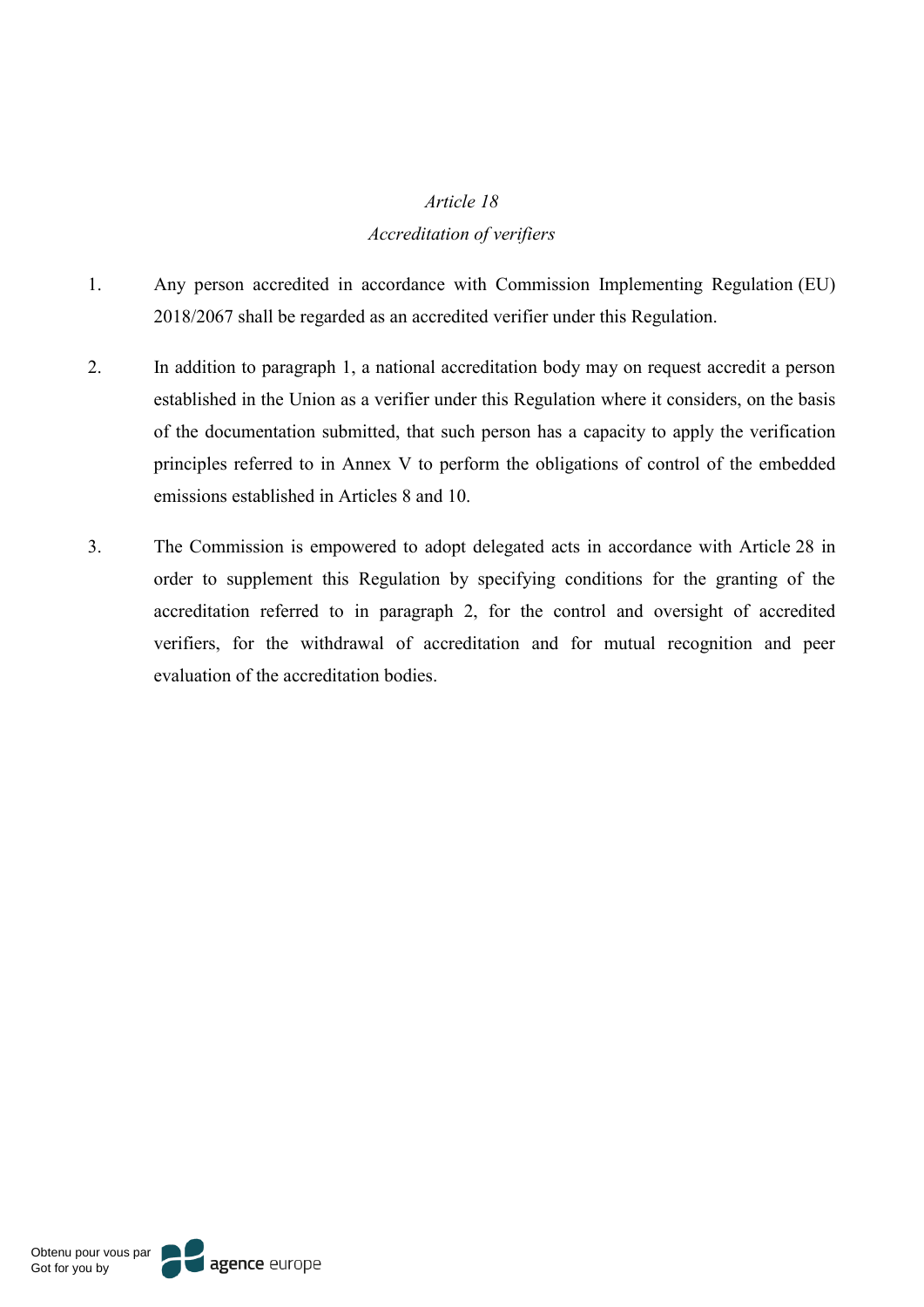*Article 18*

*Accreditation of verifiers*

1. Any person accredited in accordance with Commission Implementing Regulation (EU) 2018/2067 shall be regarded as an accredited verifier under this Regulation.

2. In addition to paragraph 1, a national accreditation body may on request accredit a person established in the Union as a verifier under this Regulation where it considers, on the basis of the documentation submitted, that such person has a capacity to apply the verification principles referred to in Annex V to perform the obligations of control of the embedded emissions established in Articles 8 and 10.

3. The Commission is empowered to adopt delegated acts in accordance with Article 28 in order to supplement this Regulation by specifying conditions for the granting of the accreditation referred to in paragraph 2, for the control and oversight of accredited verifiers, for the withdrawal of accreditation and for mutual recognition and peer evaluation of the accreditation bodies.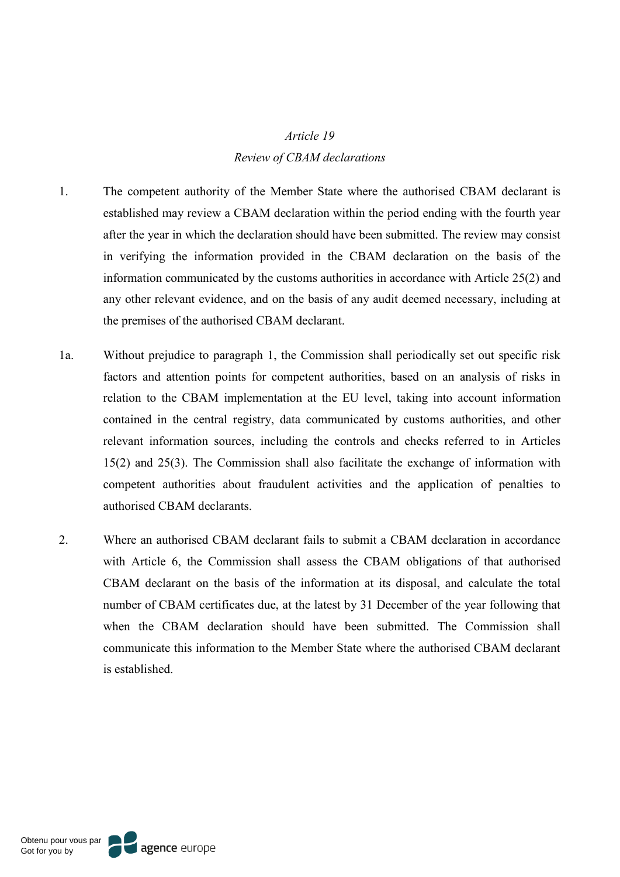*Article 19*

*Review of CBAM declarations*

1. The competent authority of the Member State where the authorised CBAM declarant is established may review a CBAM declaration within the period ending with the fourth year after the year in which the declaration should have been submitted. The review may consist in verifying the information provided in the CBAM declaration on the basis of the information communicated by the customs authorities in accordance with Article 25(2) and any other relevant evidence, and on the basis of any audit deemed necessary, including at the premises of the authorised CBAM declarant.

1a. Without prejudice to paragraph 1, the Commission shall periodically set out specific risk factors and attention points for competent authorities, based on an analysis of risks in relation to the CBAM implementation at the EU level, taking into account information contained in the central registry, data communicated by customs authorities, and other relevant information sources, including the controls and checks referred to in Articles 15(2) and 25(3). The Commission shall also facilitate the exchange of information with competent authorities about fraudulent activities and the application of penalties to authorised CBAM declarants.

2. Where an authorised CBAM declarant fails to submit a CBAM declaration in accordance with Article 6, the Commission shall assess the CBAM obligations of that authorised CBAM declarant on the basis of the information at its disposal, and calculate the total number of CBAM certificates due, at the latest by 31 December of the year following that when the CBAM declaration should have been submitted. The Commission shall communicate this information to the Member State where the authorised CBAM declarant is established.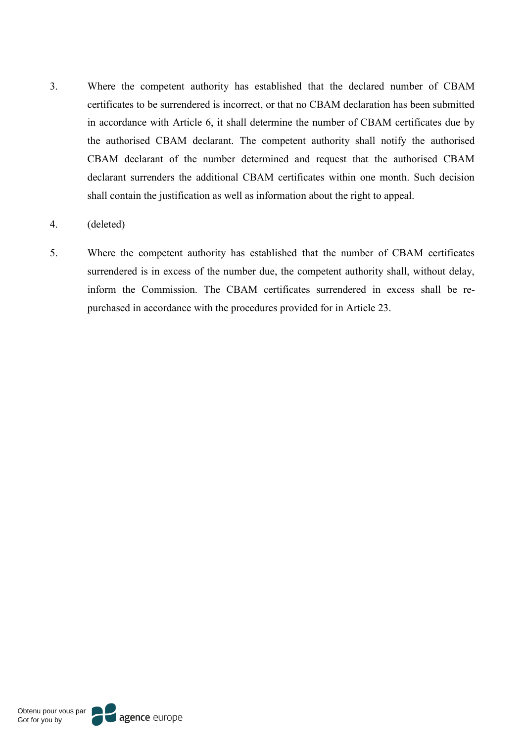3. Where the competent authority has established that the declared number of CBAM certificates to be surrendered is incorrect, or that no CBAM declaration has been submitted in accordance with Article 6, it shall determine the number of CBAM certificates due by the authorised CBAM declarant. The competent authority shall notify the authorised CBAM declarant of the number determined and request that the authorised CBAM declarant surrenders the additional CBAM certificates within one month. Such decision shall contain the justification as well as information about the right to appeal.

4. (deleted)

5. Where the competent authority has established that the number of CBAM certificates surrendered is in excess of the number due, the competent authority shall, without delay, inform the Commission. The CBAM certificates surrendered in excess shall be re-purchased in accordance with the procedures provided for in Article 23.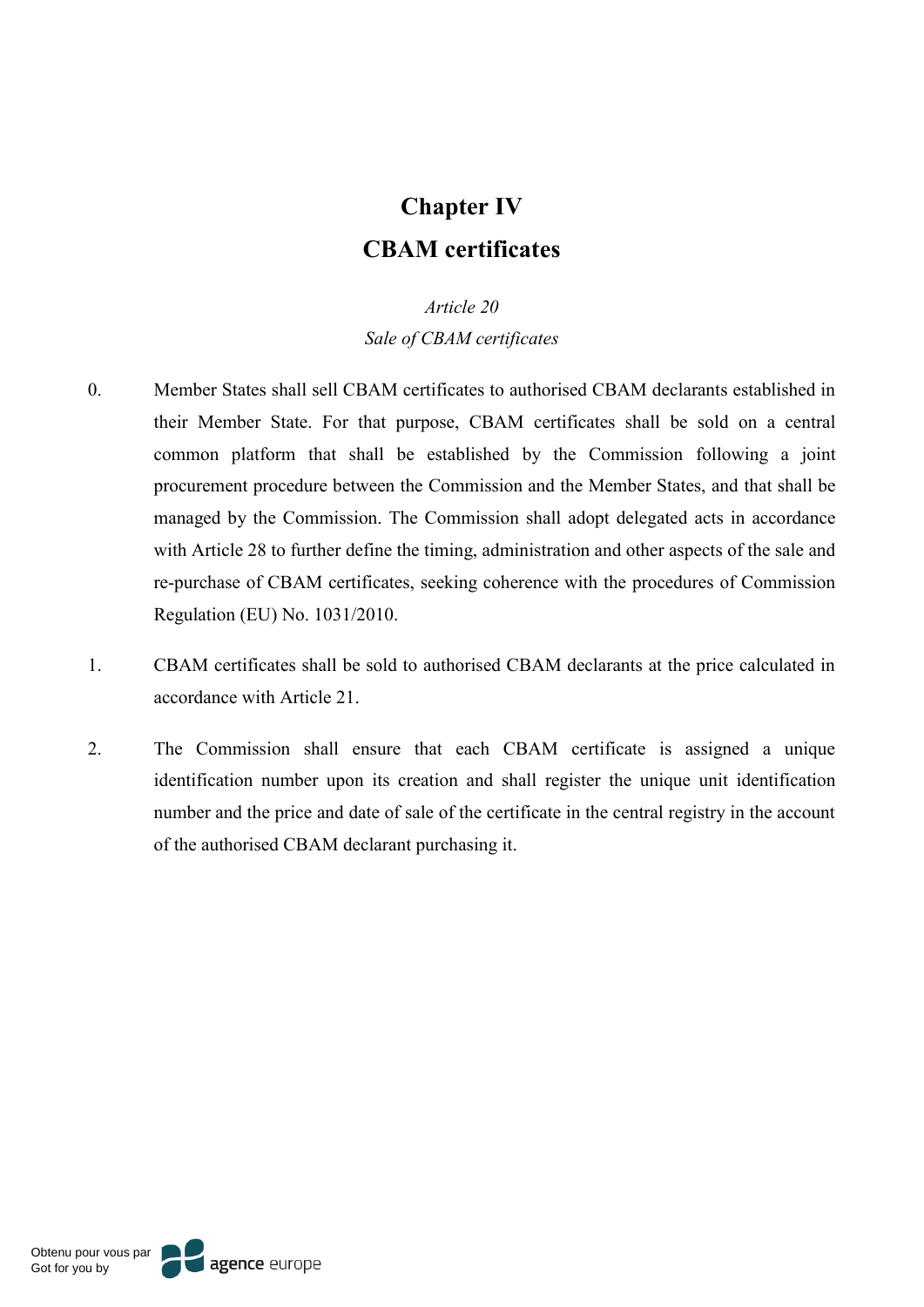# Chapter IV
# CBAM certificates

*Article 20*
*Sale of CBAM certificates*

0. Member States shall sell CBAM certificates to authorised CBAM declarants established in their Member State. For that purpose, CBAM certificates shall be sold on a central common platform that shall be established by the Commission following a joint procurement procedure between the Commission and the Member States, and that shall be managed by the Commission. The Commission shall adopt delegated acts in accordance with Article 28 to further define the timing, administration and other aspects of the sale and re-purchase of CBAM certificates, seeking coherence with the procedures of Commission Regulation (EU) No. 1031/2010.

1. CBAM certificates shall be sold to authorised CBAM declarants at the price calculated in accordance with Article 21.

2. The Commission shall ensure that each CBAM certificate is assigned a unique identification number upon its creation and shall register the unique unit identification number and the price and date of sale of the certificate in the central registry in the account of the authorised CBAM declarant purchasing it.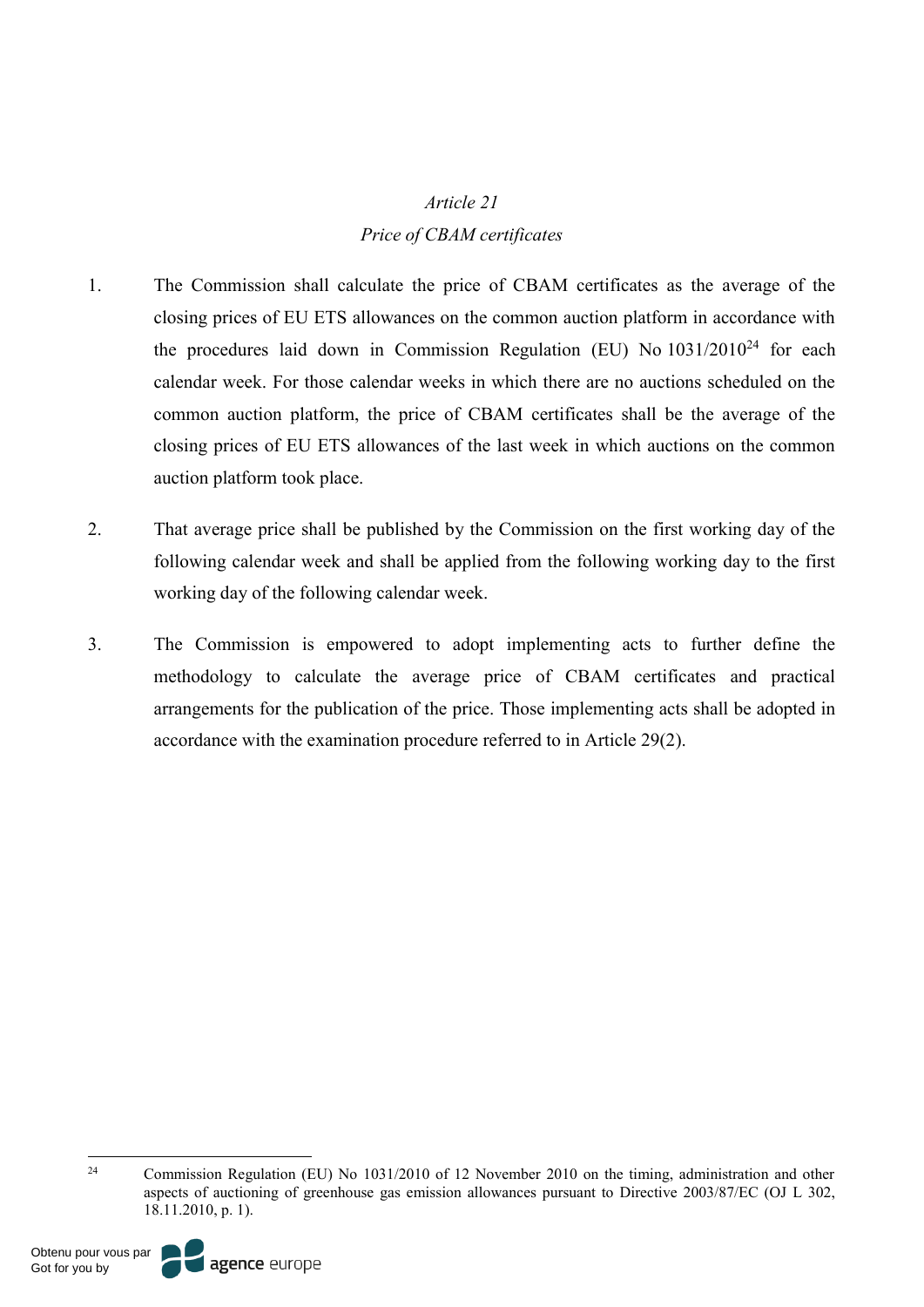*Article 21*

*Price of CBAM certificates*

1. The Commission shall calculate the price of CBAM certificates as the average of the closing prices of EU ETS allowances on the common auction platform in accordance with the procedures laid down in Commission Regulation (EU) No 1031/2010[24] for each calendar week. For those calendar weeks in which there are no auctions scheduled on the common auction platform, the price of CBAM certificates shall be the average of the closing prices of EU ETS allowances of the last week in which auctions on the common auction platform took place.

2. That average price shall be published by the Commission on the first working day of the following calendar week and shall be applied from the following working day to the first working day of the following calendar week.

3. The Commission is empowered to adopt implementing acts to further define the methodology to calculate the average price of CBAM certificates and practical arrangements for the publication of the price. Those implementing acts shall be adopted in accordance with the examination procedure referred to in Article 29(2).

---

[24] Commission Regulation (EU) No 1031/2010 of 12 November 2010 on the timing, administration and other aspects of auctioning of greenhouse gas emission allowances pursuant to Directive 2003/87/EC (OJ L 302, 18.11.2010, p. 1).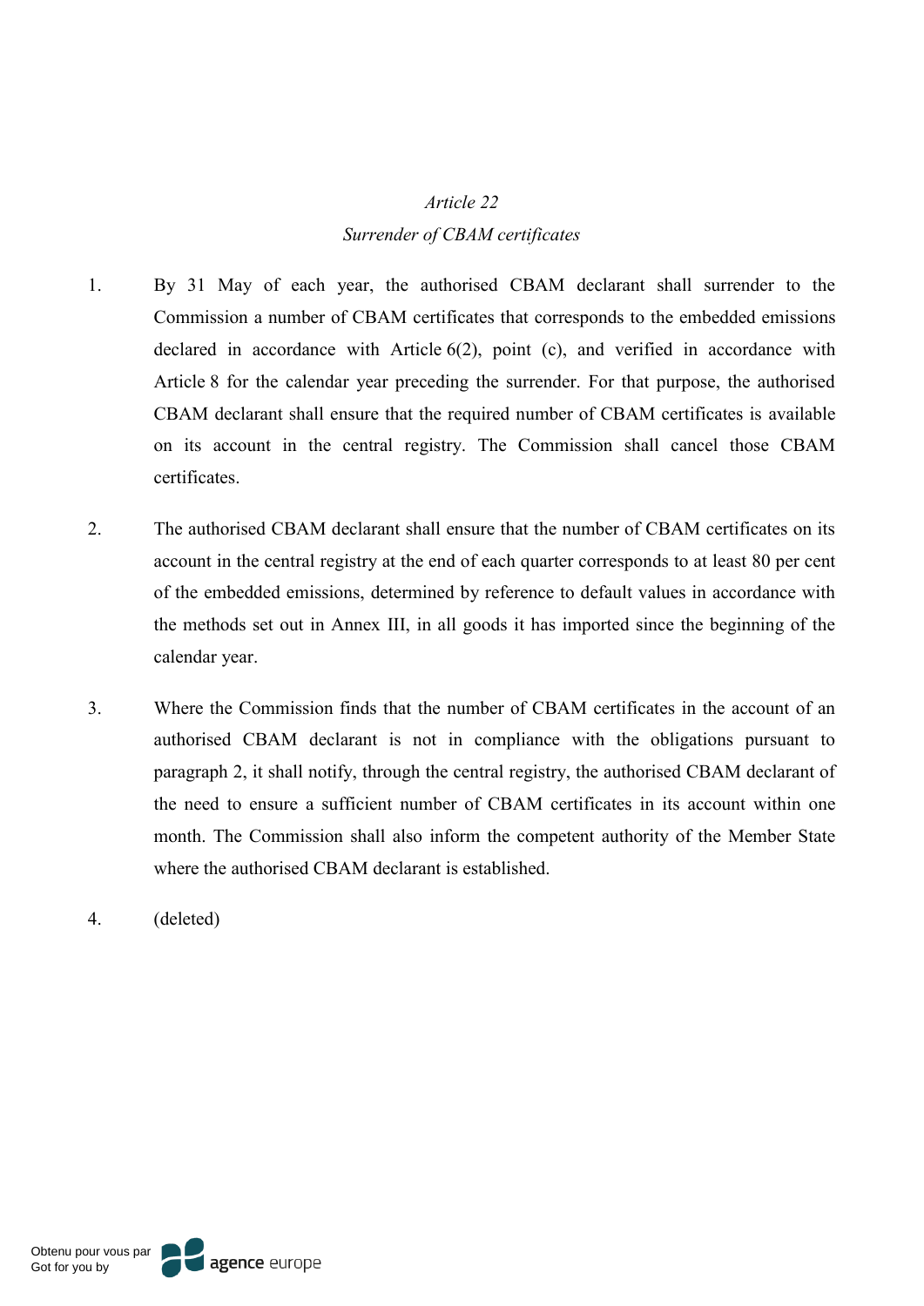*Article 22*

*Surrender of CBAM certificates*

1. By 31 May of each year, the authorised CBAM declarant shall surrender to the Commission a number of CBAM certificates that corresponds to the embedded emissions declared in accordance with Article 6(2), point (c), and verified in accordance with Article 8 for the calendar year preceding the surrender. For that purpose, the authorised CBAM declarant shall ensure that the required number of CBAM certificates is available on its account in the central registry. The Commission shall cancel those CBAM certificates.

2. The authorised CBAM declarant shall ensure that the number of CBAM certificates on its account in the central registry at the end of each quarter corresponds to at least 80 per cent of the embedded emissions, determined by reference to default values in accordance with the methods set out in Annex III, in all goods it has imported since the beginning of the calendar year.

3. Where the Commission finds that the number of CBAM certificates in the account of an authorised CBAM declarant is not in compliance with the obligations pursuant to paragraph 2, it shall notify, through the central registry, the authorised CBAM declarant of the need to ensure a sufficient number of CBAM certificates in its account within one month. The Commission shall also inform the competent authority of the Member State where the authorised CBAM declarant is established.

4. (deleted)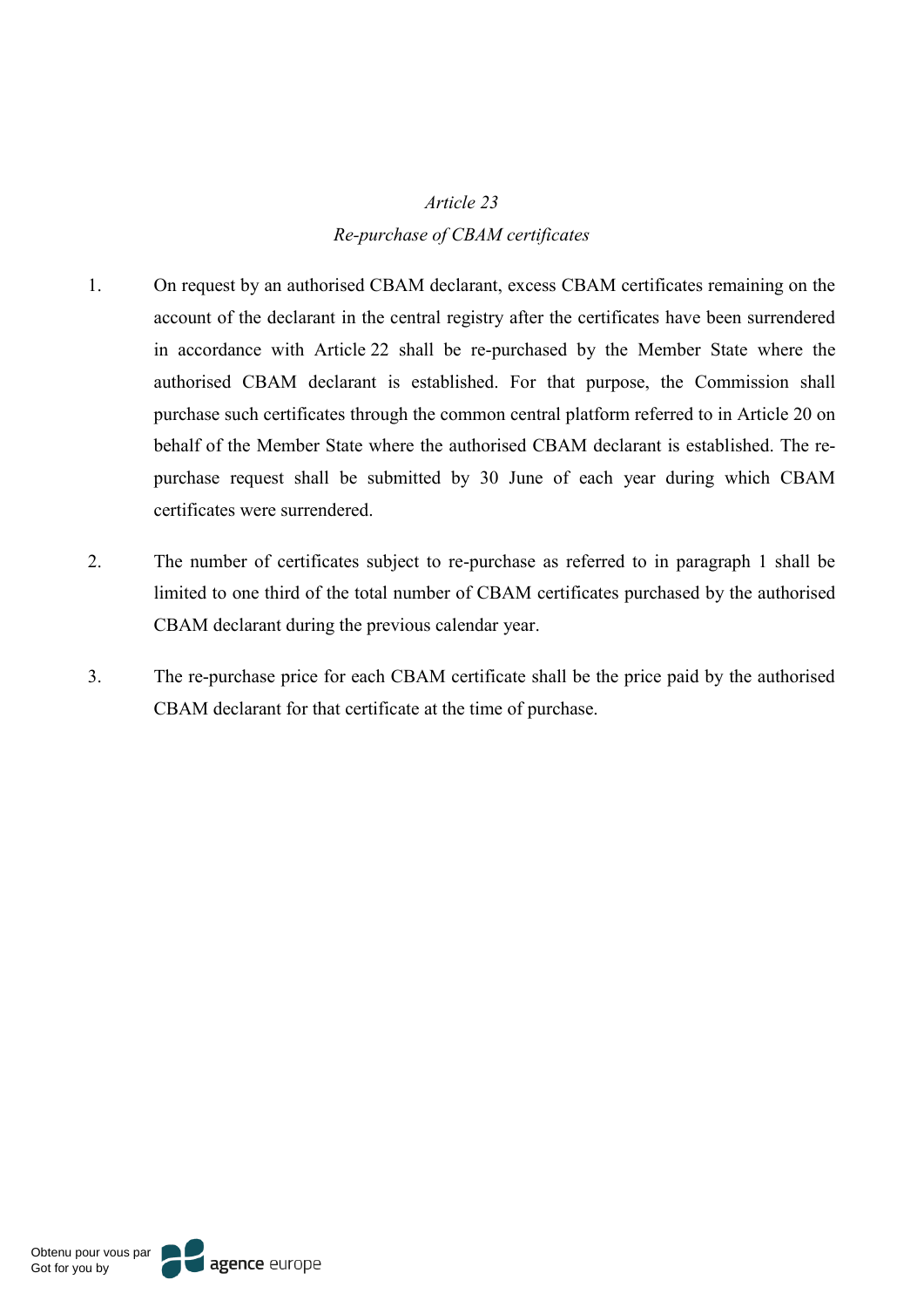*Article 23*

*Re-purchase of CBAM certificates*

1. On request by an authorised CBAM declarant, excess CBAM certificates remaining on the account of the declarant in the central registry after the certificates have been surrendered in accordance with Article 22 shall be re-purchased by the Member State where the authorised CBAM declarant is established. For that purpose, the Commission shall purchase such certificates through the common central platform referred to in Article 20 on behalf of the Member State where the authorised CBAM declarant is established. The re-purchase request shall be submitted by 30 June of each year during which CBAM certificates were surrendered.

2. The number of certificates subject to re-purchase as referred to in paragraph 1 shall be limited to one third of the total number of CBAM certificates purchased by the authorised CBAM declarant during the previous calendar year.

3. The re-purchase price for each CBAM certificate shall be the price paid by the authorised CBAM declarant for that certificate at the time of purchase.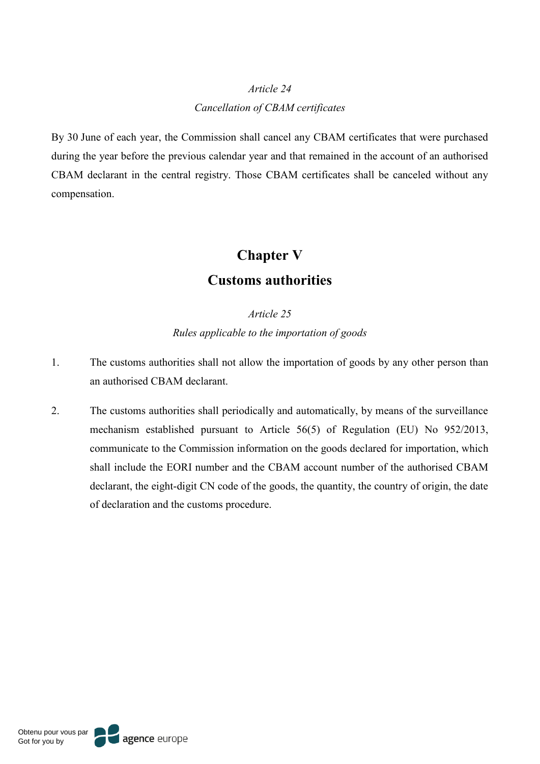*Article 24*

*Cancellation of CBAM certificates*

By 30 June of each year, the Commission shall cancel any CBAM certificates that were purchased during the year before the previous calendar year and that remained in the account of an authorised CBAM declarant in the central registry. Those CBAM certificates shall be canceled without any compensation.

# Chapter V
# Customs authorities

*Article 25*

*Rules applicable to the importation of goods*

1. The customs authorities shall not allow the importation of goods by any other person than an authorised CBAM declarant.

2. The customs authorities shall periodically and automatically, by means of the surveillance mechanism established pursuant to Article 56(5) of Regulation (EU) No 952/2013, communicate to the Commission information on the goods declared for importation, which shall include the EORI number and the CBAM account number of the authorised CBAM declarant, the eight-digit CN code of the goods, the quantity, the country of origin, the date of declaration and the customs procedure.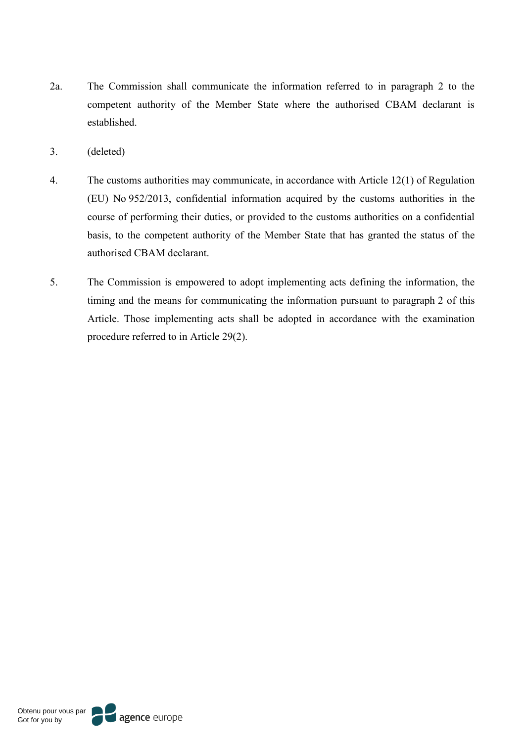2a. The Commission shall communicate the information referred to in paragraph 2 to the competent authority of the Member State where the authorised CBAM declarant is established.

3. (deleted)

4. The customs authorities may communicate, in accordance with Article 12(1) of Regulation (EU) No 952/2013, confidential information acquired by the customs authorities in the course of performing their duties, or provided to the customs authorities on a confidential basis, to the competent authority of the Member State that has granted the status of the authorised CBAM declarant.

5. The Commission is empowered to adopt implementing acts defining the information, the timing and the means for communicating the information pursuant to paragraph 2 of this Article. Those implementing acts shall be adopted in accordance with the examination procedure referred to in Article 29(2).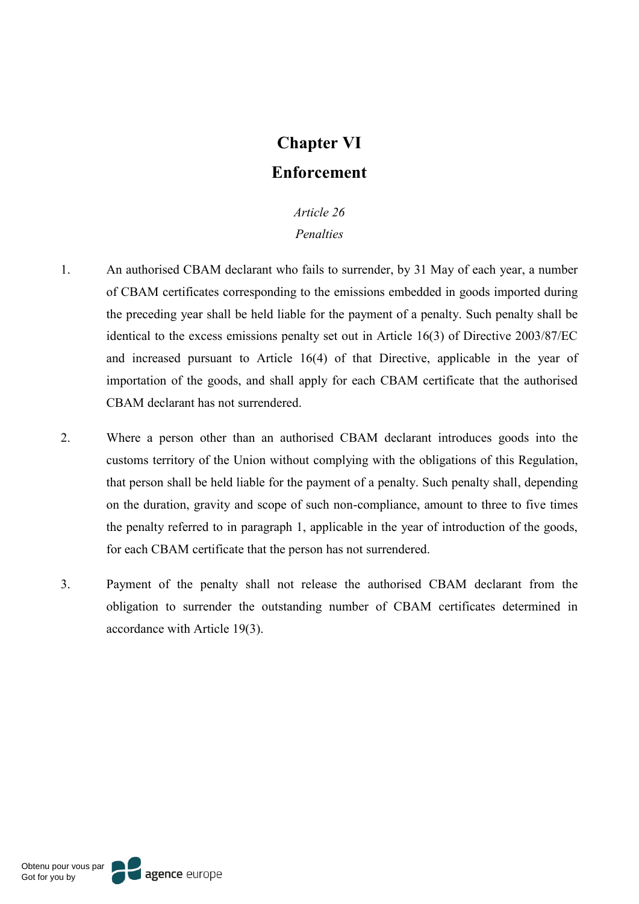# Chapter VI
# Enforcement

*Article 26*

*Penalties*

1. An authorised CBAM declarant who fails to surrender, by 31 May of each year, a number of CBAM certificates corresponding to the emissions embedded in goods imported during the preceding year shall be held liable for the payment of a penalty. Such penalty shall be identical to the excess emissions penalty set out in Article 16(3) of Directive 2003/87/EC and increased pursuant to Article 16(4) of that Directive, applicable in the year of importation of the goods, and shall apply for each CBAM certificate that the authorised CBAM declarant has not surrendered.

2. Where a person other than an authorised CBAM declarant introduces goods into the customs territory of the Union without complying with the obligations of this Regulation, that person shall be held liable for the payment of a penalty. Such penalty shall, depending on the duration, gravity and scope of such non-compliance, amount to three to five times the penalty referred to in paragraph 1, applicable in the year of introduction of the goods, for each CBAM certificate that the person has not surrendered.

3. Payment of the penalty shall not release the authorised CBAM declarant from the obligation to surrender the outstanding number of CBAM certificates determined in accordance with Article 19(3).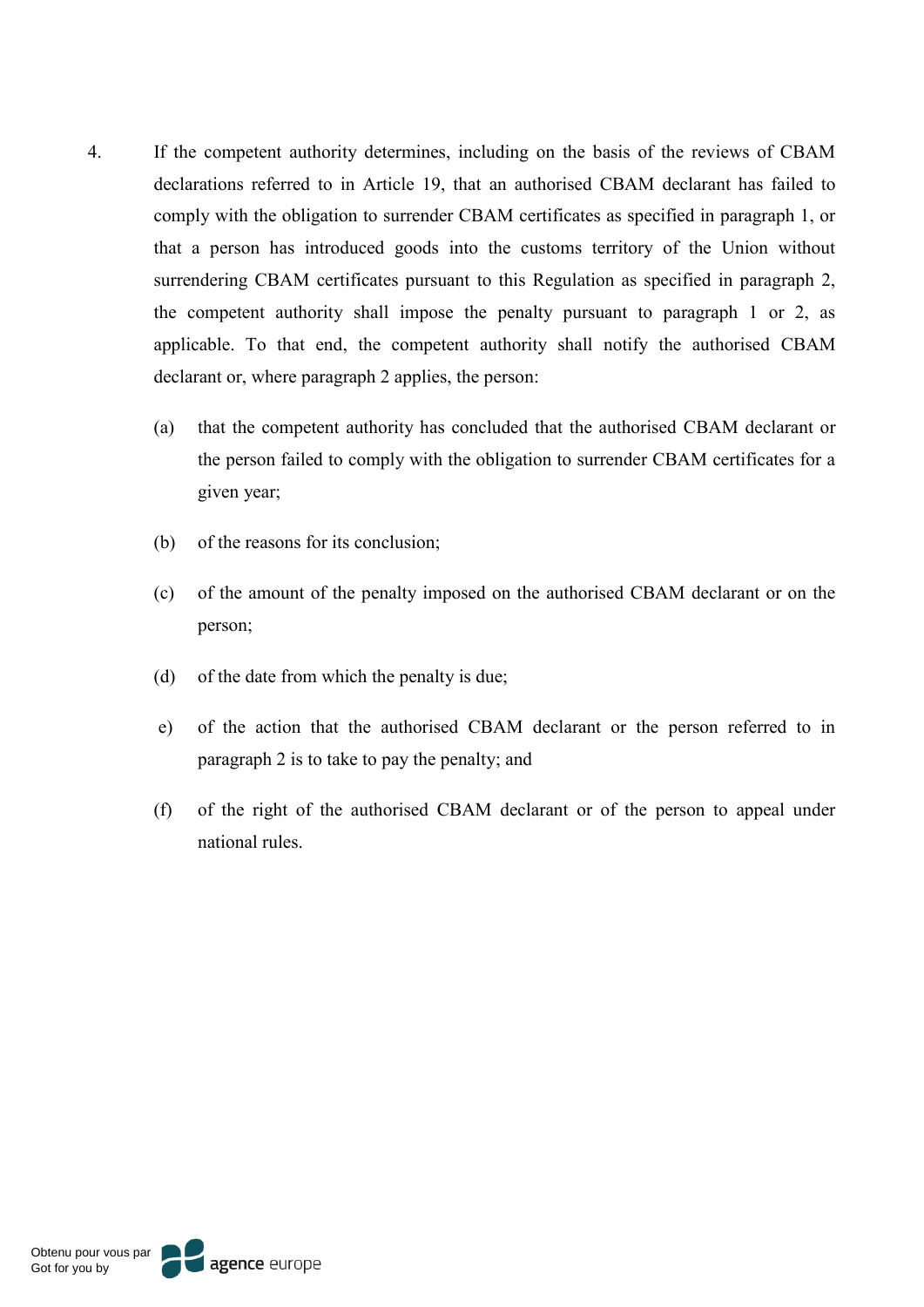4. If the competent authority determines, including on the basis of the reviews of CBAM declarations referred to in Article 19, that an authorised CBAM declarant has failed to comply with the obligation to surrender CBAM certificates as specified in paragraph 1, or that a person has introduced goods into the customs territory of the Union without surrendering CBAM certificates pursuant to this Regulation as specified in paragraph 2, the competent authority shall impose the penalty pursuant to paragraph 1 or 2, as applicable. To that end, the competent authority shall notify the authorised CBAM declarant or, where paragraph 2 applies, the person:

   (a) that the competent authority has concluded that the authorised CBAM declarant or the person failed to comply with the obligation to surrender CBAM certificates for a given year;

   (b) of the reasons for its conclusion;

   (c) of the amount of the penalty imposed on the authorised CBAM declarant or on the person;

   (d) of the date from which the penalty is due;

   e) of the action that the authorised CBAM declarant or the person referred to in paragraph 2 is to take to pay the penalty; and

   (f) of the right of the authorised CBAM declarant or of the person to appeal under national rules.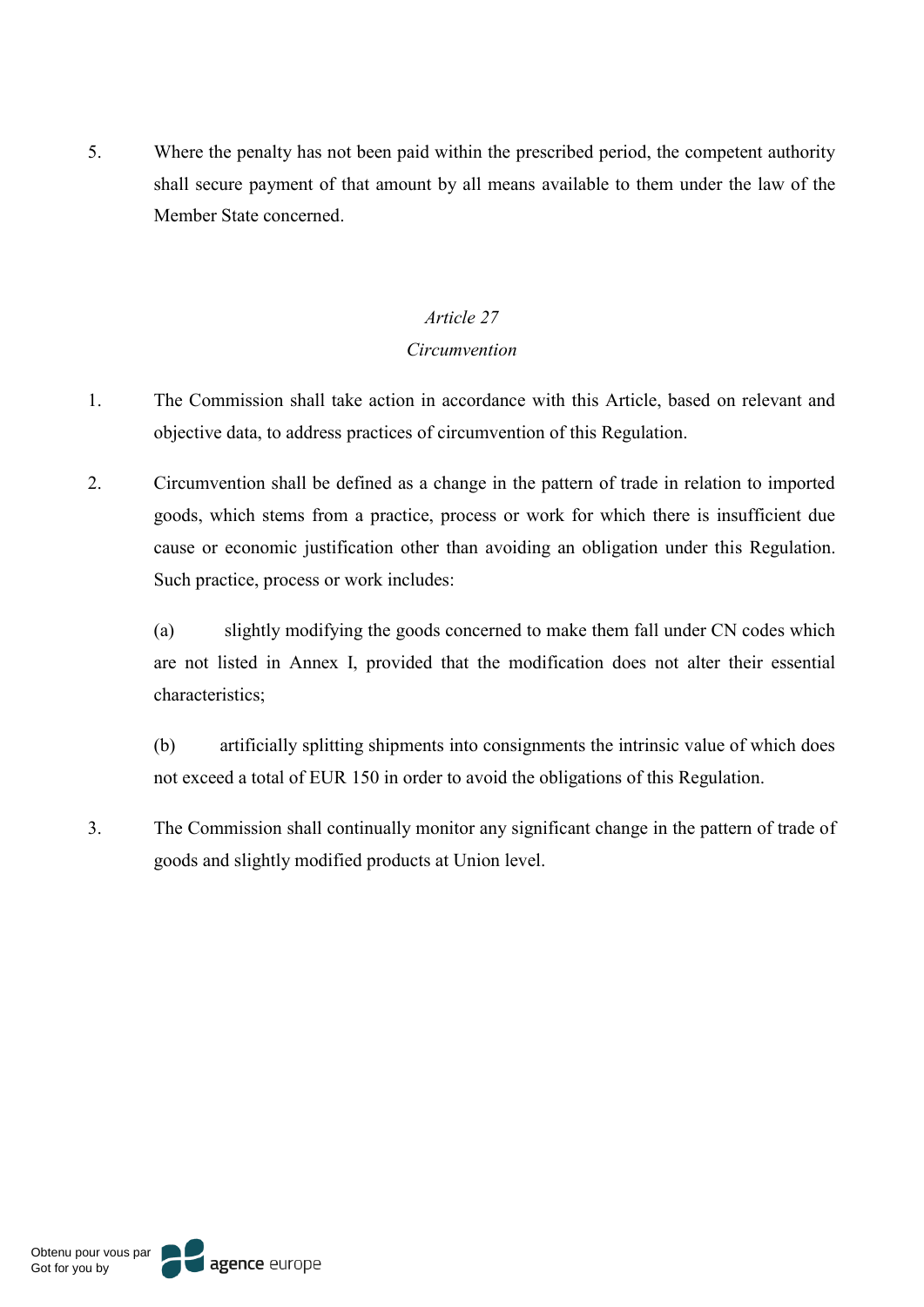5. Where the penalty has not been paid within the prescribed period, the competent authority shall secure payment of that amount by all means available to them under the law of the Member State concerned.

*Article 27*

*Circumvention*

1. The Commission shall take action in accordance with this Article, based on relevant and objective data, to address practices of circumvention of this Regulation.

2. Circumvention shall be defined as a change in the pattern of trade in relation to imported goods, which stems from a practice, process or work for which there is insufficient due cause or economic justification other than avoiding an obligation under this Regulation. Such practice, process or work includes:

   (a) slightly modifying the goods concerned to make them fall under CN codes which are not listed in Annex I, provided that the modification does not alter their essential characteristics;

   (b) artificially splitting shipments into consignments the intrinsic value of which does not exceed a total of EUR 150 in order to avoid the obligations of this Regulation.

3. The Commission shall continually monitor any significant change in the pattern of trade of goods and slightly modified products at Union level.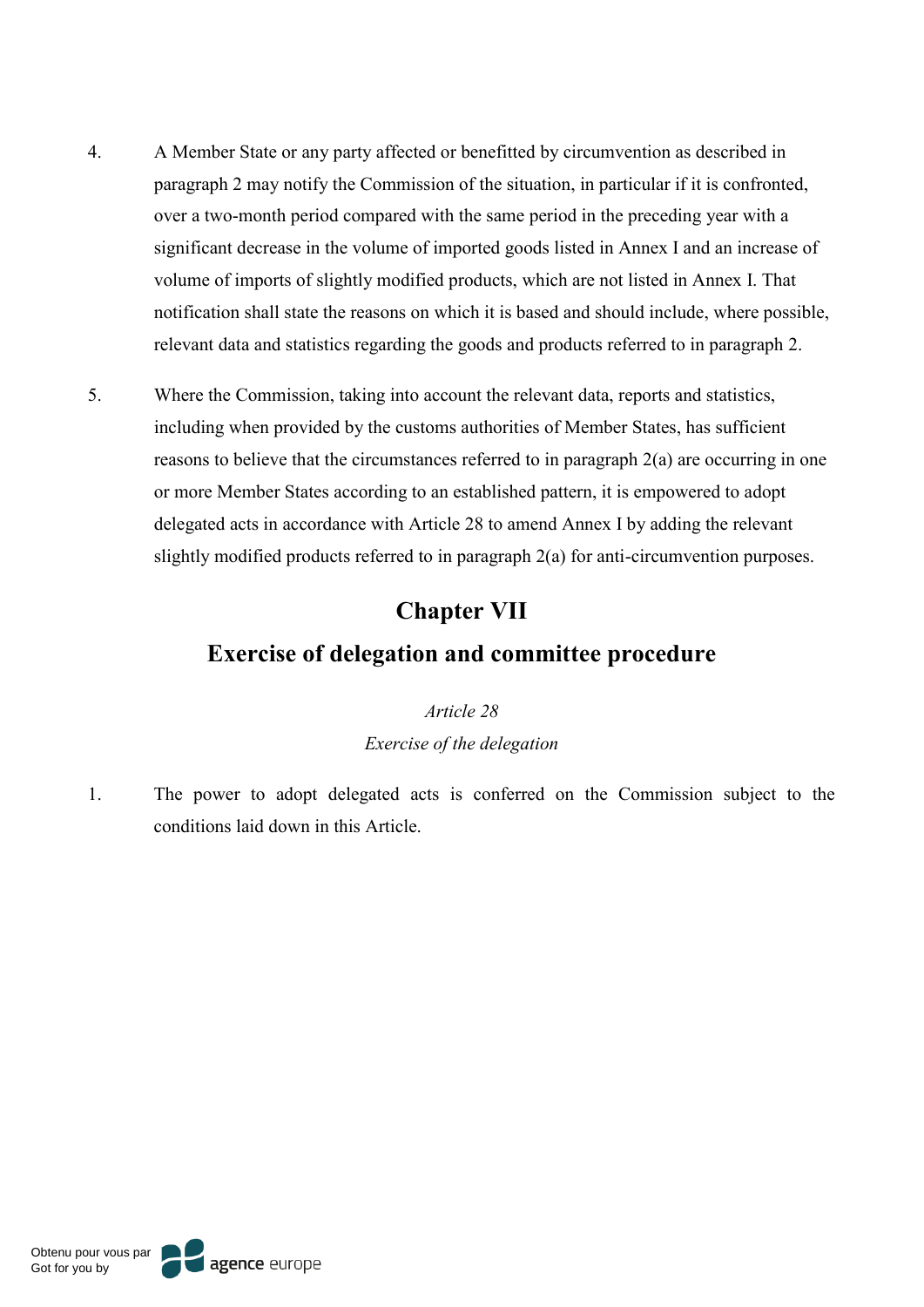4. A Member State or any party affected or benefitted by circumvention as described in paragraph 2 may notify the Commission of the situation, in particular if it is confronted, over a two-month period compared with the same period in the preceding year with a significant decrease in the volume of imported goods listed in Annex I and an increase of volume of imports of slightly modified products, which are not listed in Annex I. That notification shall state the reasons on which it is based and should include, where possible, relevant data and statistics regarding the goods and products referred to in paragraph 2.

5. Where the Commission, taking into account the relevant data, reports and statistics, including when provided by the customs authorities of Member States, has sufficient reasons to believe that the circumstances referred to in paragraph 2(a) are occurring in one or more Member States according to an established pattern, it is empowered to adopt delegated acts in accordance with Article 28 to amend Annex I by adding the relevant slightly modified products referred to in paragraph 2(a) for anti-circumvention purposes.

## Chapter VII

## Exercise of delegation and committee procedure

*Article 28*

*Exercise of the delegation*

1. The power to adopt delegated acts is conferred on the Commission subject to the conditions laid down in this Article.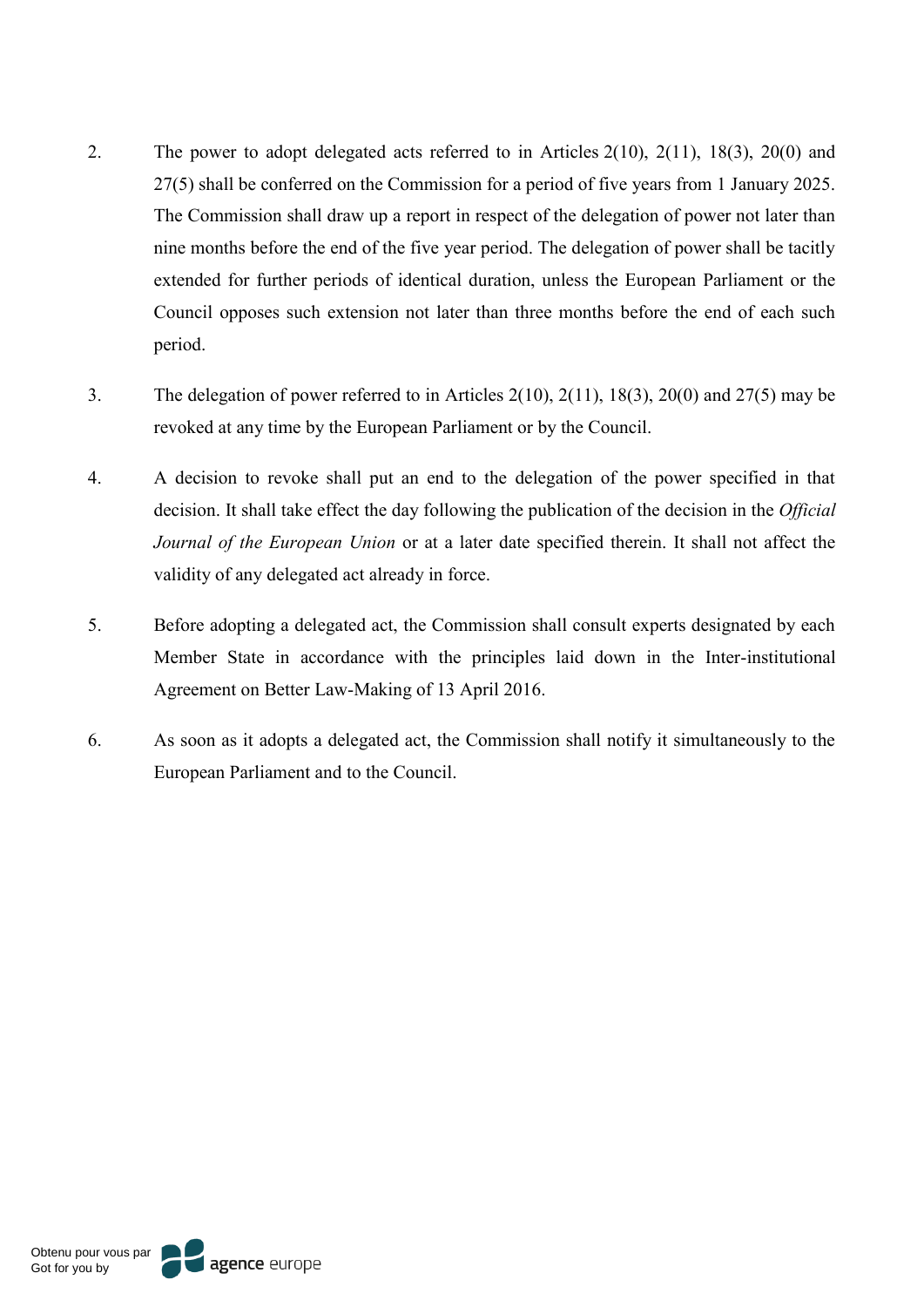2. The power to adopt delegated acts referred to in Articles 2(10), 2(11), 18(3), 20(0) and 27(5) shall be conferred on the Commission for a period of five years from 1 January 2025. The Commission shall draw up a report in respect of the delegation of power not later than nine months before the end of the five year period. The delegation of power shall be tacitly extended for further periods of identical duration, unless the European Parliament or the Council opposes such extension not later than three months before the end of each such period.

3. The delegation of power referred to in Articles 2(10), 2(11), 18(3), 20(0) and 27(5) may be revoked at any time by the European Parliament or by the Council.

4. A decision to revoke shall put an end to the delegation of the power specified in that decision. It shall take effect the day following the publication of the decision in the *Official Journal of the European Union* or at a later date specified therein. It shall not affect the validity of any delegated act already in force.

5. Before adopting a delegated act, the Commission shall consult experts designated by each Member State in accordance with the principles laid down in the Inter-institutional Agreement on Better Law-Making of 13 April 2016.

6. As soon as it adopts a delegated act, the Commission shall notify it simultaneously to the European Parliament and to the Council.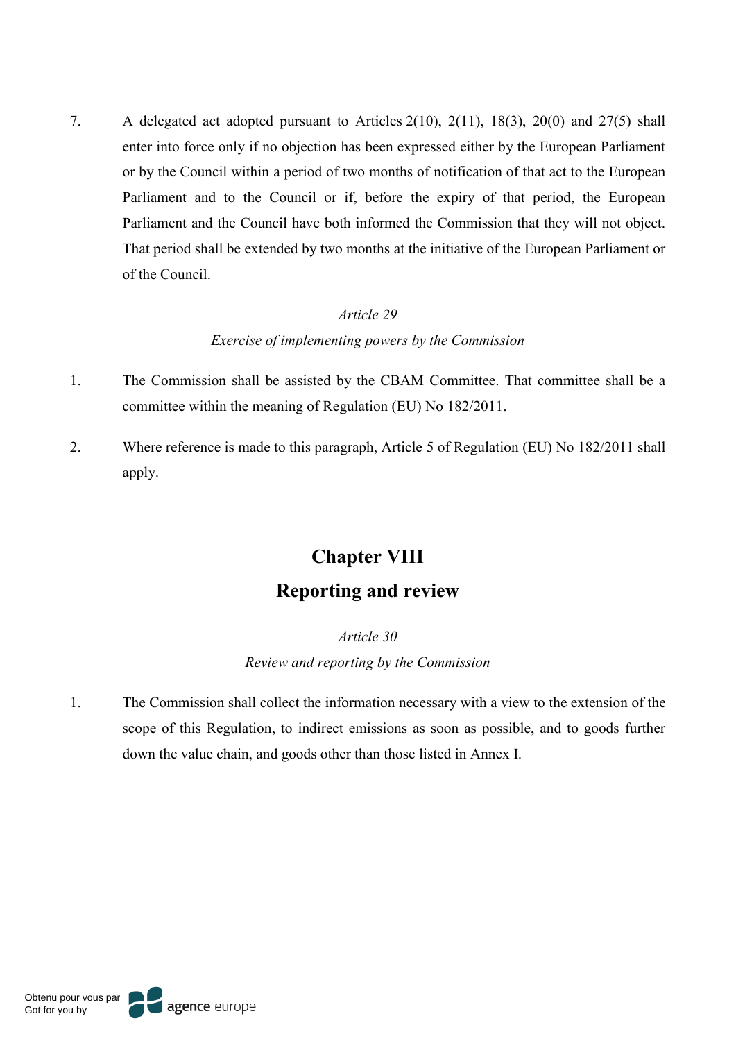7. A delegated act adopted pursuant to Articles 2(10), 2(11), 18(3), 20(0) and 27(5) shall enter into force only if no objection has been expressed either by the European Parliament or by the Council within a period of two months of notification of that act to the European Parliament and to the Council or if, before the expiry of that period, the European Parliament and the Council have both informed the Commission that they will not object. That period shall be extended by two months at the initiative of the European Parliament or of the Council.

*Article 29*

*Exercise of implementing powers by the Commission*

1. The Commission shall be assisted by the CBAM Committee. That committee shall be a committee within the meaning of Regulation (EU) No 182/2011.

2. Where reference is made to this paragraph, Article 5 of Regulation (EU) No 182/2011 shall apply.

## Chapter VIII

## Reporting and review

*Article 30*

*Review and reporting by the Commission*

1. The Commission shall collect the information necessary with a view to the extension of the scope of this Regulation, to indirect emissions as soon as possible, and to goods further down the value chain, and goods other than those listed in Annex I.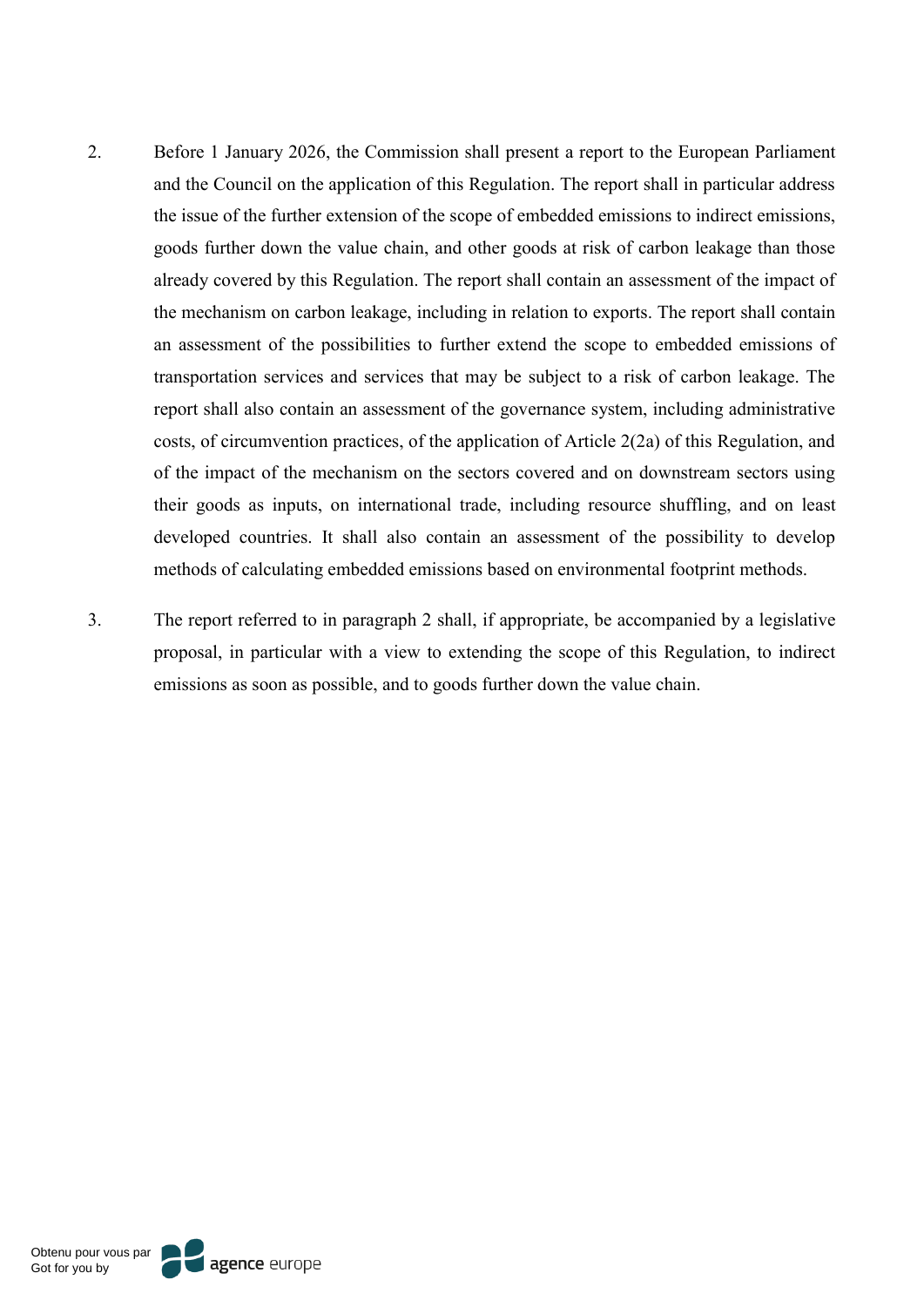2. Before 1 January 2026, the Commission shall present a report to the European Parliament and the Council on the application of this Regulation. The report shall in particular address the issue of the further extension of the scope of embedded emissions to indirect emissions, goods further down the value chain, and other goods at risk of carbon leakage than those already covered by this Regulation. The report shall contain an assessment of the impact of the mechanism on carbon leakage, including in relation to exports. The report shall contain an assessment of the possibilities to further extend the scope to embedded emissions of transportation services and services that may be subject to a risk of carbon leakage. The report shall also contain an assessment of the governance system, including administrative costs, of circumvention practices, of the application of Article 2(2a) of this Regulation, and of the impact of the mechanism on the sectors covered and on downstream sectors using their goods as inputs, on international trade, including resource shuffling, and on least developed countries. It shall also contain an assessment of the possibility to develop methods of calculating embedded emissions based on environmental footprint methods.

3. The report referred to in paragraph 2 shall, if appropriate, be accompanied by a legislative proposal, in particular with a view to extending the scope of this Regulation, to indirect emissions as soon as possible, and to goods further down the value chain.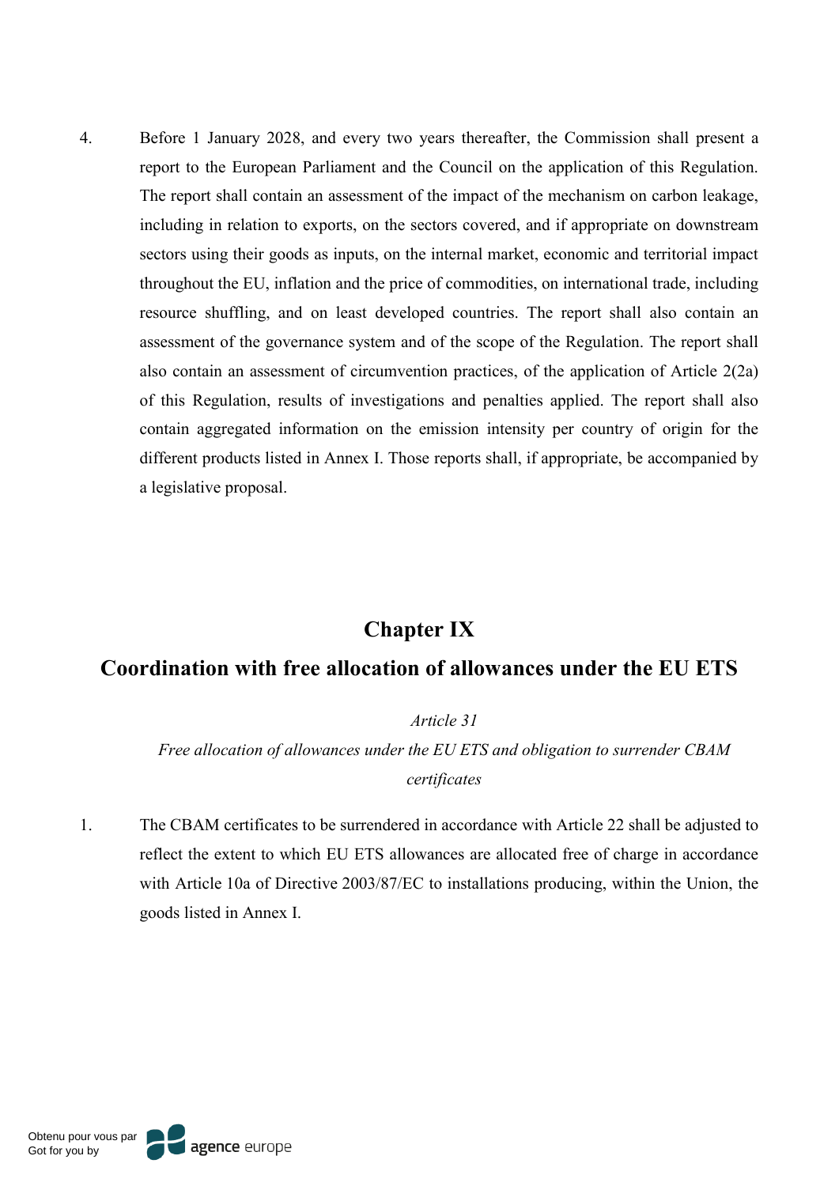4. Before 1 January 2028, and every two years thereafter, the Commission shall present a report to the European Parliament and the Council on the application of this Regulation. The report shall contain an assessment of the impact of the mechanism on carbon leakage, including in relation to exports, on the sectors covered, and if appropriate on downstream sectors using their goods as inputs, on the internal market, economic and territorial impact throughout the EU, inflation and the price of commodities, on international trade, including resource shuffling, and on least developed countries. The report shall also contain an assessment of the governance system and of the scope of the Regulation. The report shall also contain an assessment of circumvention practices, of the application of Article 2(2a) of this Regulation, results of investigations and penalties applied. The report shall also contain aggregated information on the emission intensity per country of origin for the different products listed in Annex I. Those reports shall, if appropriate, be accompanied by a legislative proposal.

## Chapter IX
## Coordination with free allocation of allowances under the EU ETS

*Article 31*

*Free allocation of allowances under the EU ETS and obligation to surrender CBAM certificates*

1. The CBAM certificates to be surrendered in accordance with Article 22 shall be adjusted to reflect the extent to which EU ETS allowances are allocated free of charge in accordance with Article 10a of Directive 2003/87/EC to installations producing, within the Union, the goods listed in Annex I.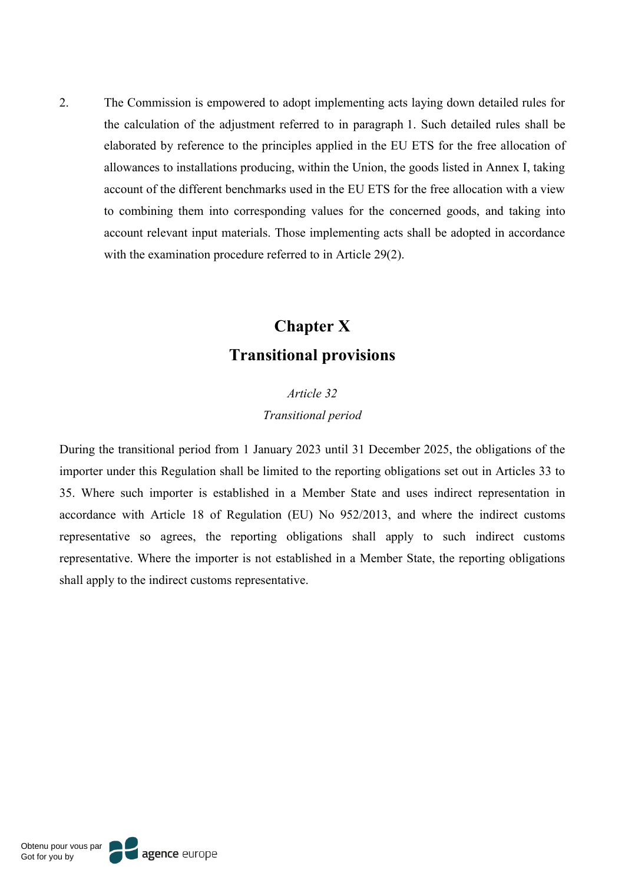2. The Commission is empowered to adopt implementing acts laying down detailed rules for the calculation of the adjustment referred to in paragraph 1. Such detailed rules shall be elaborated by reference to the principles applied in the EU ETS for the free allocation of allowances to installations producing, within the Union, the goods listed in Annex I, taking account of the different benchmarks used in the EU ETS for the free allocation with a view to combining them into corresponding values for the concerned goods, and taking into account relevant input materials. Those implementing acts shall be adopted in accordance with the examination procedure referred to in Article 29(2).

## Chapter X
## Transitional provisions

*Article 32*

*Transitional period*

During the transitional period from 1 January 2023 until 31 December 2025, the obligations of the importer under this Regulation shall be limited to the reporting obligations set out in Articles 33 to 35. Where such importer is established in a Member State and uses indirect representation in accordance with Article 18 of Regulation (EU) No 952/2013, and where the indirect customs representative so agrees, the reporting obligations shall apply to such indirect customs representative. Where the importer is not established in a Member State, the reporting obligations shall apply to the indirect customs representative.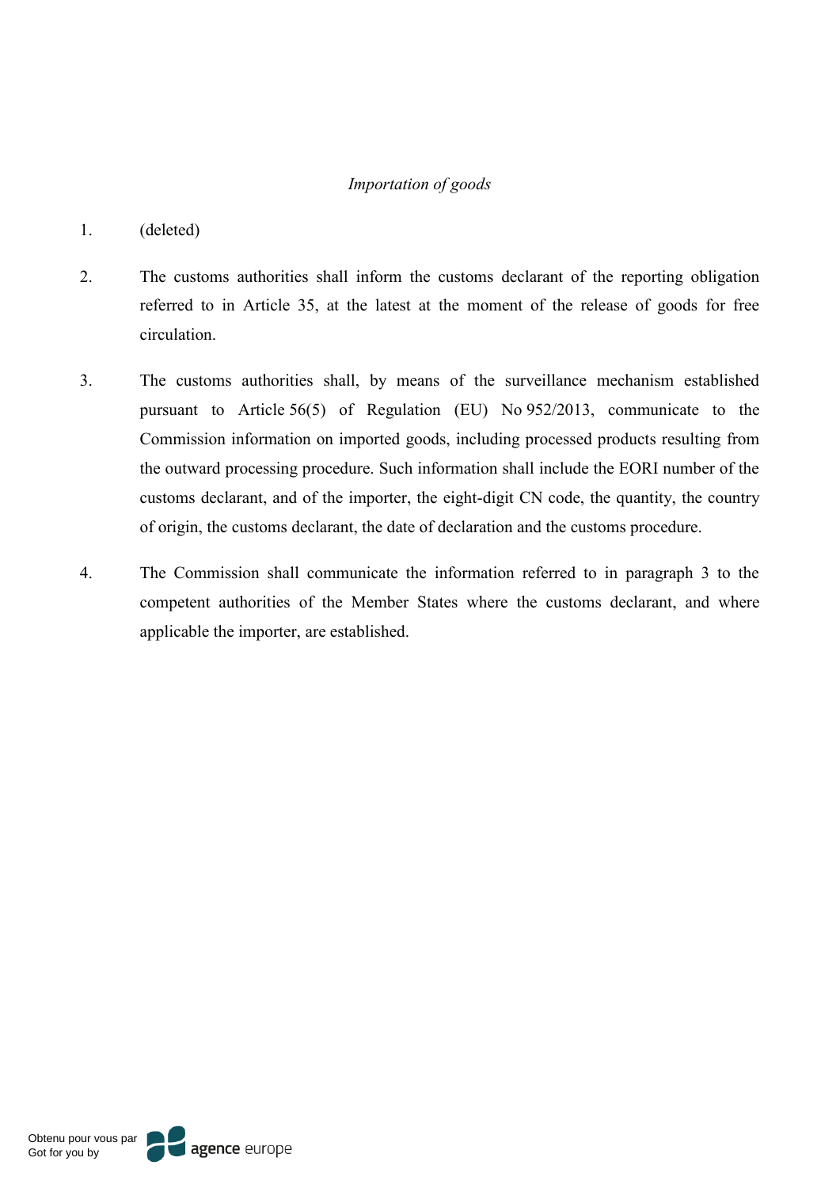*Importation of goods*

1. (deleted)

2. The customs authorities shall inform the customs declarant of the reporting obligation referred to in Article 35, at the latest at the moment of the release of goods for free circulation.

3. The customs authorities shall, by means of the surveillance mechanism established pursuant to Article 56(5) of Regulation (EU) No 952/2013, communicate to the Commission information on imported goods, including processed products resulting from the outward processing procedure. Such information shall include the EORI number of the customs declarant, and of the importer, the eight-digit CN code, the quantity, the country of origin, the customs declarant, the date of declaration and the customs procedure.

4. The Commission shall communicate the information referred to in paragraph 3 to the competent authorities of the Member States where the customs declarant, and where applicable the importer, are established.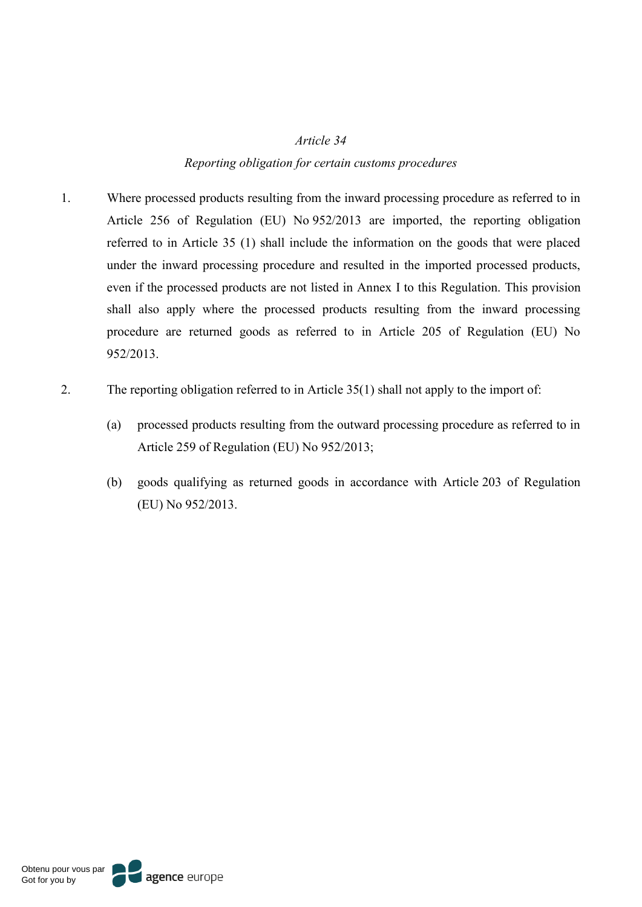*Article 34*

*Reporting obligation for certain customs procedures*

1. Where processed products resulting from the inward processing procedure as referred to in Article 256 of Regulation (EU) No 952/2013 are imported, the reporting obligation referred to in Article 35 (1) shall include the information on the goods that were placed under the inward processing procedure and resulted in the imported processed products, even if the processed products are not listed in Annex I to this Regulation. This provision shall also apply where the processed products resulting from the inward processing procedure are returned goods as referred to in Article 205 of Regulation (EU) No 952/2013.

2. The reporting obligation referred to in Article 35(1) shall not apply to the import of:

   (a) processed products resulting from the outward processing procedure as referred to in Article 259 of Regulation (EU) No 952/2013;

   (b) goods qualifying as returned goods in accordance with Article 203 of Regulation (EU) No 952/2013.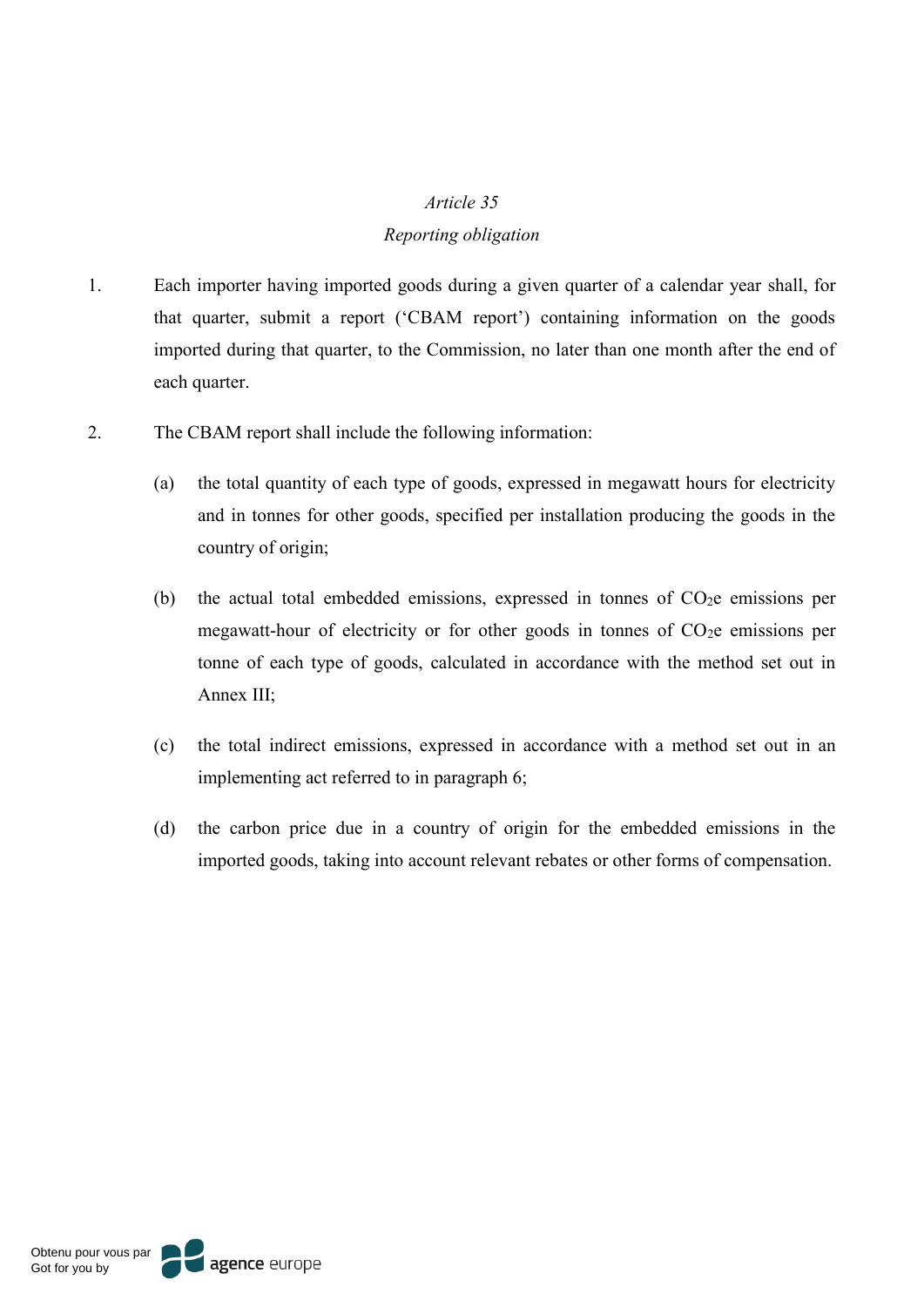*Article 35*

*Reporting obligation*

1. Each importer having imported goods during a given quarter of a calendar year shall, for that quarter, submit a report ('CBAM report') containing information on the goods imported during that quarter, to the Commission, no later than one month after the end of each quarter.

2. The CBAM report shall include the following information:

   (a) the total quantity of each type of goods, expressed in megawatt hours for electricity and in tonnes for other goods, specified per installation producing the goods in the country of origin;

   (b) the actual total embedded emissions, expressed in tonnes of $CO_2e$ emissions per megawatt-hour of electricity or for other goods in tonnes of $CO_2e$ emissions per tonne of each type of goods, calculated in accordance with the method set out in Annex III;

   (c) the total indirect emissions, expressed in accordance with a method set out in an implementing act referred to in paragraph 6;

   (d) the carbon price due in a country of origin for the embedded emissions in the imported goods, taking into account relevant rebates or other forms of compensation.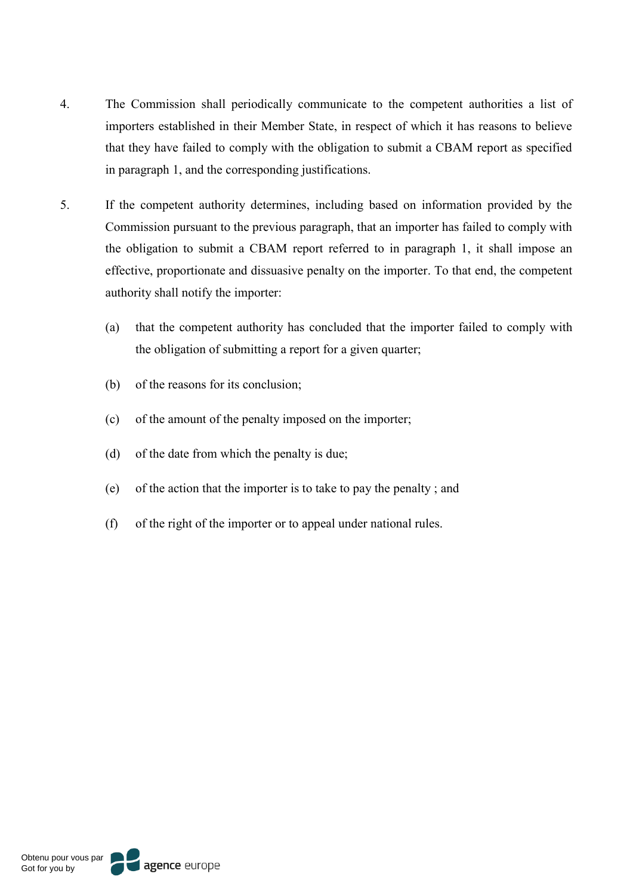4. The Commission shall periodically communicate to the competent authorities a list of importers established in their Member State, in respect of which it has reasons to believe that they have failed to comply with the obligation to submit a CBAM report as specified in paragraph 1, and the corresponding justifications.

5. If the competent authority determines, including based on information provided by the Commission pursuant to the previous paragraph, that an importer has failed to comply with the obligation to submit a CBAM report referred to in paragraph 1, it shall impose an effective, proportionate and dissuasive penalty on the importer. To that end, the competent authority shall notify the importer:

   (a) that the competent authority has concluded that the importer failed to comply with the obligation of submitting a report for a given quarter;

   (b) of the reasons for its conclusion;

   (c) of the amount of the penalty imposed on the importer;

   (d) of the date from which the penalty is due;

   (e) of the action that the importer is to take to pay the penalty ; and

   (f) of the right of the importer or to appeal under national rules.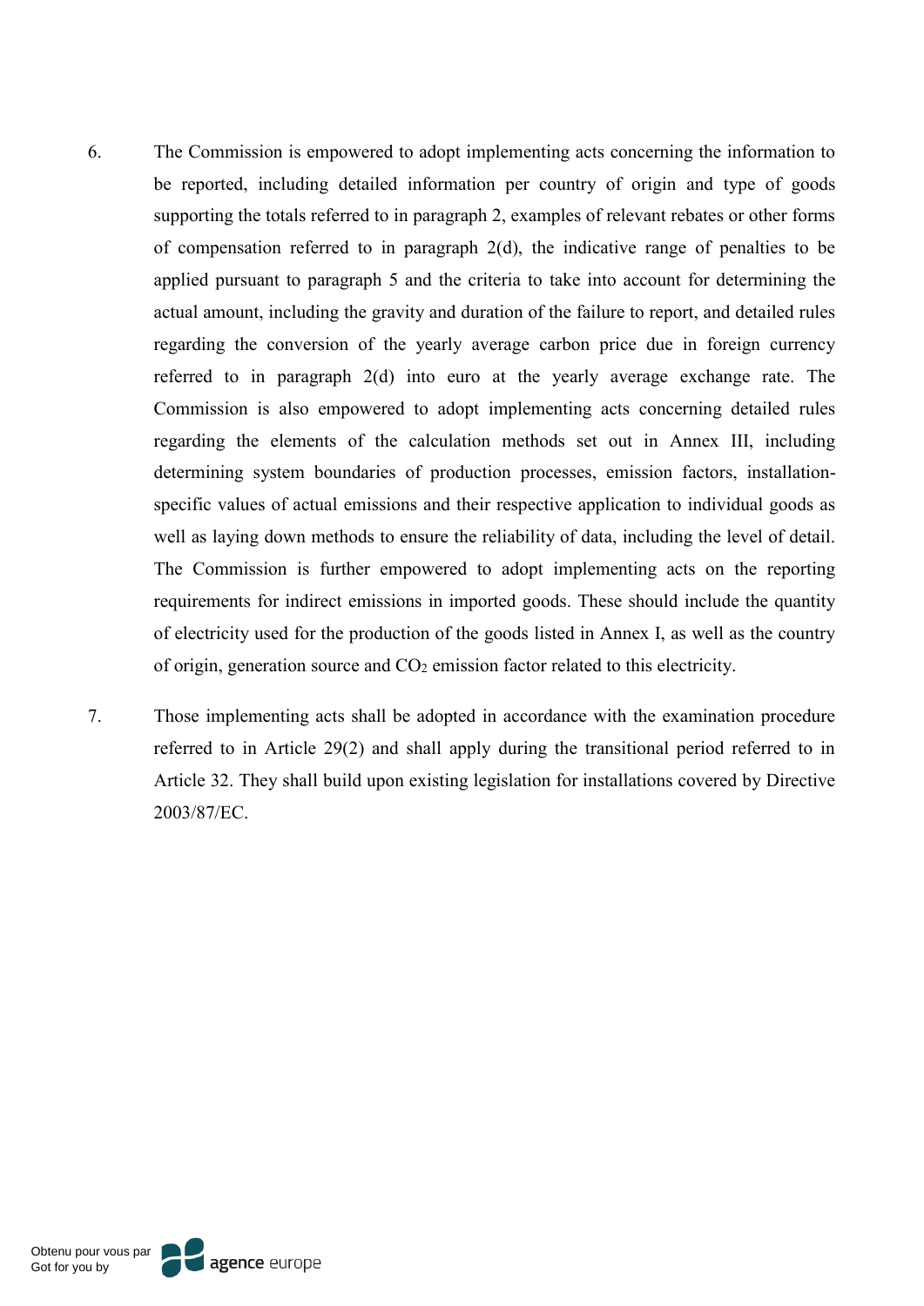6. The Commission is empowered to adopt implementing acts concerning the information to be reported, including detailed information per country of origin and type of goods supporting the totals referred to in paragraph 2, examples of relevant rebates or other forms of compensation referred to in paragraph 2(d), the indicative range of penalties to be applied pursuant to paragraph 5 and the criteria to take into account for determining the actual amount, including the gravity and duration of the failure to report, and detailed rules regarding the conversion of the yearly average carbon price due in foreign currency referred to in paragraph 2(d) into euro at the yearly average exchange rate. The Commission is also empowered to adopt implementing acts concerning detailed rules regarding the elements of the calculation methods set out in Annex III, including determining system boundaries of production processes, emission factors, installation-specific values of actual emissions and their respective application to individual goods as well as laying down methods to ensure the reliability of data, including the level of detail. The Commission is further empowered to adopt implementing acts on the reporting requirements for indirect emissions in imported goods. These should include the quantity of electricity used for the production of the goods listed in Annex I, as well as the country of origin, generation source and $CO_2$ emission factor related to this electricity.

7. Those implementing acts shall be adopted in accordance with the examination procedure referred to in Article 29(2) and shall apply during the transitional period referred to in Article 32. They shall build upon existing legislation for installations covered by Directive 2003/87/EC.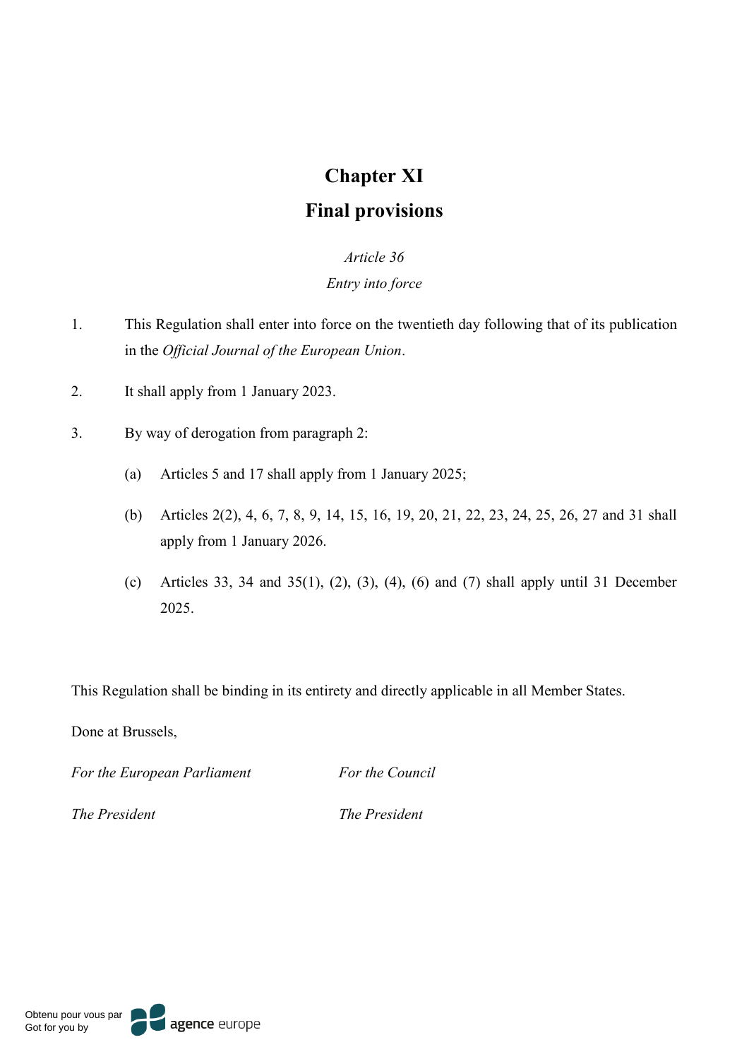# Chapter XI

## Final provisions

*Article 36*

*Entry into force*

1. This Regulation shall enter into force on the twentieth day following that of its publication in the *Official Journal of the European Union*.

2. It shall apply from 1 January 2023.

3. By way of derogation from paragraph 2:

   (a) Articles 5 and 17 shall apply from 1 January 2025;

   (b) Articles 2(2), 4, 6, 7, 8, 9, 14, 15, 16, 19, 20, 21, 22, 23, 24, 25, 26, 27 and 31 shall apply from 1 January 2026.

   (c) Articles 33, 34 and 35(1), (2), (3), (4), (6) and (7) shall apply until 31 December 2025.

This Regulation shall be binding in its entirety and directly applicable in all Member States.

Done at Brussels,

| *For the European Parliament* | *For the Council* |
|---|---|
| *The President* | *The President* |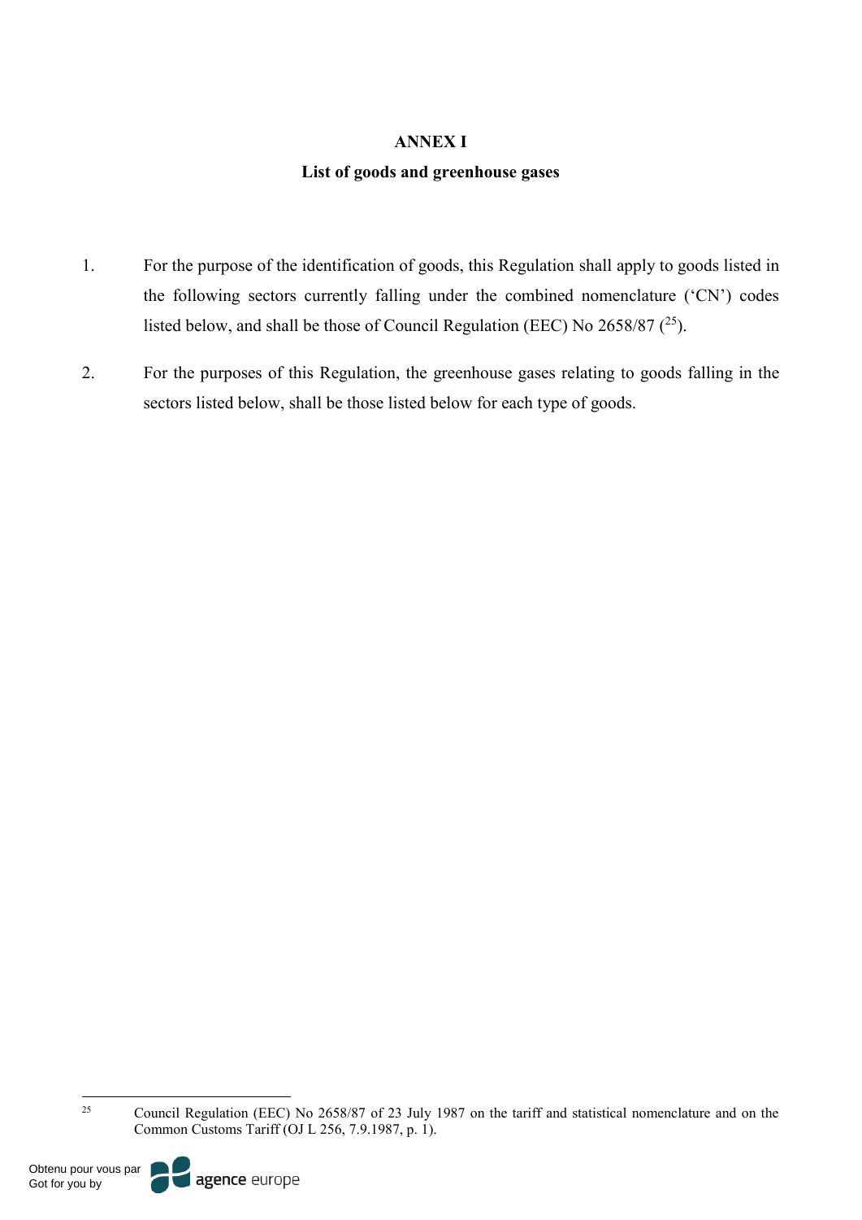## ANNEX I

### List of goods and greenhouse gases

1. For the purpose of the identification of goods, this Regulation shall apply to goods listed in the following sectors currently falling under the combined nomenclature ('CN') codes listed below, and shall be those of Council Regulation (EEC) No 2658/87 ([25]).

2. For the purposes of this Regulation, the greenhouse gases relating to goods falling in the sectors listed below, shall be those listed below for each type of goods.

---

[25] Council Regulation (EEC) No 2658/87 of 23 July 1987 on the tariff and statistical nomenclature and on the Common Customs Tariff (OJ L 256, 7.9.1987, p. 1).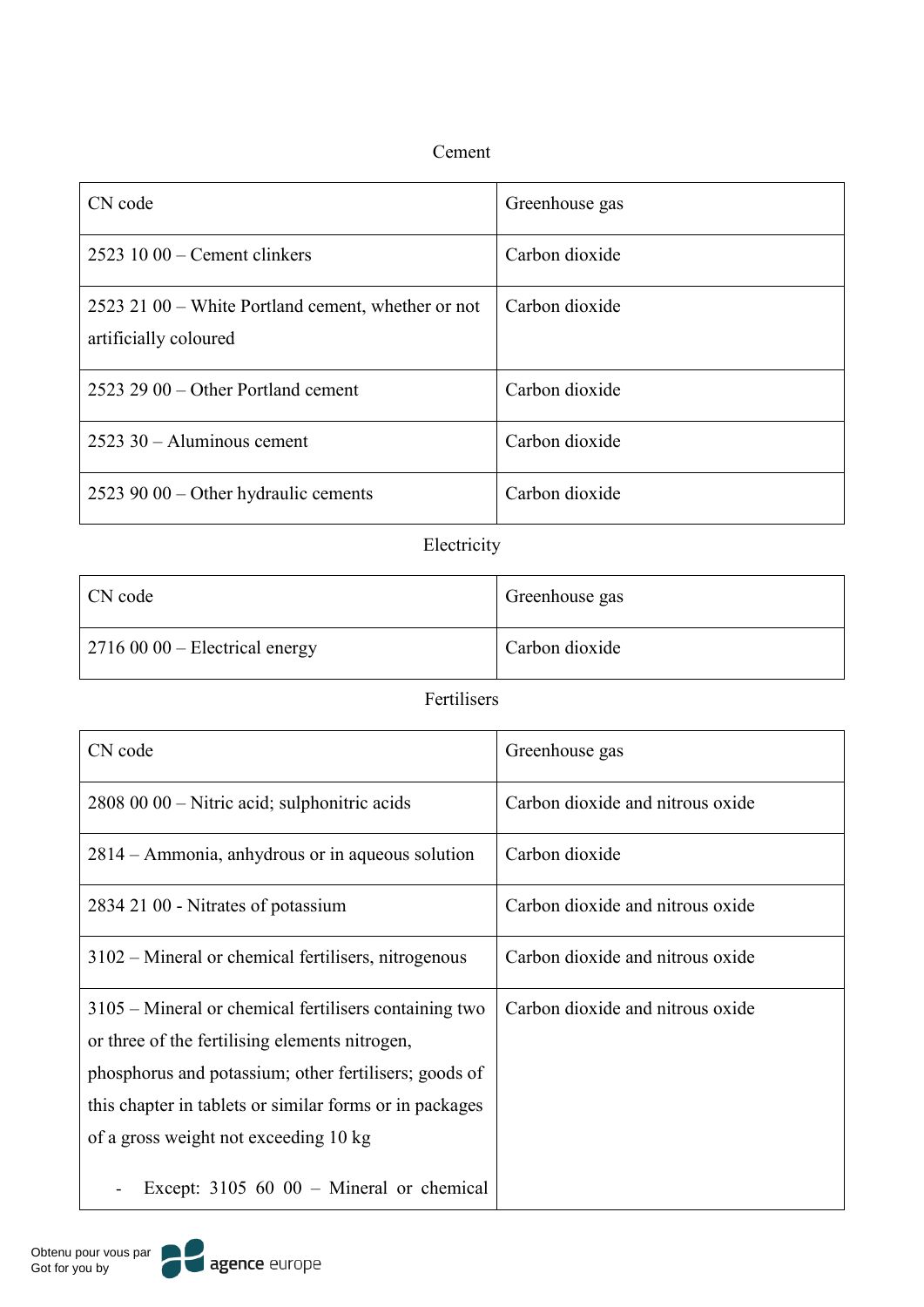Cement

| CN code | Greenhouse gas |
|---|---|
| 2523 10 00 – Cement clinkers | Carbon dioxide |
| 2523 21 00 – White Portland cement, whether or not artificially coloured | Carbon dioxide |
| 2523 29 00 – Other Portland cement | Carbon dioxide |
| 2523 30 – Aluminous cement | Carbon dioxide |
| 2523 90 00 – Other hydraulic cements | Carbon dioxide |

Electricity

| CN code | Greenhouse gas |
|---|---|
| 2716 00 00 – Electrical energy | Carbon dioxide |

Fertilisers

| CN code | Greenhouse gas |
|---|---|
| 2808 00 00 – Nitric acid; sulphonitric acids | Carbon dioxide and nitrous oxide |
| 2814 – Ammonia, anhydrous or in aqueous solution | Carbon dioxide |
| 2834 21 00 - Nitrates of potassium | Carbon dioxide and nitrous oxide |
| 3102 – Mineral or chemical fertilisers, nitrogenous | Carbon dioxide and nitrous oxide |
| 3105 – Mineral or chemical fertilisers containing two or three of the fertilising elements nitrogen, phosphorus and potassium; other fertilisers; goods of this chapter in tablets or similar forms or in packages of a gross weight not exceeding 10 kg<br><br>- Except: 3105 60 00 – Mineral or chemical | Carbon dioxide and nitrous oxide |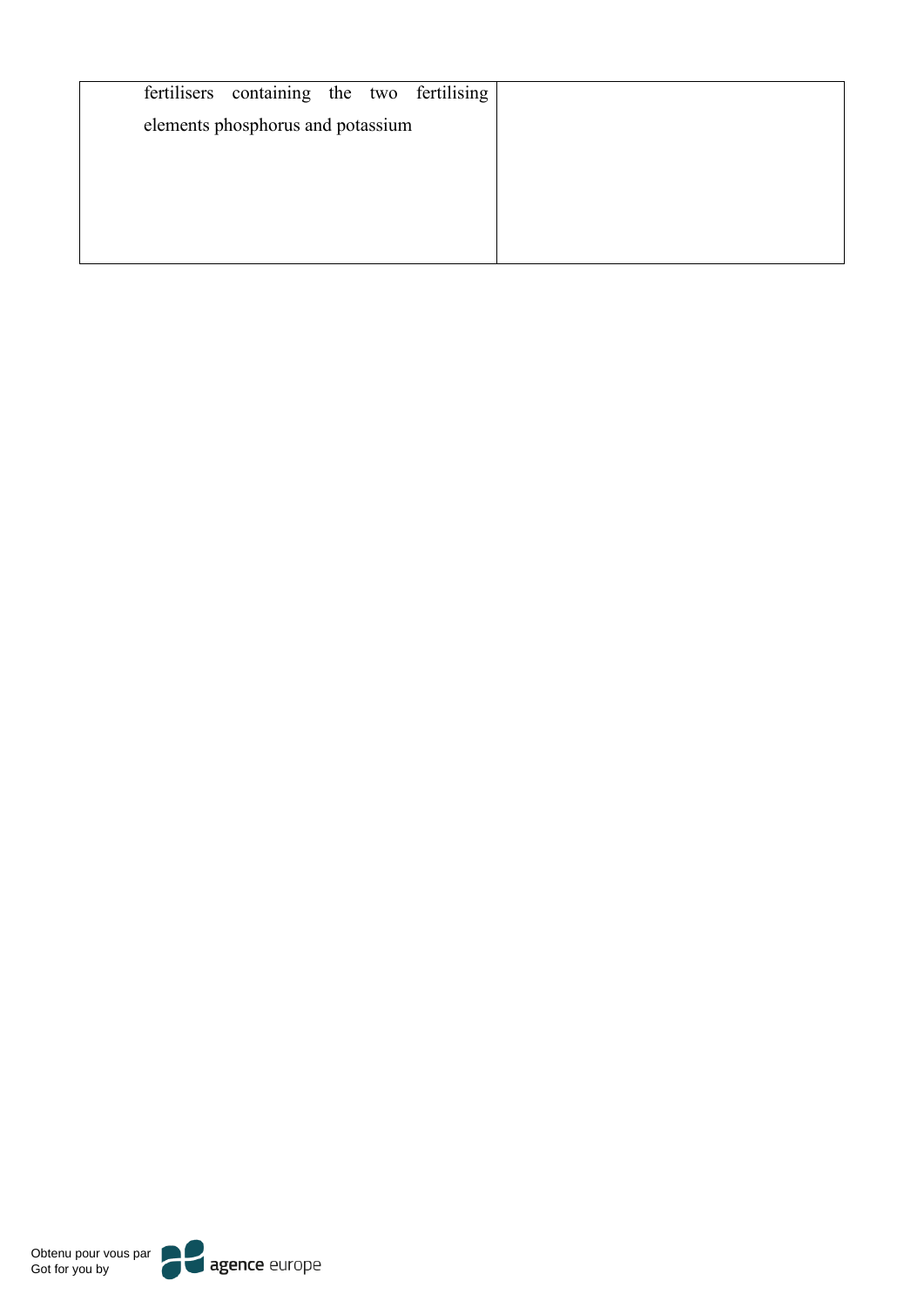| | |
|---|---|
| fertilisers containing the two fertilising elements phosphorus and potassium | |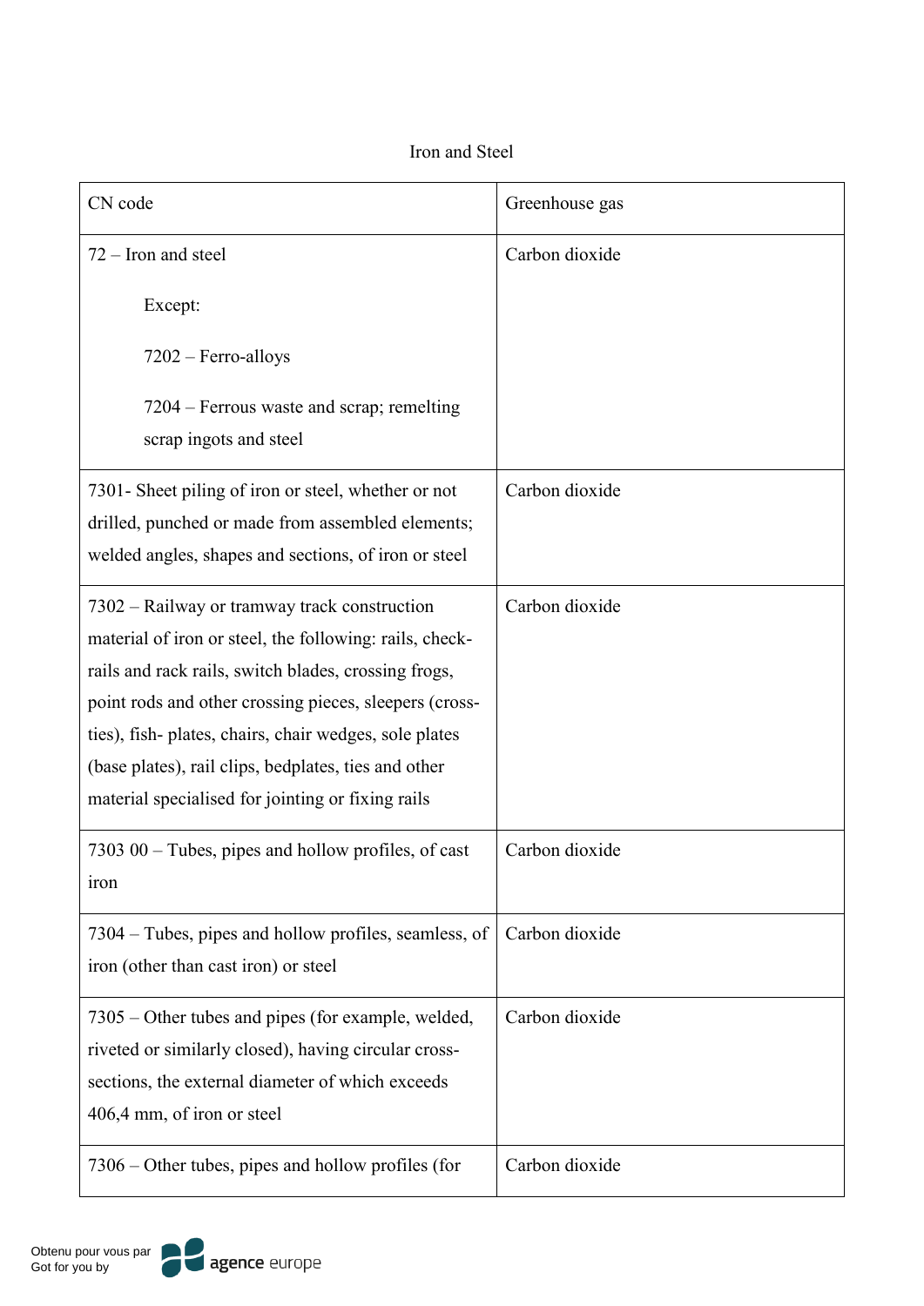Iron and Steel

| CN code | Greenhouse gas |
|---|---|
| 72 – Iron and steel<br><br>Except:<br><br>7202 – Ferro-alloys<br><br>7204 – Ferrous waste and scrap; remelting scrap ingots and steel | Carbon dioxide |
| 7301- Sheet piling of iron or steel, whether or not drilled, punched or made from assembled elements; welded angles, shapes and sections, of iron or steel | Carbon dioxide |
| 7302 – Railway or tramway track construction material of iron or steel, the following: rails, check-rails and rack rails, switch blades, crossing frogs, point rods and other crossing pieces, sleepers (cross-ties), fish- plates, chairs, chair wedges, sole plates (base plates), rail clips, bedplates, ties and other material specialised for jointing or fixing rails | Carbon dioxide |
| 7303 00 – Tubes, pipes and hollow profiles, of cast iron | Carbon dioxide |
| 7304 – Tubes, pipes and hollow profiles, seamless, of iron (other than cast iron) or steel | Carbon dioxide |
| 7305 – Other tubes and pipes (for example, welded, riveted or similarly closed), having circular cross-sections, the external diameter of which exceeds 406,4 mm, of iron or steel | Carbon dioxide |
| 7306 – Other tubes, pipes and hollow profiles (for | Carbon dioxide |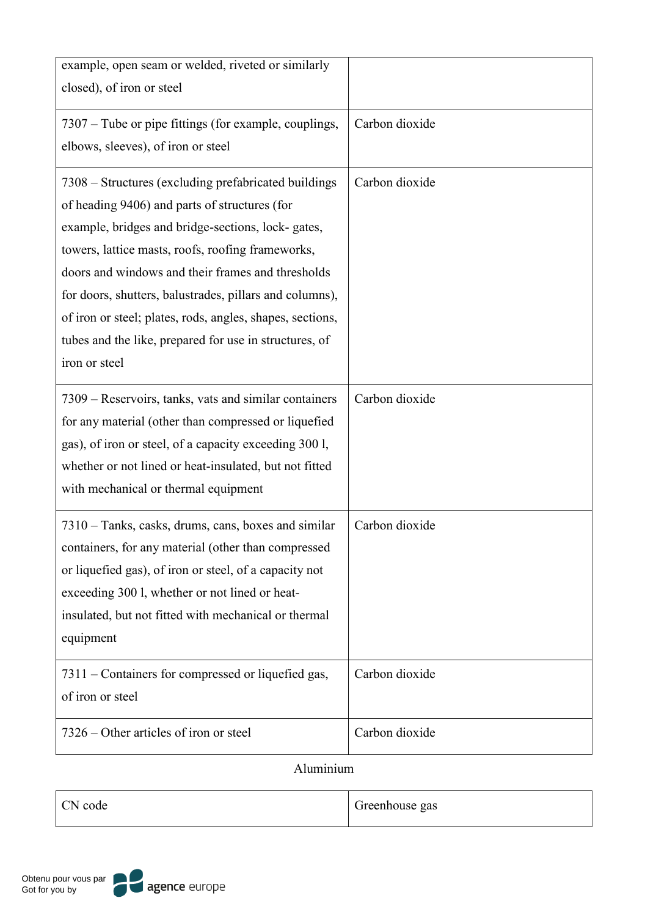| | |
|---|---|
| example, open seam or welded, riveted or similarly closed), of iron or steel | |
| 7307 – Tube or pipe fittings (for example, couplings, elbows, sleeves), of iron or steel | Carbon dioxide |
| 7308 – Structures (excluding prefabricated buildings of heading 9406) and parts of structures (for example, bridges and bridge-sections, lock- gates, towers, lattice masts, roofs, roofing frameworks, doors and windows and their frames and thresholds for doors, shutters, balustrades, pillars and columns), of iron or steel; plates, rods, angles, shapes, sections, tubes and the like, prepared for use in structures, of iron or steel | Carbon dioxide |
| 7309 – Reservoirs, tanks, vats and similar containers for any material (other than compressed or liquefied gas), of iron or steel, of a capacity exceeding 300 l, whether or not lined or heat-insulated, but not fitted with mechanical or thermal equipment | Carbon dioxide |
| 7310 – Tanks, casks, drums, cans, boxes and similar containers, for any material (other than compressed or liquefied gas), of iron or steel, of a capacity not exceeding 300 l, whether or not lined or heat-insulated, but not fitted with mechanical or thermal equipment | Carbon dioxide |
| 7311 – Containers for compressed or liquefied gas, of iron or steel | Carbon dioxide |
| 7326 – Other articles of iron or steel | Carbon dioxide |

Aluminium

| CN code | Greenhouse gas |
|---|---|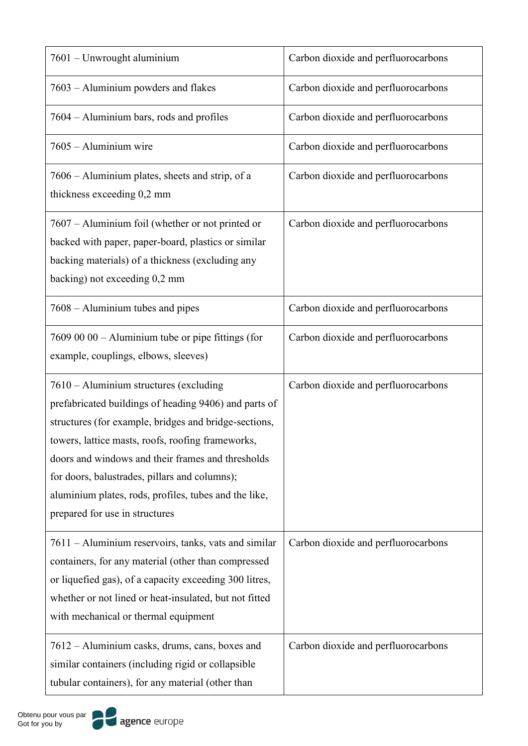| | |
|---|---|
| 7601 – Unwrought aluminium | Carbon dioxide and perfluorocarbons |
| 7603 – Aluminium powders and flakes | Carbon dioxide and perfluorocarbons |
| 7604 – Aluminium bars, rods and profiles | Carbon dioxide and perfluorocarbons |
| 7605 – Aluminium wire | Carbon dioxide and perfluorocarbons |
| 7606 – Aluminium plates, sheets and strip, of a thickness exceeding 0,2 mm | Carbon dioxide and perfluorocarbons |
| 7607 – Aluminium foil (whether or not printed or backed with paper, paper-board, plastics or similar backing materials) of a thickness (excluding any backing) not exceeding 0,2 mm | Carbon dioxide and perfluorocarbons |
| 7608 – Aluminium tubes and pipes | Carbon dioxide and perfluorocarbons |
| 7609 00 00 – Aluminium tube or pipe fittings (for example, couplings, elbows, sleeves) | Carbon dioxide and perfluorocarbons |
| 7610 – Aluminium structures (excluding prefabricated buildings of heading 9406) and parts of structures (for example, bridges and bridge-sections, towers, lattice masts, roofs, roofing frameworks, doors and windows and their frames and thresholds for doors, balustrades, pillars and columns); aluminium plates, rods, profiles, tubes and the like, prepared for use in structures | Carbon dioxide and perfluorocarbons |
| 7611 – Aluminium reservoirs, tanks, vats and similar containers, for any material (other than compressed or liquefied gas), of a capacity exceeding 300 litres, whether or not lined or heat-insulated, but not fitted with mechanical or thermal equipment | Carbon dioxide and perfluorocarbons |
| 7612 – Aluminium casks, drums, cans, boxes and similar containers (including rigid or collapsible tubular containers), for any material (other than | Carbon dioxide and perfluorocarbons |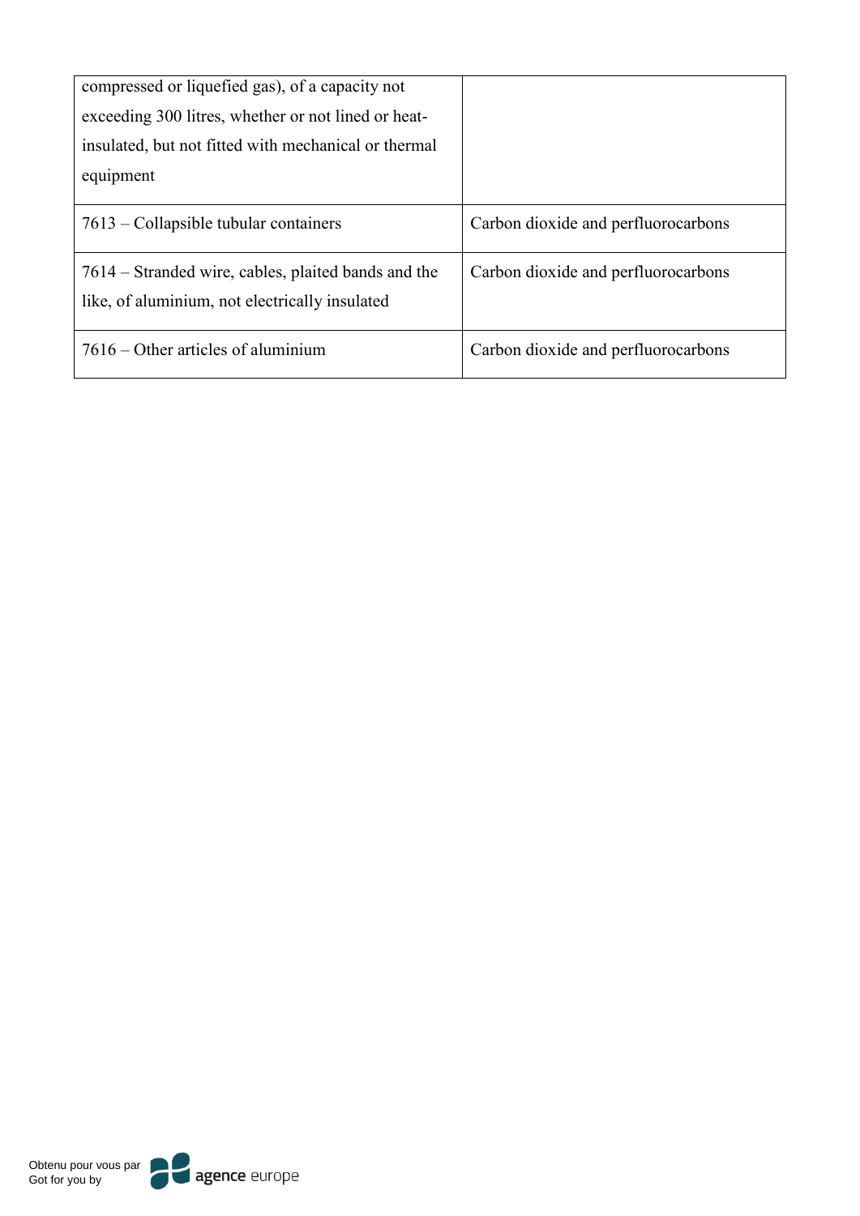| | |
|---|---|
| compressed or liquefied gas), of a capacity not exceeding 300 litres, whether or not lined or heat-insulated, but not fitted with mechanical or thermal equipment | |
| 7613 – Collapsible tubular containers | Carbon dioxide and perfluorocarbons |
| 7614 – Stranded wire, cables, plaited bands and the like, of aluminium, not electrically insulated | Carbon dioxide and perfluorocarbons |
| 7616 – Other articles of aluminium | Carbon dioxide and perfluorocarbons |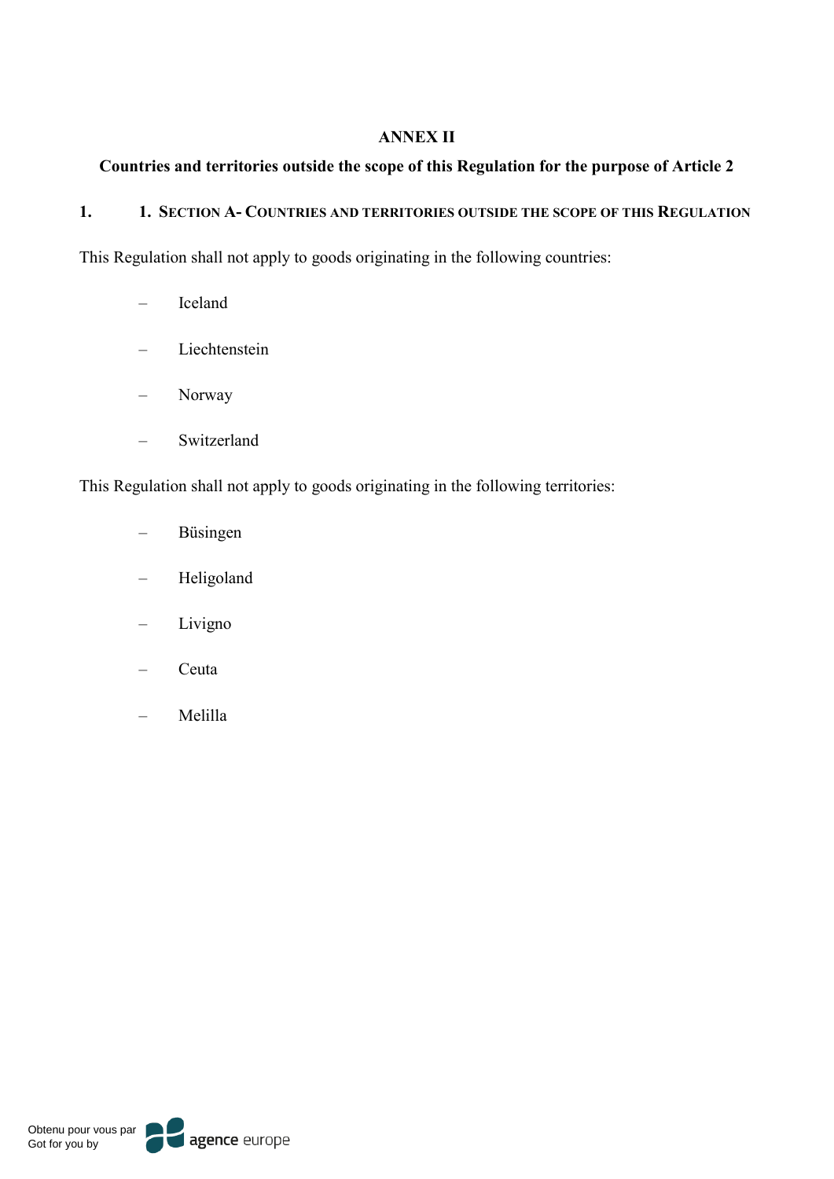# ANNEX II

## Countries and territories outside the scope of this Regulation for the purpose of Article 2

### 1. 1. Section A- Countries and territories outside the scope of this Regulation

This Regulation shall not apply to goods originating in the following countries:

– Iceland

– Liechtenstein

– Norway

– Switzerland

This Regulation shall not apply to goods originating in the following territories:

– Büsingen

– Heligoland

– Livigno

– Ceuta

– Melilla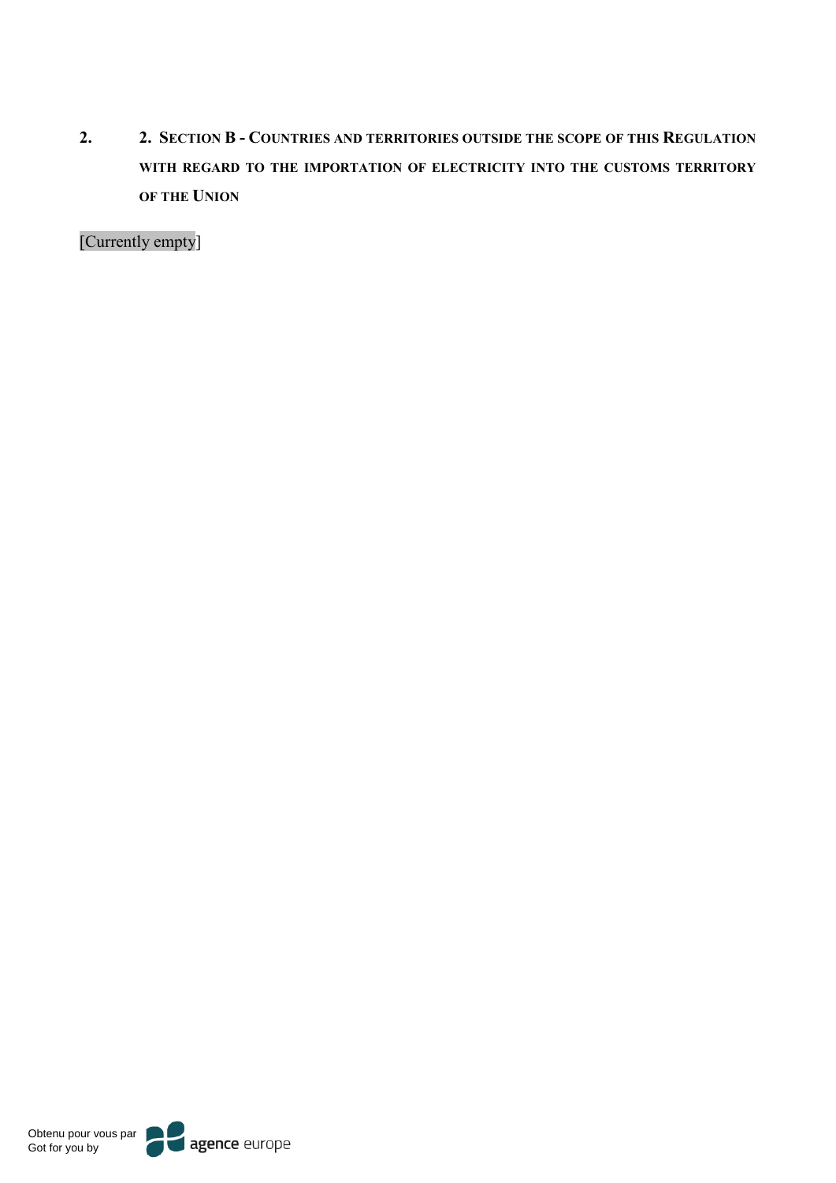## 2. 2. SECTION B - COUNTRIES AND TERRITORIES OUTSIDE THE SCOPE OF THIS REGULATION WITH REGARD TO THE IMPORTATION OF ELECTRICITY INTO THE CUSTOMS TERRITORY OF THE UNION

[Currently empty]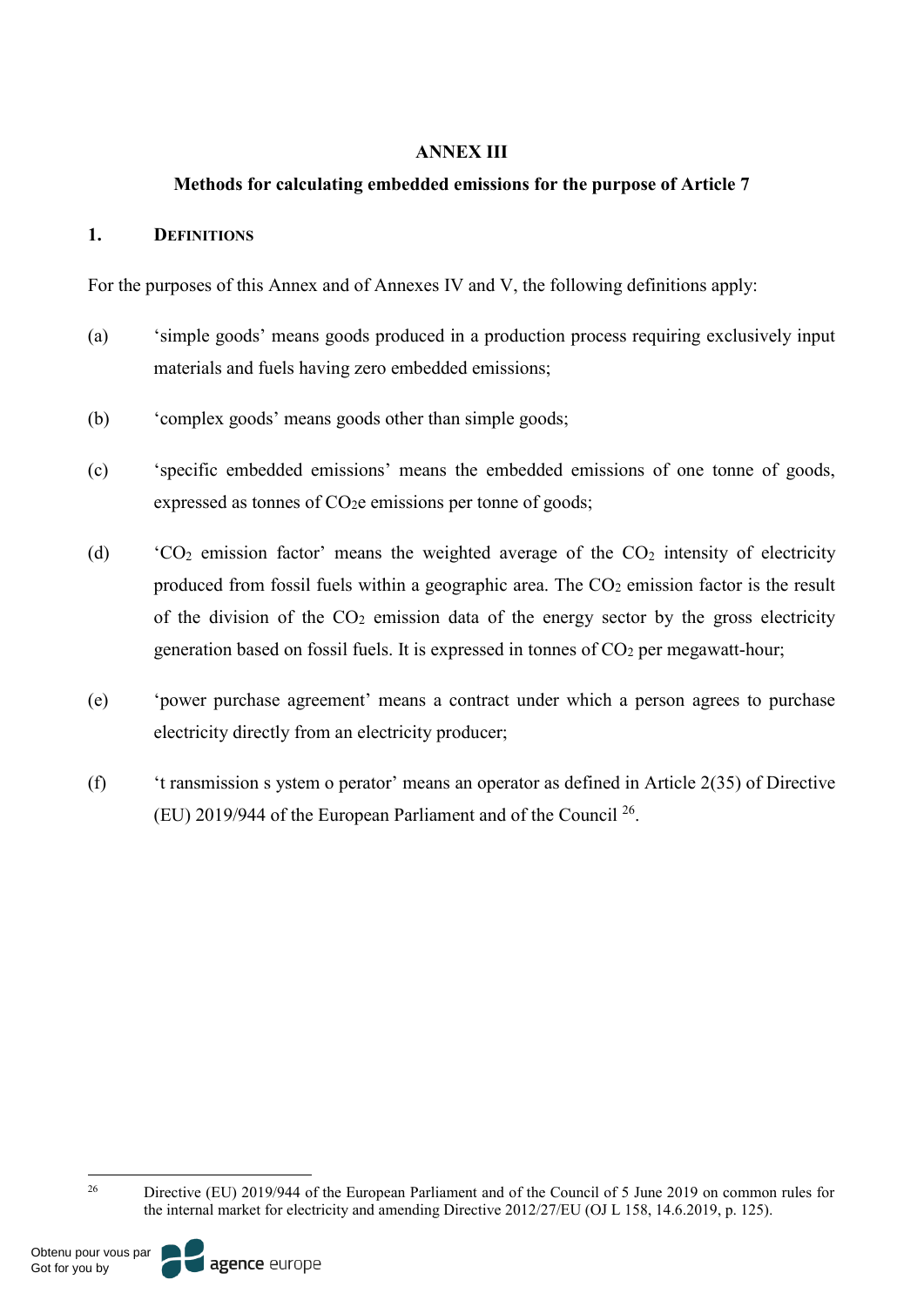# ANNEX III

## Methods for calculating embedded emissions for the purpose of Article 7

### 1. DEFINITIONS

For the purposes of this Annex and of Annexes IV and V, the following definitions apply:

(a) 'simple goods' means goods produced in a production process requiring exclusively input materials and fuels having zero embedded emissions;

(b) 'complex goods' means goods other than simple goods;

(c) 'specific embedded emissions' means the embedded emissions of one tonne of goods, expressed as tonnes of $CO_2e$ emissions per tonne of goods;

(d) '$CO_2$ emission factor' means the weighted average of the $CO_2$ intensity of electricity produced from fossil fuels within a geographic area. The $CO_2$ emission factor is the result of the division of the $CO_2$ emission data of the energy sector by the gross electricity generation based on fossil fuels. It is expressed in tonnes of $CO_2$ per megawatt-hour;

(e) 'power purchase agreement' means a contract under which a person agrees to purchase electricity directly from an electricity producer;

(f) 't ransmission s ystem o perator' means an operator as defined in Article 2(35) of Directive (EU) 2019/944 of the European Parliament and of the Council [26].

---

[26] Directive (EU) 2019/944 of the European Parliament and of the Council of 5 June 2019 on common rules for the internal market for electricity and amending Directive 2012/27/EU (OJ L 158, 14.6.2019, p. 125).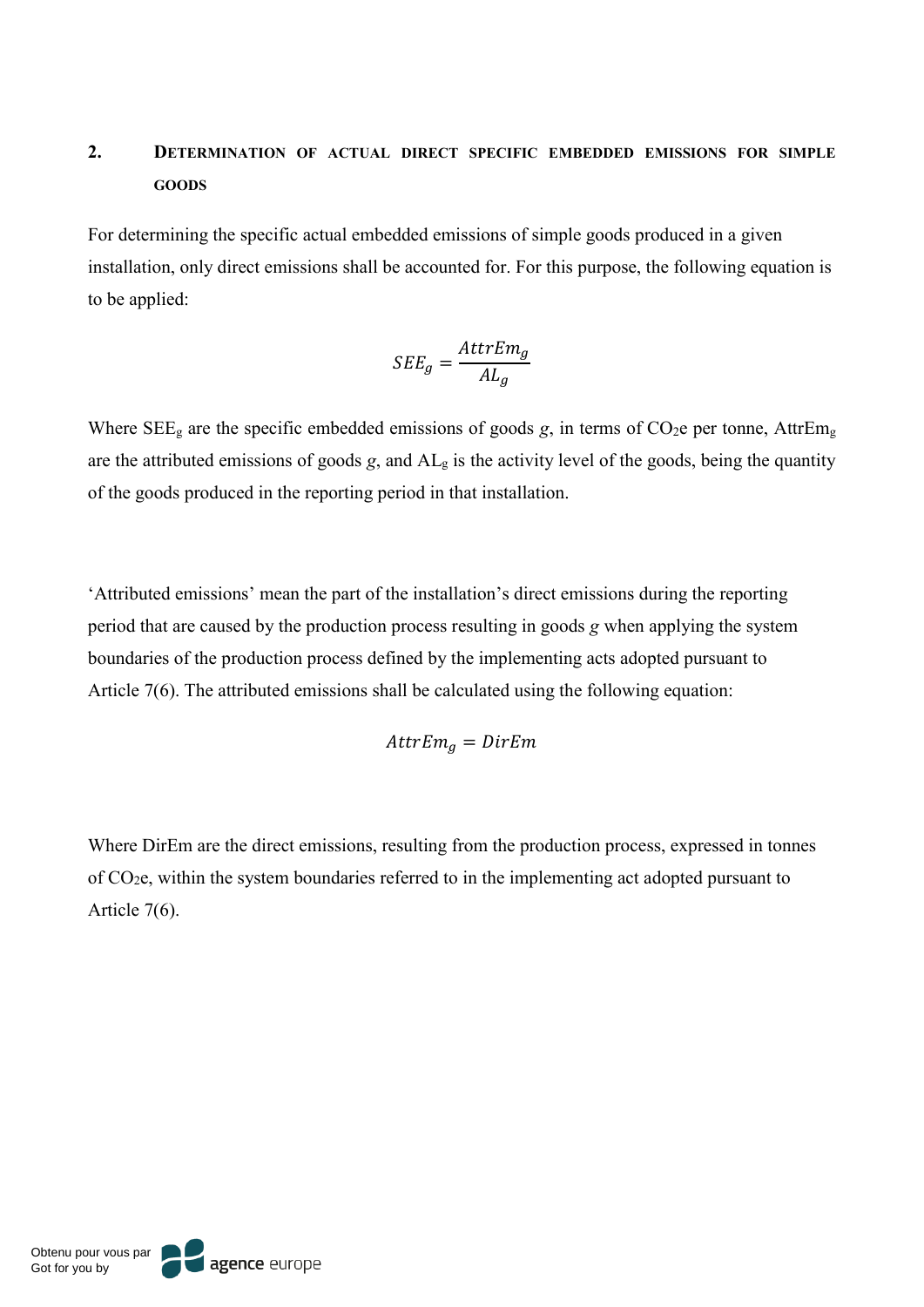## 2. Determination of actual direct specific embedded emissions for simple goods

For determining the specific actual embedded emissions of simple goods produced in a given installation, only direct emissions shall be accounted for. For this purpose, the following equation is to be applied:

$$SEE_g = \frac{AttrEm_g}{AL_g}$$

Where $SEE_g$ are the specific embedded emissions of goods *g*, in terms of $CO_2e$ per tonne, $AttrEm_g$ are the attributed emissions of goods *g*, and $AL_g$ is the activity level of the goods, being the quantity of the goods produced in the reporting period in that installation.

'Attributed emissions' mean the part of the installation's direct emissions during the reporting period that are caused by the production process resulting in goods *g* when applying the system boundaries of the production process defined by the implementing acts adopted pursuant to Article 7(6). The attributed emissions shall be calculated using the following equation:

$$AttrEm_g = DirEm$$

Where DirEm are the direct emissions, resulting from the production process, expressed in tonnes of $CO_2e$, within the system boundaries referred to in the implementing act adopted pursuant to Article 7(6).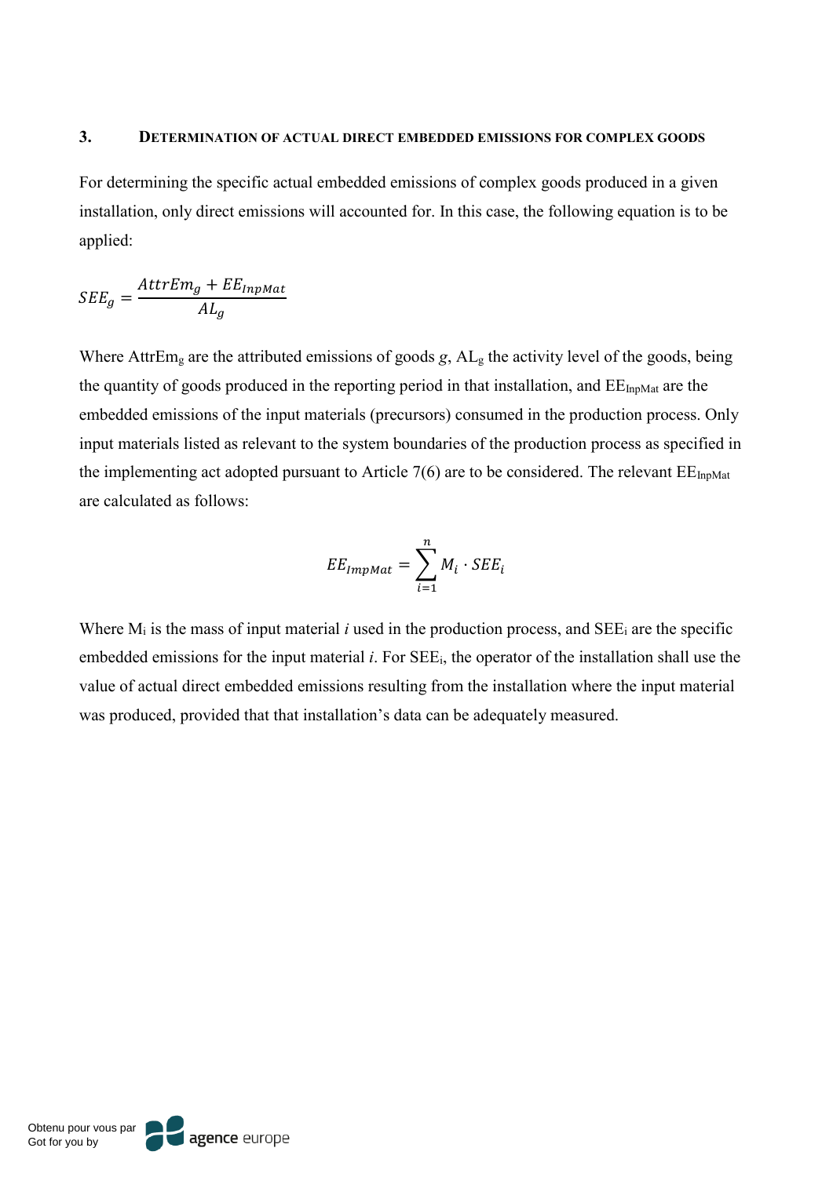## 3. DETERMINATION OF ACTUAL DIRECT EMBEDDED EMISSIONS FOR COMPLEX GOODS

For determining the specific actual embedded emissions of complex goods produced in a given installation, only direct emissions will accounted for. In this case, the following equation is to be applied:

$$SEE_g = \frac{AttrEm_g + EE_{InpMat}}{AL_g}$$

Where $AttrEm_g$ are the attributed emissions of goods *g*, $AL_g$ the activity level of the goods, being the quantity of goods produced in the reporting period in that installation, and $EE_{InpMat}$ are the embedded emissions of the input materials (precursors) consumed in the production process. Only input materials listed as relevant to the system boundaries of the production process as specified in the implementing act adopted pursuant to Article 7(6) are to be considered. The relevant $EE_{InpMat}$ are calculated as follows:

$$EE_{ImpMat} = \sum_{i=1}^{n} M_i \cdot SEE_i$$

Where $M_i$ is the mass of input material *i* used in the production process, and $SEE_i$ are the specific embedded emissions for the input material *i*. For $SEE_i$, the operator of the installation shall use the value of actual direct embedded emissions resulting from the installation where the input material was produced, provided that that installation's data can be adequately measured.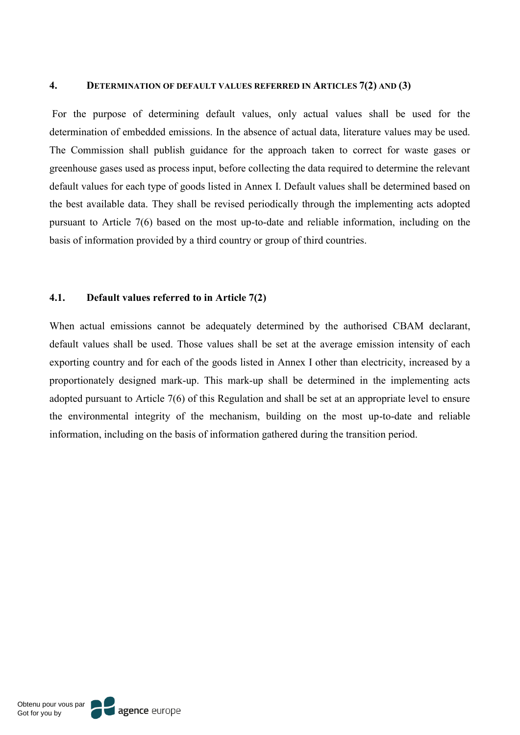## 4. DETERMINATION OF DEFAULT VALUES REFERRED IN ARTICLES 7(2) AND (3)

For the purpose of determining default values, only actual values shall be used for the determination of embedded emissions. In the absence of actual data, literature values may be used. The Commission shall publish guidance for the approach taken to correct for waste gases or greenhouse gases used as process input, before collecting the data required to determine the relevant default values for each type of goods listed in Annex I. Default values shall be determined based on the best available data. They shall be revised periodically through the implementing acts adopted pursuant to Article 7(6) based on the most up-to-date and reliable information, including on the basis of information provided by a third country or group of third countries.

### 4.1. Default values referred to in Article 7(2)

When actual emissions cannot be adequately determined by the authorised CBAM declarant, default values shall be used. Those values shall be set at the average emission intensity of each exporting country and for each of the goods listed in Annex I other than electricity, increased by a proportionately designed mark-up. This mark-up shall be determined in the implementing acts adopted pursuant to Article 7(6) of this Regulation and shall be set at an appropriate level to ensure the environmental integrity of the mechanism, building on the most up-to-date and reliable information, including on the basis of information gathered during the transition period.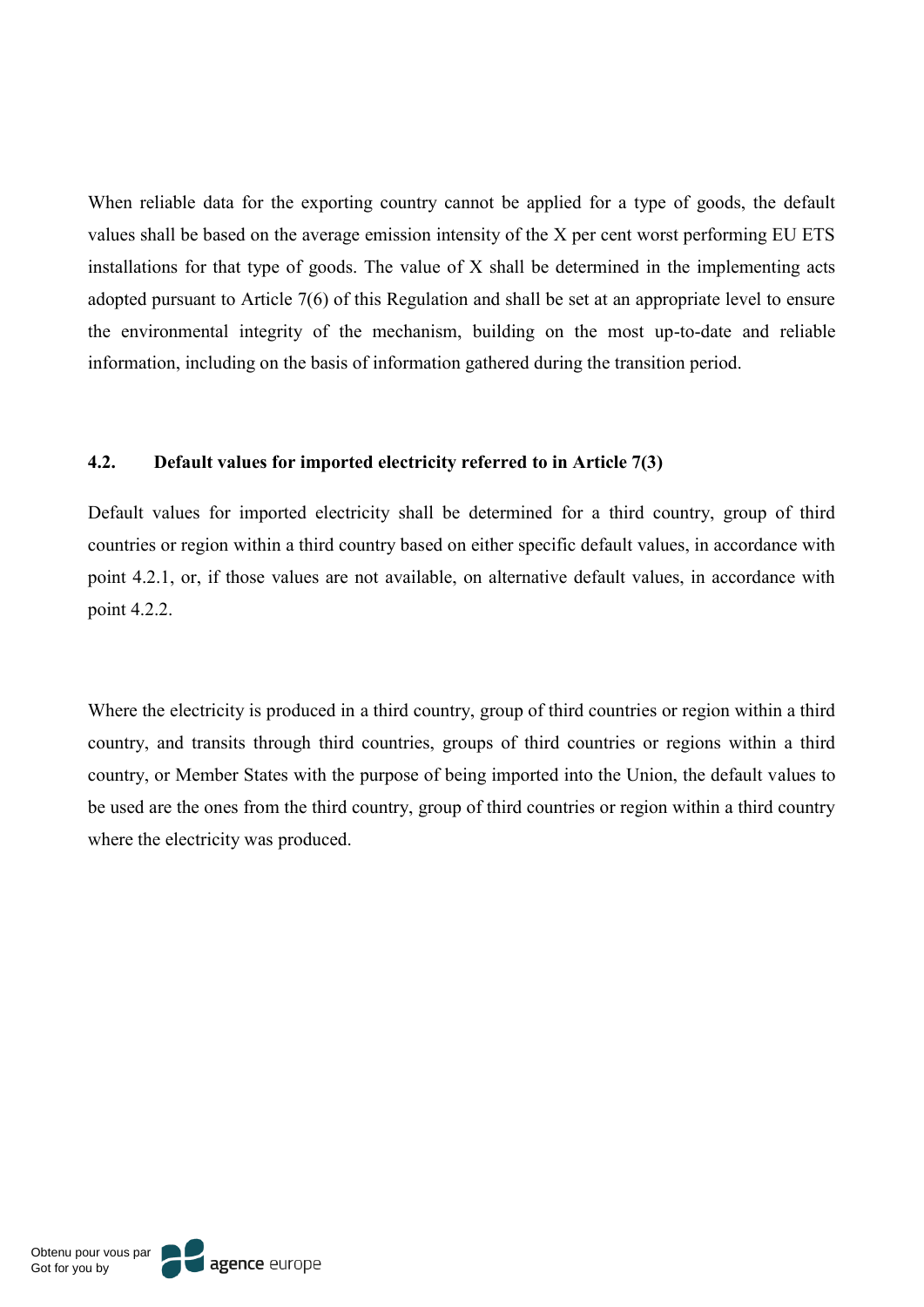When reliable data for the exporting country cannot be applied for a type of goods, the default values shall be based on the average emission intensity of the X per cent worst performing EU ETS installations for that type of goods. The value of X shall be determined in the implementing acts adopted pursuant to Article 7(6) of this Regulation and shall be set at an appropriate level to ensure the environmental integrity of the mechanism, building on the most up-to-date and reliable information, including on the basis of information gathered during the transition period.

### 4.2. Default values for imported electricity referred to in Article 7(3)

Default values for imported electricity shall be determined for a third country, group of third countries or region within a third country based on either specific default values, in accordance with point 4.2.1, or, if those values are not available, on alternative default values, in accordance with point 4.2.2.

Where the electricity is produced in a third country, group of third countries or region within a third country, and transits through third countries, groups of third countries or regions within a third country, or Member States with the purpose of being imported into the Union, the default values to be used are the ones from the third country, group of third countries or region within a third country where the electricity was produced.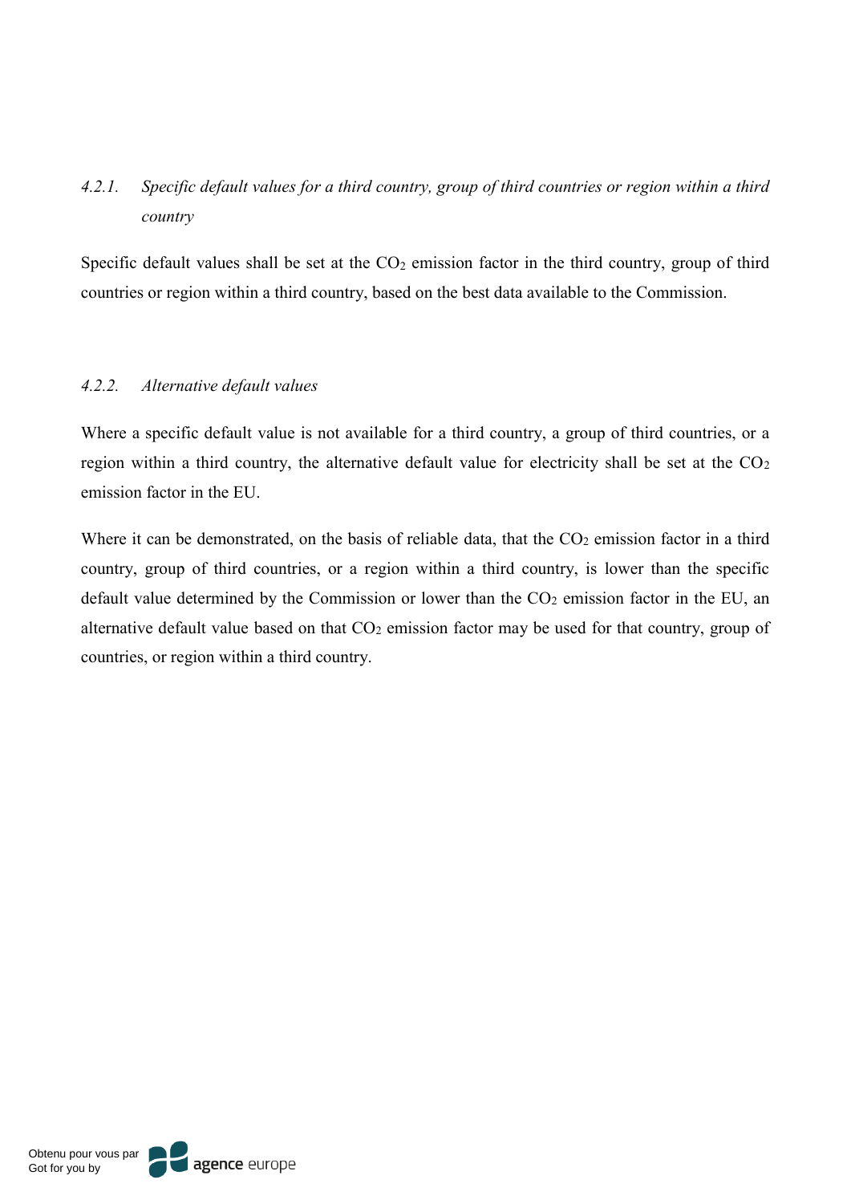#### *4.2.1. Specific default values for a third country, group of third countries or region within a third country*

Specific default values shall be set at the $CO_2$ emission factor in the third country, group of third countries or region within a third country, based on the best data available to the Commission.

#### *4.2.2. Alternative default values*

Where a specific default value is not available for a third country, a group of third countries, or a region within a third country, the alternative default value for electricity shall be set at the $CO_2$ emission factor in the EU.

Where it can be demonstrated, on the basis of reliable data, that the $CO_2$ emission factor in a third country, group of third countries, or a region within a third country, is lower than the specific default value determined by the Commission or lower than the $CO_2$ emission factor in the EU, an alternative default value based on that $CO_2$ emission factor may be used for that country, group of countries, or region within a third country.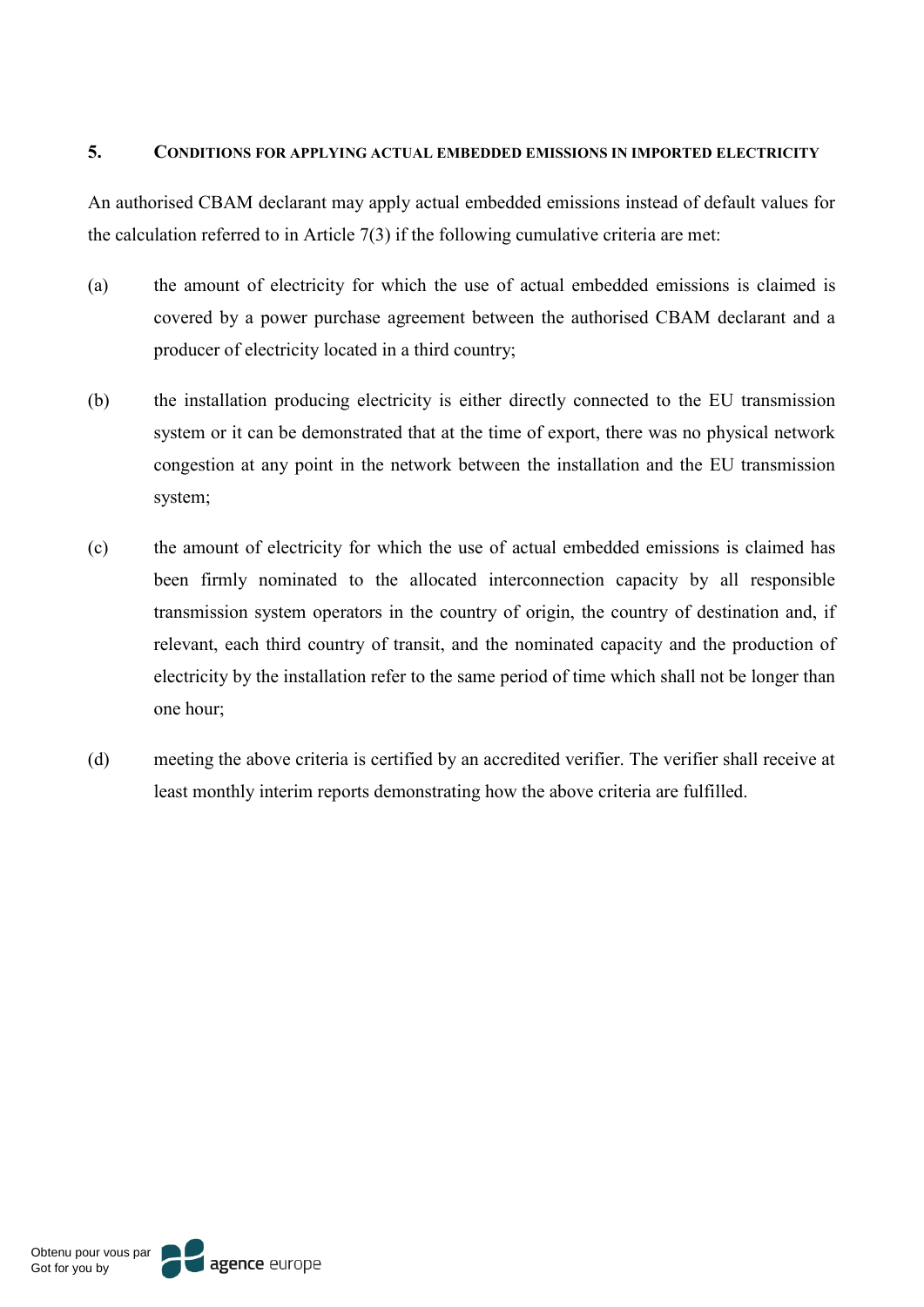## 5. CONDITIONS FOR APPLYING ACTUAL EMBEDDED EMISSIONS IN IMPORTED ELECTRICITY

An authorised CBAM declarant may apply actual embedded emissions instead of default values for the calculation referred to in Article 7(3) if the following cumulative criteria are met:

(a) the amount of electricity for which the use of actual embedded emissions is claimed is covered by a power purchase agreement between the authorised CBAM declarant and a producer of electricity located in a third country;

(b) the installation producing electricity is either directly connected to the EU transmission system or it can be demonstrated that at the time of export, there was no physical network congestion at any point in the network between the installation and the EU transmission system;

(c) the amount of electricity for which the use of actual embedded emissions is claimed has been firmly nominated to the allocated interconnection capacity by all responsible transmission system operators in the country of origin, the country of destination and, if relevant, each third country of transit, and the nominated capacity and the production of electricity by the installation refer to the same period of time which shall not be longer than one hour;

(d) meeting the above criteria is certified by an accredited verifier. The verifier shall receive at least monthly interim reports demonstrating how the above criteria are fulfilled.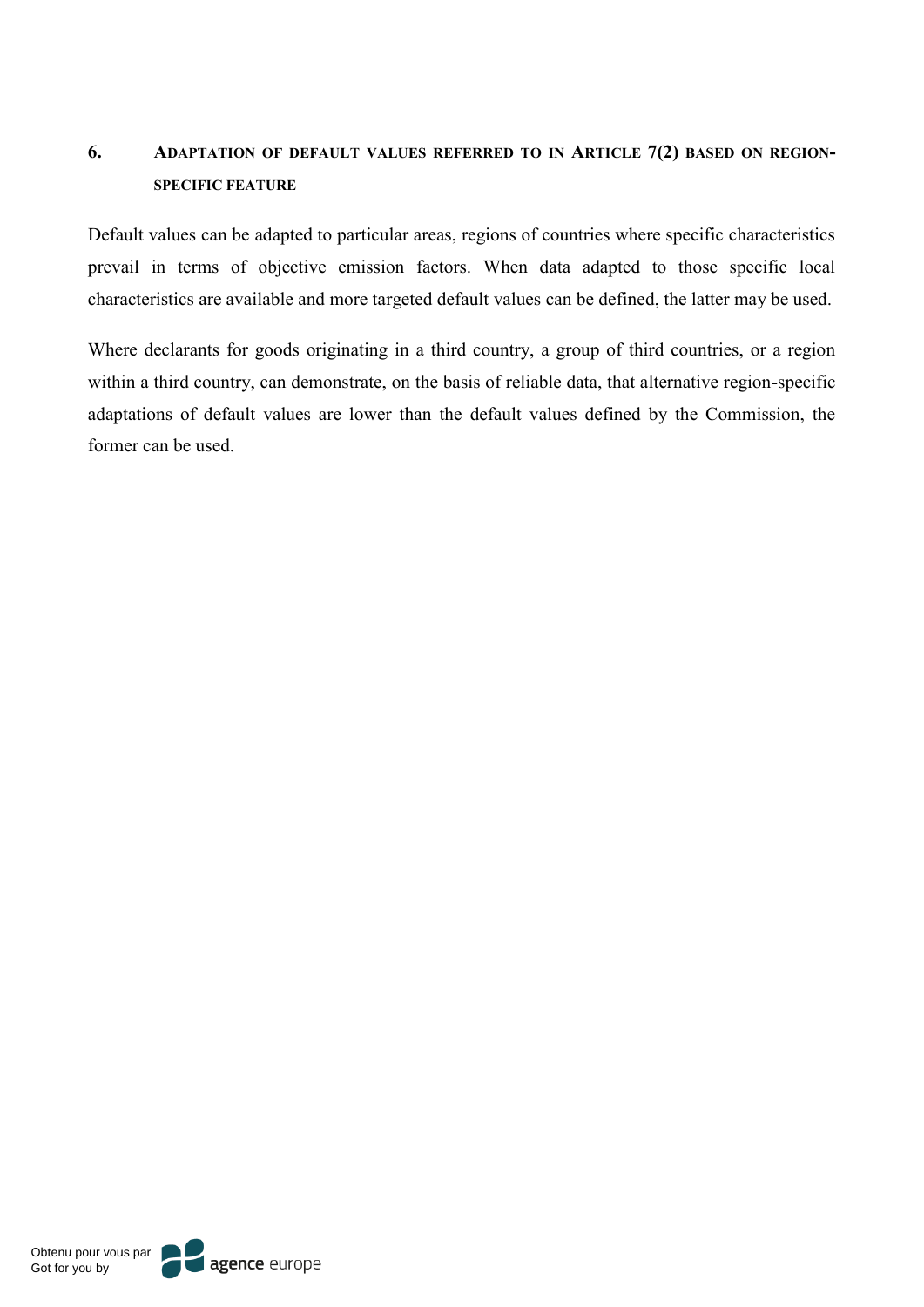## 6. ADAPTATION OF DEFAULT VALUES REFERRED TO IN ARTICLE 7(2) BASED ON REGION-SPECIFIC FEATURE

Default values can be adapted to particular areas, regions of countries where specific characteristics prevail in terms of objective emission factors. When data adapted to those specific local characteristics are available and more targeted default values can be defined, the latter may be used.

Where declarants for goods originating in a third country, a group of third countries, or a region within a third country, can demonstrate, on the basis of reliable data, that alternative region-specific adaptations of default values are lower than the default values defined by the Commission, the former can be used.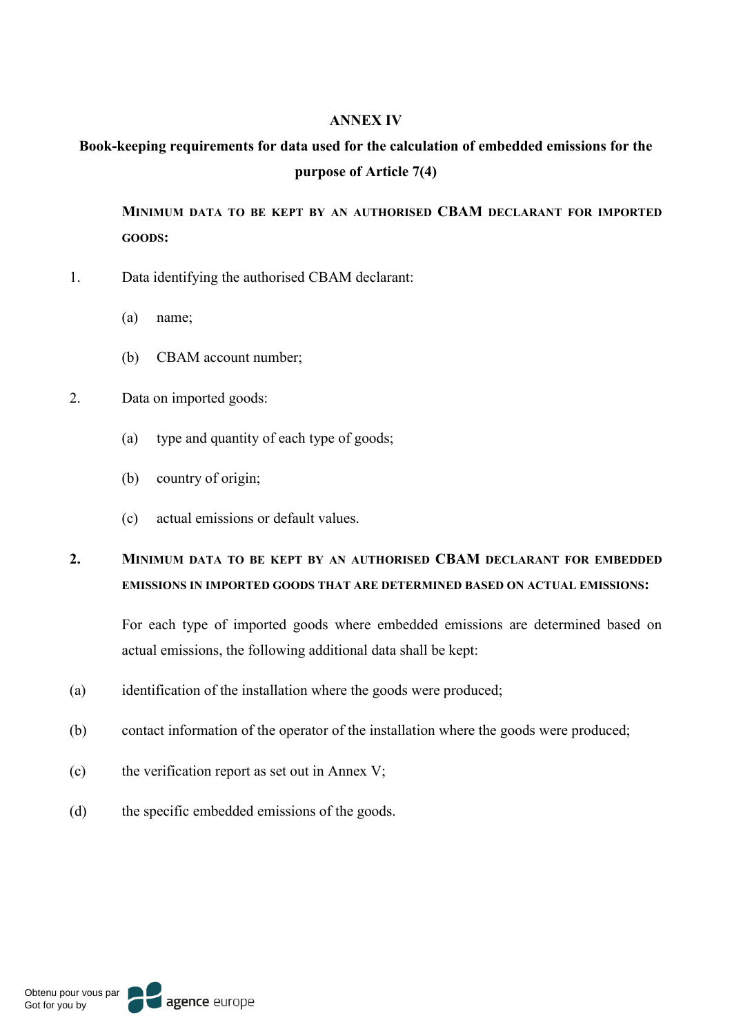# ANNEX IV

## Book-keeping requirements for data used for the calculation of embedded emissions for the purpose of Article 7(4)

**MINIMUM DATA TO BE KEPT BY AN AUTHORISED CBAM DECLARANT FOR IMPORTED GOODS:**

1. Data identifying the authorised CBAM declarant:

   (a) name;

   (b) CBAM account number;

2. Data on imported goods:

   (a) type and quantity of each type of goods;

   (b) country of origin;

   (c) actual emissions or default values.

**2. MINIMUM DATA TO BE KEPT BY AN AUTHORISED CBAM DECLARANT FOR EMBEDDED EMISSIONS IN IMPORTED GOODS THAT ARE DETERMINED BASED ON ACTUAL EMISSIONS:**

For each type of imported goods where embedded emissions are determined based on actual emissions, the following additional data shall be kept:

(a) identification of the installation where the goods were produced;

(b) contact information of the operator of the installation where the goods were produced;

(c) the verification report as set out in Annex V;

(d) the specific embedded emissions of the goods.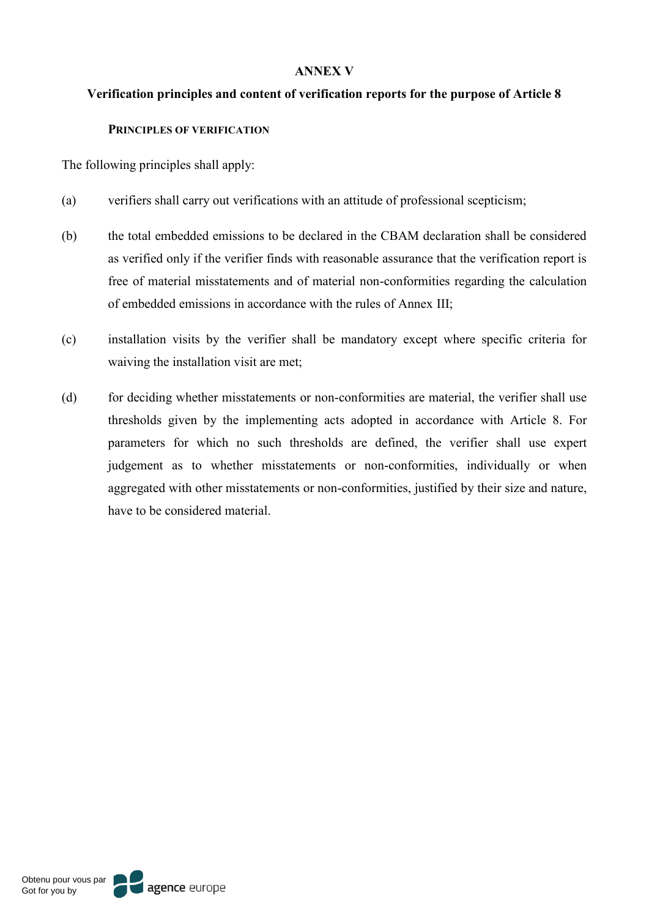# ANNEX V

## Verification principles and content of verification reports for the purpose of Article 8

### PRINCIPLES OF VERIFICATION

The following principles shall apply:

(a) verifiers shall carry out verifications with an attitude of professional scepticism;

(b) the total embedded emissions to be declared in the CBAM declaration shall be considered as verified only if the verifier finds with reasonable assurance that the verification report is free of material misstatements and of material non-conformities regarding the calculation of embedded emissions in accordance with the rules of Annex III;

(c) installation visits by the verifier shall be mandatory except where specific criteria for waiving the installation visit are met;

(d) for deciding whether misstatements or non-conformities are material, the verifier shall use thresholds given by the implementing acts adopted in accordance with Article 8. For parameters for which no such thresholds are defined, the verifier shall use expert judgement as to whether misstatements or non-conformities, individually or when aggregated with other misstatements or non-conformities, justified by their size and nature, have to be considered material.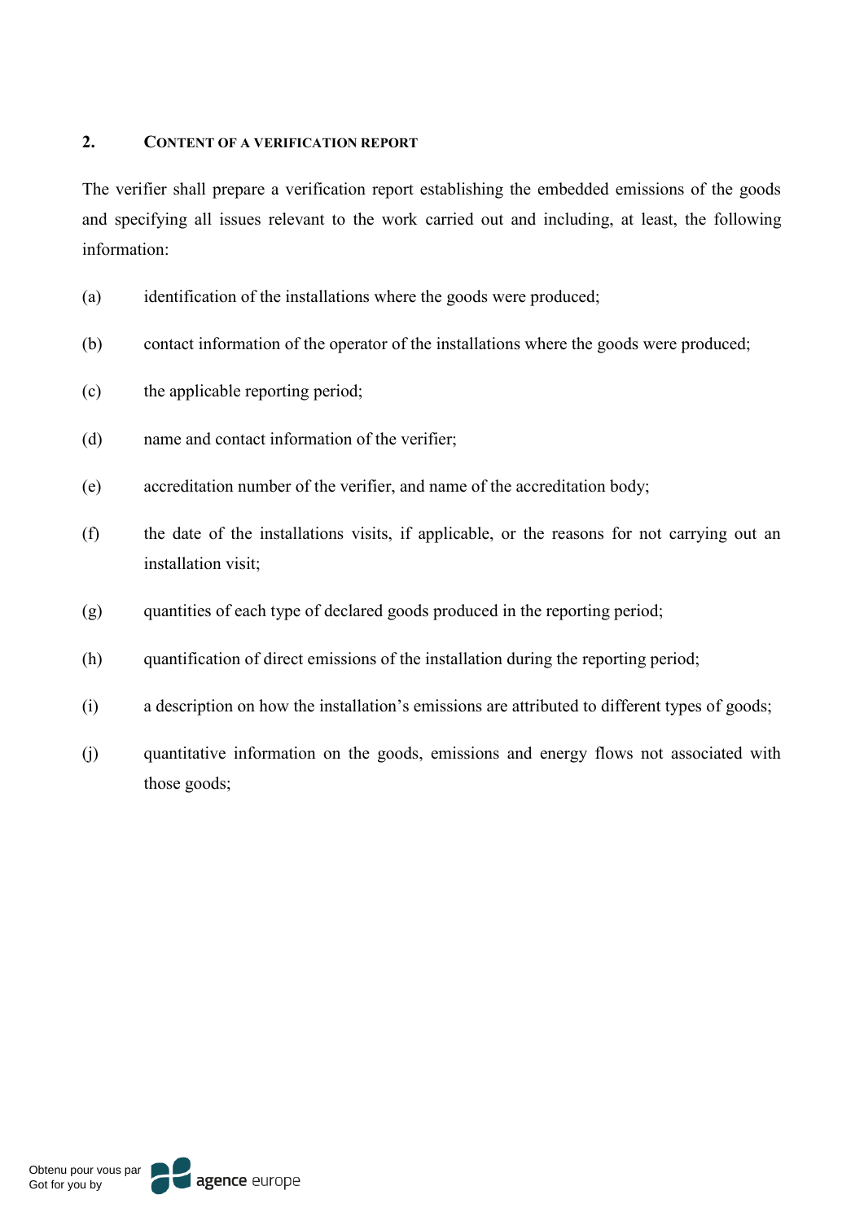## 2. CONTENT OF A VERIFICATION REPORT

The verifier shall prepare a verification report establishing the embedded emissions of the goods and specifying all issues relevant to the work carried out and including, at least, the following information:

(a) identification of the installations where the goods were produced;

(b) contact information of the operator of the installations where the goods were produced;

(c) the applicable reporting period;

(d) name and contact information of the verifier;

(e) accreditation number of the verifier, and name of the accreditation body;

(f) the date of the installations visits, if applicable, or the reasons for not carrying out an installation visit;

(g) quantities of each type of declared goods produced in the reporting period;

(h) quantification of direct emissions of the installation during the reporting period;

(i) a description on how the installation's emissions are attributed to different types of goods;

(j) quantitative information on the goods, emissions and energy flows not associated with those goods;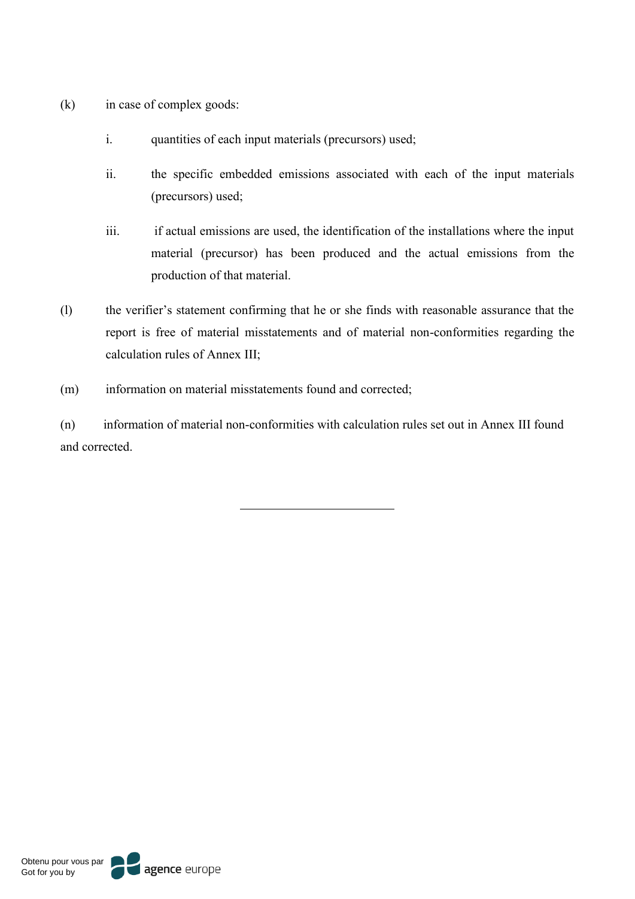(k) in case of complex goods:

   i. quantities of each input materials (precursors) used;

   ii. the specific embedded emissions associated with each of the input materials (precursors) used;

   iii. if actual emissions are used, the identification of the installations where the input material (precursor) has been produced and the actual emissions from the production of that material.

(l) the verifier's statement confirming that he or she finds with reasonable assurance that the report is free of material misstatements and of material non-conformities regarding the calculation rules of Annex III;

(m) information on material misstatements found and corrected;

(n) information of material non-conformities with calculation rules set out in Annex III found and corrected.

---